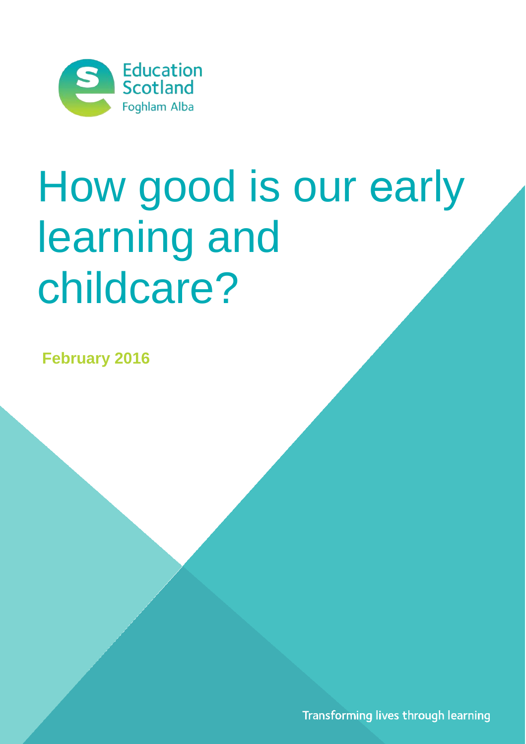Education Scotland
Foghlam Alba

# How good is our early learning and childcare?

**February 2016**

Transforming lives through learning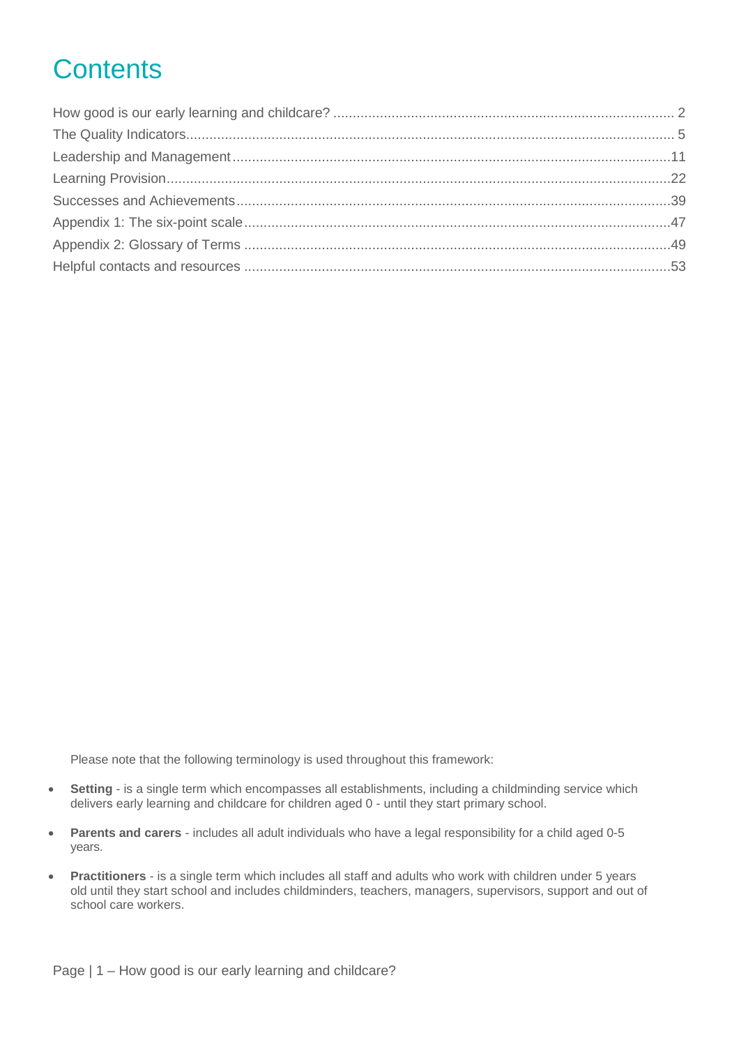# Contents

| | |
|---|---|
| How good is our early learning and childcare? | 2 |
| The Quality Indicators | 5 |
| Leadership and Management | 11 |
| Learning Provision | 22 |
| Successes and Achievements | 39 |
| Appendix 1: The six-point scale | 47 |
| Appendix 2: Glossary of Terms | 49 |
| Helpful contacts and resources | 53 |

Please note that the following terminology is used throughout this framework:

- **Setting** - is a single term which encompasses all establishments, including a childminding service which delivers early learning and childcare for children aged 0 - until they start primary school.
- **Parents and carers** - includes all adult individuals who have a legal responsibility for a child aged 0-5 years.
- **Practitioners** - is a single term which includes all staff and adults who work with children under 5 years old until they start school and includes childminders, teachers, managers, supervisors, support and out of school care workers.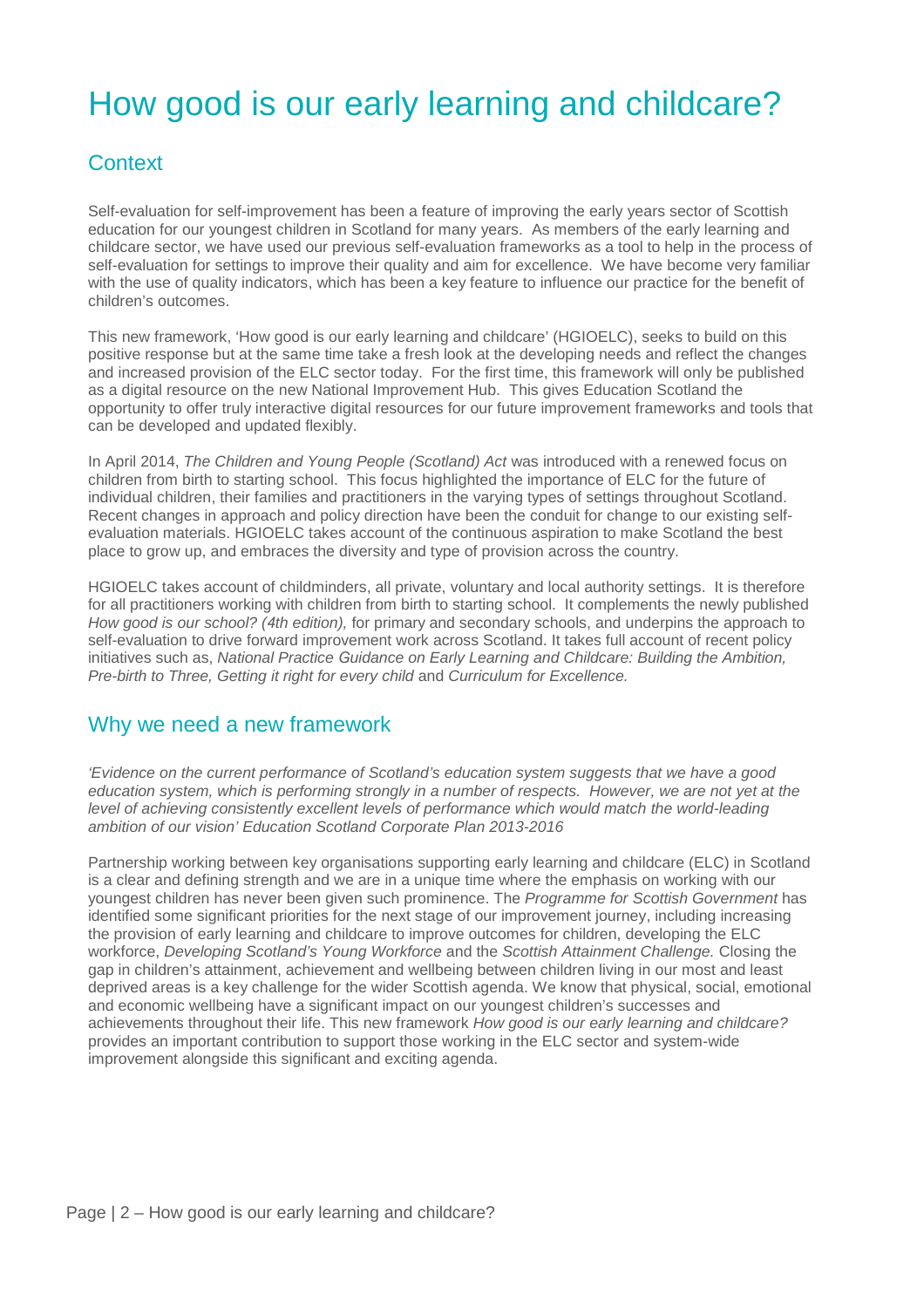# How good is our early learning and childcare?

## Context

Self-evaluation for self-improvement has been a feature of improving the early years sector of Scottish education for our youngest children in Scotland for many years. As members of the early learning and childcare sector, we have used our previous self-evaluation frameworks as a tool to help in the process of self-evaluation for settings to improve their quality and aim for excellence. We have become very familiar with the use of quality indicators, which has been a key feature to influence our practice for the benefit of children's outcomes.

This new framework, 'How good is our early learning and childcare' (HGIOELC), seeks to build on this positive response but at the same time take a fresh look at the developing needs and reflect the changes and increased provision of the ELC sector today. For the first time, this framework will only be published as a digital resource on the new National Improvement Hub. This gives Education Scotland the opportunity to offer truly interactive digital resources for our future improvement frameworks and tools that can be developed and updated flexibly.

In April 2014, *The Children and Young People (Scotland) Act* was introduced with a renewed focus on children from birth to starting school. This focus highlighted the importance of ELC for the future of individual children, their families and practitioners in the varying types of settings throughout Scotland. Recent changes in approach and policy direction have been the conduit for change to our existing self-evaluation materials. HGIOELC takes account of the continuous aspiration to make Scotland the best place to grow up, and embraces the diversity and type of provision across the country.

HGIOELC takes account of childminders, all private, voluntary and local authority settings. It is therefore for all practitioners working with children from birth to starting school. It complements the newly published *How good is our school? (4th edition),* for primary and secondary schools, and underpins the approach to self-evaluation to drive forward improvement work across Scotland. It takes full account of recent policy initiatives such as, *National Practice Guidance on Early Learning and Childcare: Building the Ambition, Pre-birth to Three, Getting it right for every child* and *Curriculum for Excellence.*

## Why we need a new framework

*'Evidence on the current performance of Scotland's education system suggests that we have a good education system, which is performing strongly in a number of respects. However, we are not yet at the level of achieving consistently excellent levels of performance which would match the world-leading ambition of our vision' Education Scotland Corporate Plan 2013-2016*

Partnership working between key organisations supporting early learning and childcare (ELC) in Scotland is a clear and defining strength and we are in a unique time where the emphasis on working with our youngest children has never been given such prominence. The *Programme for Scottish Government* has identified some significant priorities for the next stage of our improvement journey, including increasing the provision of early learning and childcare to improve outcomes for children, developing the ELC workforce, *Developing Scotland's Young Workforce* and the *Scottish Attainment Challenge.* Closing the gap in children's attainment, achievement and wellbeing between children living in our most and least deprived areas is a key challenge for the wider Scottish agenda. We know that physical, social, emotional and economic wellbeing have a significant impact on our youngest children's successes and achievements throughout their life. This new framework *How good is our early learning and childcare?* provides an important contribution to support those working in the ELC sector and system-wide improvement alongside this significant and exciting agenda.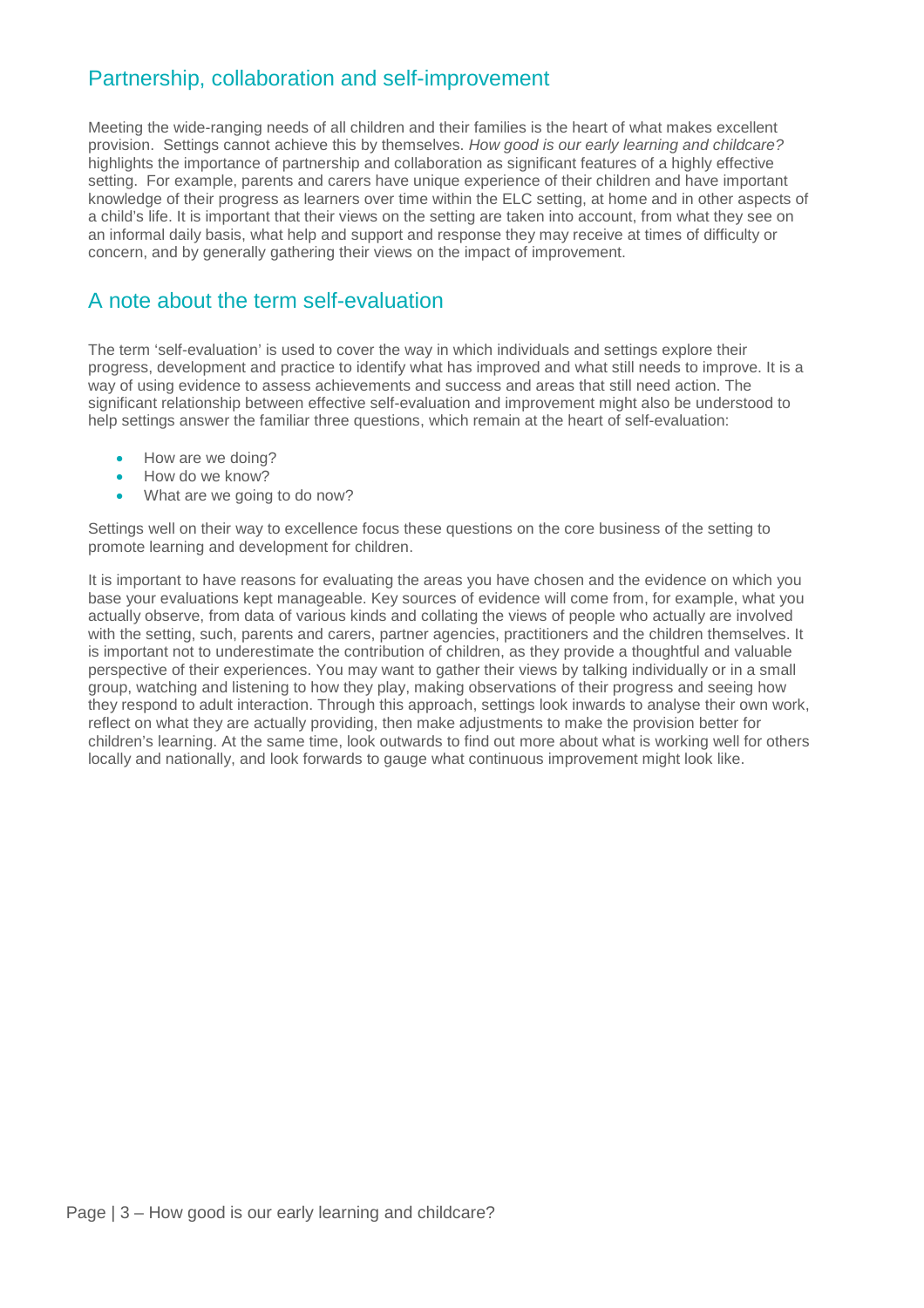## Partnership, collaboration and self-improvement

Meeting the wide-ranging needs of all children and their families is the heart of what makes excellent provision. Settings cannot achieve this by themselves. *How good is our early learning and childcare?* highlights the importance of partnership and collaboration as significant features of a highly effective setting. For example, parents and carers have unique experience of their children and have important knowledge of their progress as learners over time within the ELC setting, at home and in other aspects of a child's life. It is important that their views on the setting are taken into account, from what they see on an informal daily basis, what help and support and response they may receive at times of difficulty or concern, and by generally gathering their views on the impact of improvement.

## A note about the term self-evaluation

The term 'self-evaluation' is used to cover the way in which individuals and settings explore their progress, development and practice to identify what has improved and what still needs to improve. It is a way of using evidence to assess achievements and success and areas that still need action. The significant relationship between effective self-evaluation and improvement might also be understood to help settings answer the familiar three questions, which remain at the heart of self-evaluation:

- How are we doing?
- How do we know?
- What are we going to do now?

Settings well on their way to excellence focus these questions on the core business of the setting to promote learning and development for children.

It is important to have reasons for evaluating the areas you have chosen and the evidence on which you base your evaluations kept manageable. Key sources of evidence will come from, for example, what you actually observe, from data of various kinds and collating the views of people who actually are involved with the setting, such, parents and carers, partner agencies, practitioners and the children themselves. It is important not to underestimate the contribution of children, as they provide a thoughtful and valuable perspective of their experiences. You may want to gather their views by talking individually or in a small group, watching and listening to how they play, making observations of their progress and seeing how they respond to adult interaction. Through this approach, settings look inwards to analyse their own work, reflect on what they are actually providing, then make adjustments to make the provision better for children's learning. At the same time, look outwards to find out more about what is working well for others locally and nationally, and look forwards to gauge what continuous improvement might look like.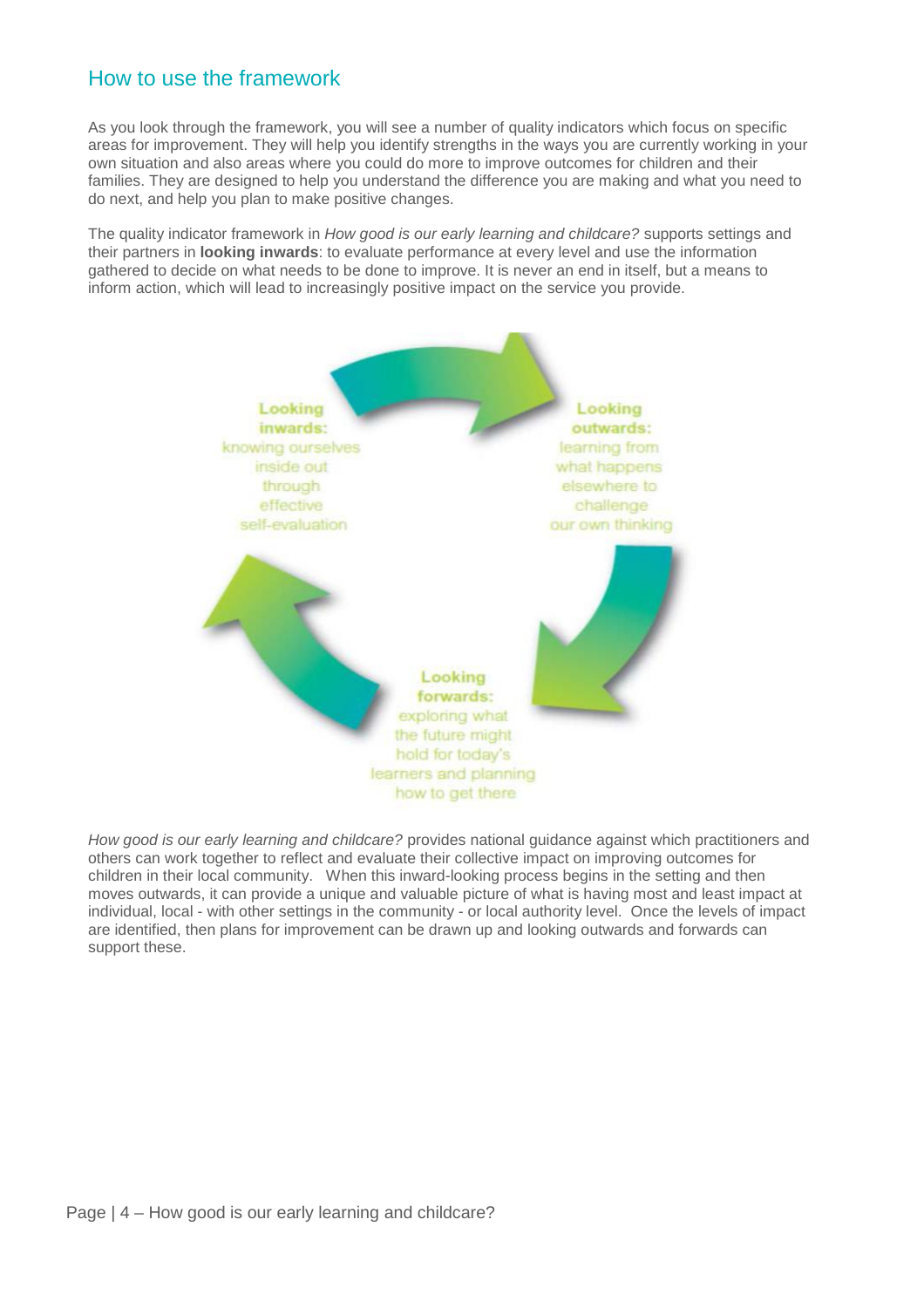## How to use the framework

As you look through the framework, you will see a number of quality indicators which focus on specific areas for improvement. They will help you identify strengths in the ways you are currently working in your own situation and also areas where you could do more to improve outcomes for children and their families. They are designed to help you understand the difference you are making and what you need to do next, and help you plan to make positive changes.

The quality indicator framework in *How good is our early learning and childcare?* supports settings and their partners in **looking inwards**: to evaluate performance at every level and use the information gathered to decide on what needs to be done to improve. It is never an end in itself, but a means to inform action, which will lead to increasingly positive impact on the service you provide.

**Looking inwards:** knowing ourselves inside out through effective self-evaluation

**Looking outwards:** learning from what happens elsewhere to challenge our own thinking

**Looking forwards:** exploring what the future might hold for today's learners and planning how to get there

*How good is our early learning and childcare?* provides national guidance against which practitioners and others can work together to reflect and evaluate their collective impact on improving outcomes for children in their local community. When this inward-looking process begins in the setting and then moves outwards, it can provide a unique and valuable picture of what is having most and least impact at individual, local - with other settings in the community - or local authority level. Once the levels of impact are identified, then plans for improvement can be drawn up and looking outwards and forwards can support these.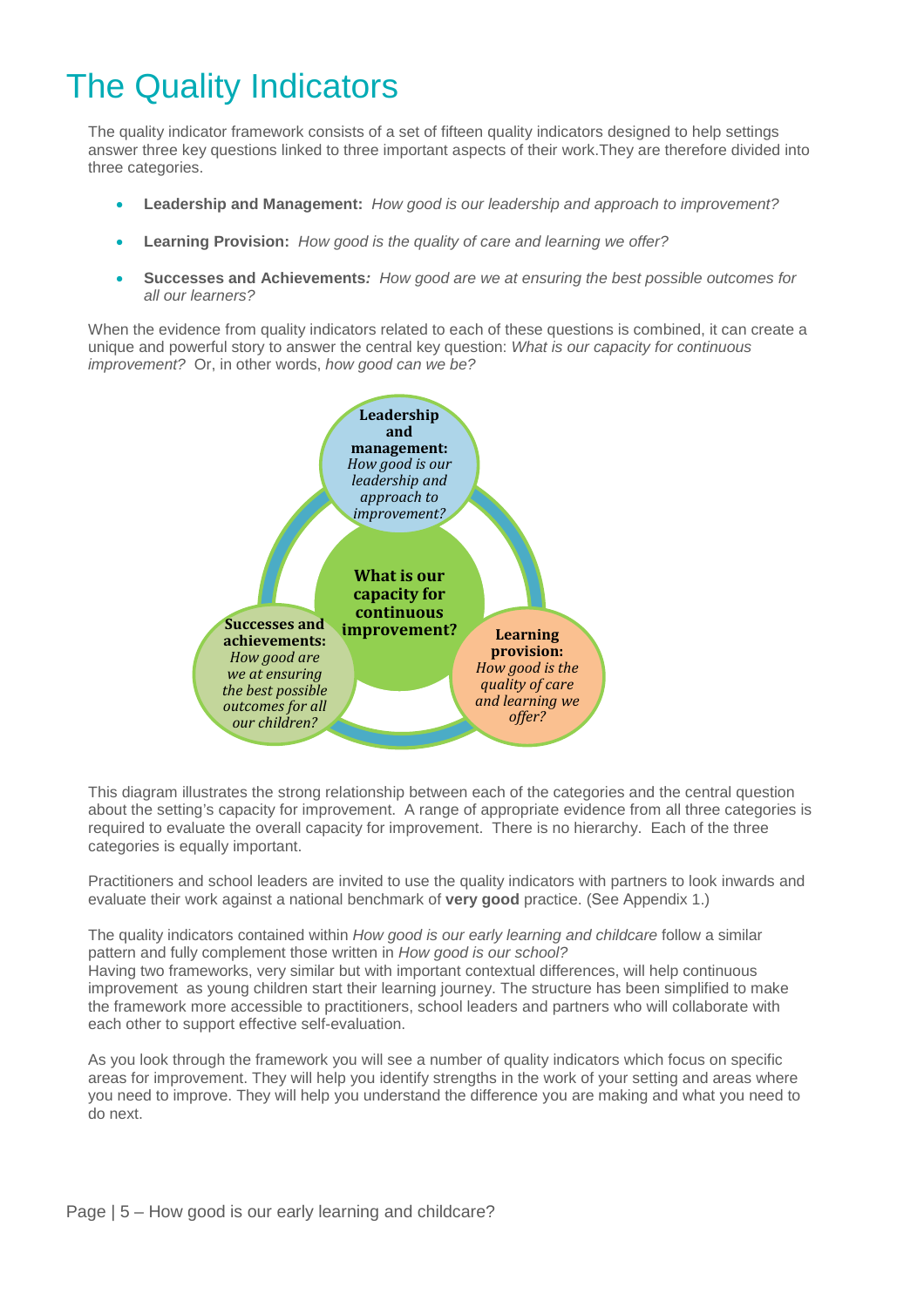# The Quality Indicators

The quality indicator framework consists of a set of fifteen quality indicators designed to help settings answer three key questions linked to three important aspects of their work.They are therefore divided into three categories.

- **Leadership and Management:** *How good is our leadership and approach to improvement?*
- **Learning Provision:** *How good is the quality of care and learning we offer?*
- **Successes and Achievements***:* *How good are we at ensuring the best possible outcomes for all our learners?*

When the evidence from quality indicators related to each of these questions is combined, it can create a unique and powerful story to answer the central key question: *What is our capacity for continuous improvement?* Or, in other words, *how good can we be?*

**Leadership and management:** *How good is our leadership and approach to improvement?*

**What is our capacity for continuous improvement?**

**Successes and achievements:** *How good are we at ensuring the best possible outcomes for all our children?*

**Learning provision:** *How good is the quality of care and learning we offer?*

This diagram illustrates the strong relationship between each of the categories and the central question about the setting's capacity for improvement. A range of appropriate evidence from all three categories is required to evaluate the overall capacity for improvement. There is no hierarchy. Each of the three categories is equally important.

Practitioners and school leaders are invited to use the quality indicators with partners to look inwards and evaluate their work against a national benchmark of **very good** practice. (See Appendix 1.)

The quality indicators contained within *How good is our early learning and childcare* follow a similar pattern and fully complement those written in *How good is our school?*
Having two frameworks, very similar but with important contextual differences, will help continuous improvement as young children start their learning journey. The structure has been simplified to make the framework more accessible to practitioners, school leaders and partners who will collaborate with each other to support effective self-evaluation.

As you look through the framework you will see a number of quality indicators which focus on specific areas for improvement. They will help you identify strengths in the work of your setting and areas where you need to improve. They will help you understand the difference you are making and what you need to do next.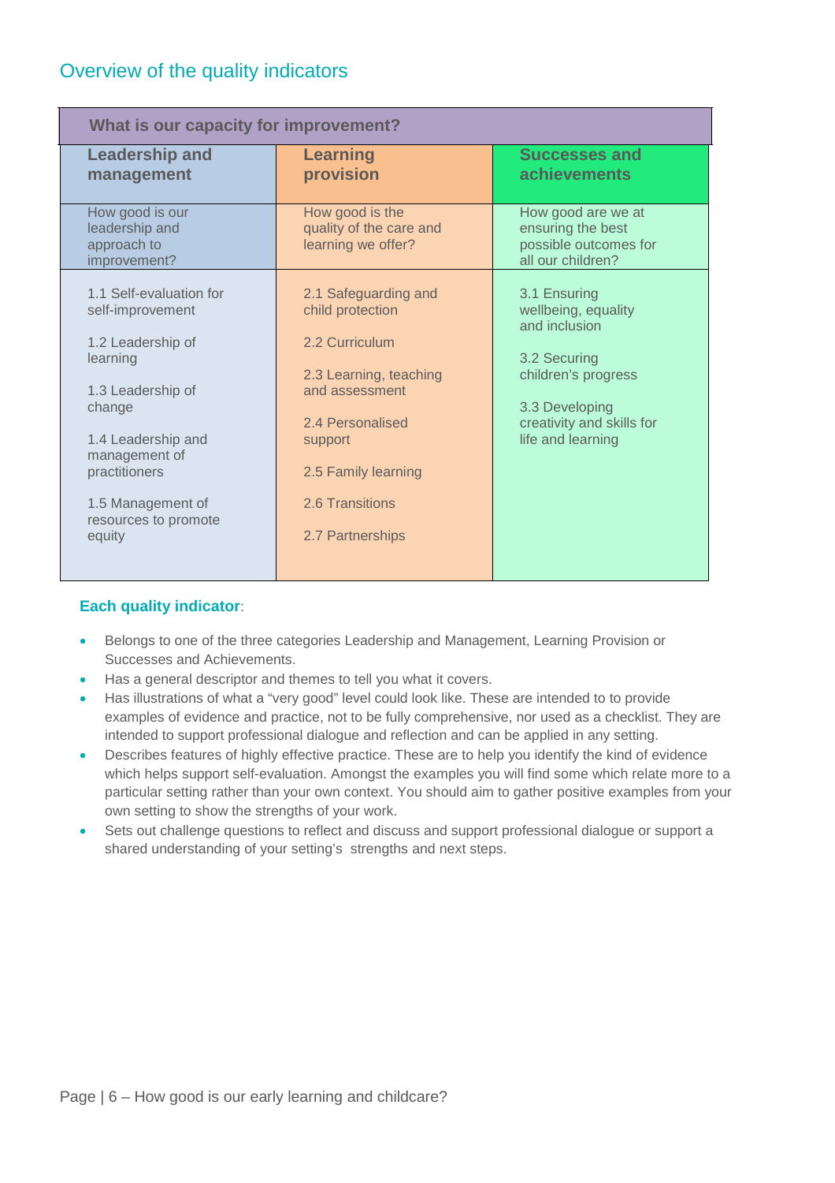## Overview of the quality indicators

| What is our capacity for improvement? | | |
|---|---|---|
| **Leadership and management** | **Learning provision** | **Successes and achievements** |
| How good is our leadership and approach to improvement? | How good is the quality of the care and learning we offer? | How good are we at ensuring the best possible outcomes for all our children? |
| 1.1 Self-evaluation for self-improvement<br><br>1.2 Leadership of learning<br><br>1.3 Leadership of change<br><br>1.4 Leadership and management of practitioners<br><br>1.5 Management of resources to promote equity | 2.1 Safeguarding and child protection<br><br>2.2 Curriculum<br><br>2.3 Learning, teaching and assessment<br><br>2.4 Personalised support<br><br>2.5 Family learning<br><br>2.6 Transitions<br><br>2.7 Partnerships | 3.1 Ensuring wellbeing, equality and inclusion<br><br>3.2 Securing children's progress<br><br>3.3 Developing creativity and skills for life and learning |

**Each quality indicator**:

- Belongs to one of the three categories Leadership and Management, Learning Provision or Successes and Achievements.
- Has a general descriptor and themes to tell you what it covers.
- Has illustrations of what a "very good" level could look like. These are intended to to provide examples of evidence and practice, not to be fully comprehensive, nor used as a checklist. They are intended to support professional dialogue and reflection and can be applied in any setting.
- Describes features of highly effective practice. These are to help you identify the kind of evidence which helps support self-evaluation. Amongst the examples you will find some which relate more to a particular setting rather than your own context. You should aim to gather positive examples from your own setting to show the strengths of your work.
- Sets out challenge questions to reflect and discuss and support professional dialogue or support a shared understanding of your setting's strengths and next steps.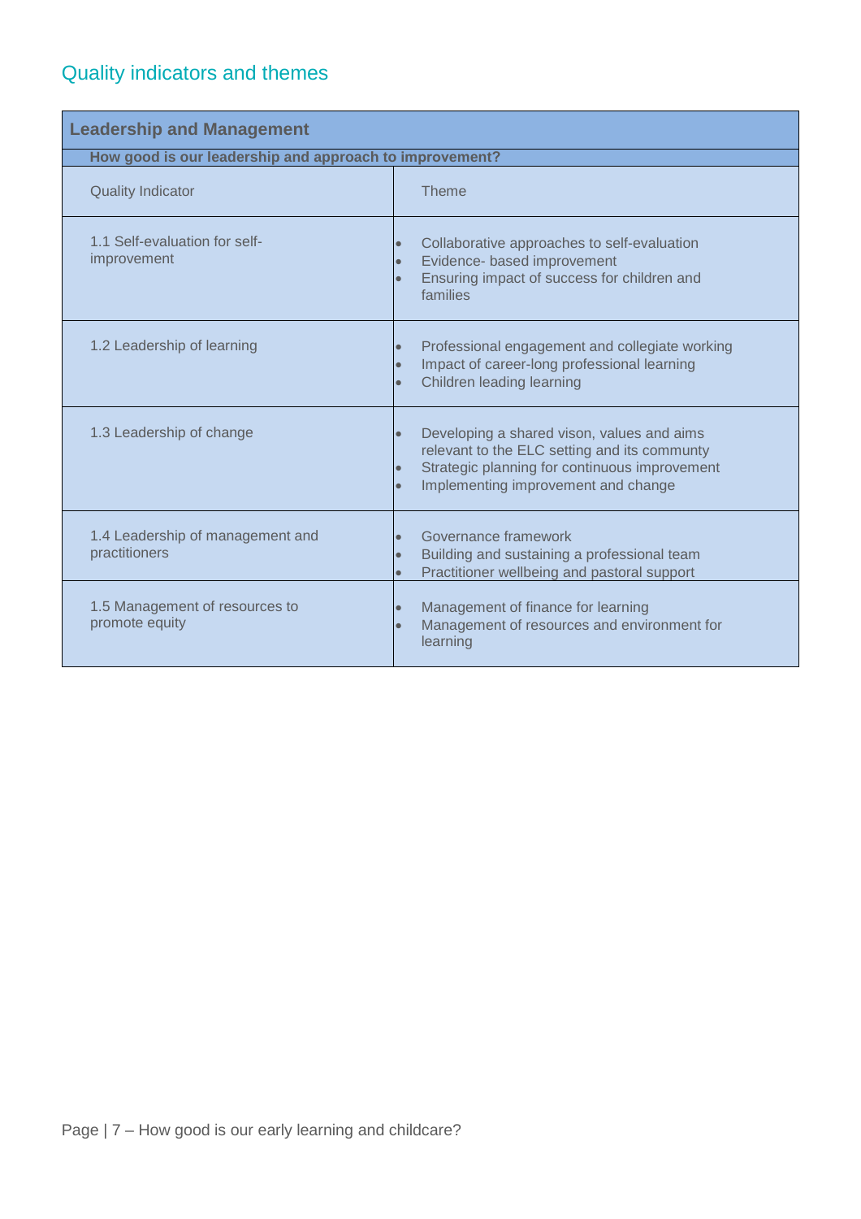## Quality indicators and themes

| Leadership and Management | |
|---|---|
| **How good is our leadership and approach to improvement?** | |
| Quality Indicator | Theme |
| 1.1 Self-evaluation for self-improvement | • Collaborative approaches to self-evaluation<br>• Evidence- based improvement<br>• Ensuring impact of success for children and families |
| 1.2 Leadership of learning | • Professional engagement and collegiate working<br>• Impact of career-long professional learning<br>• Children leading learning |
| 1.3 Leadership of change | • Developing a shared vison, values and aims relevant to the ELC setting and its communty<br>• Strategic planning for continuous improvement<br>• Implementing improvement and change |
| 1.4 Leadership of management and practitioners | • Governance framework<br>• Building and sustaining a professional team<br>• Practitioner wellbeing and pastoral support |
| 1.5 Management of resources to promote equity | • Management of finance for learning<br>• Management of resources and environment for learning |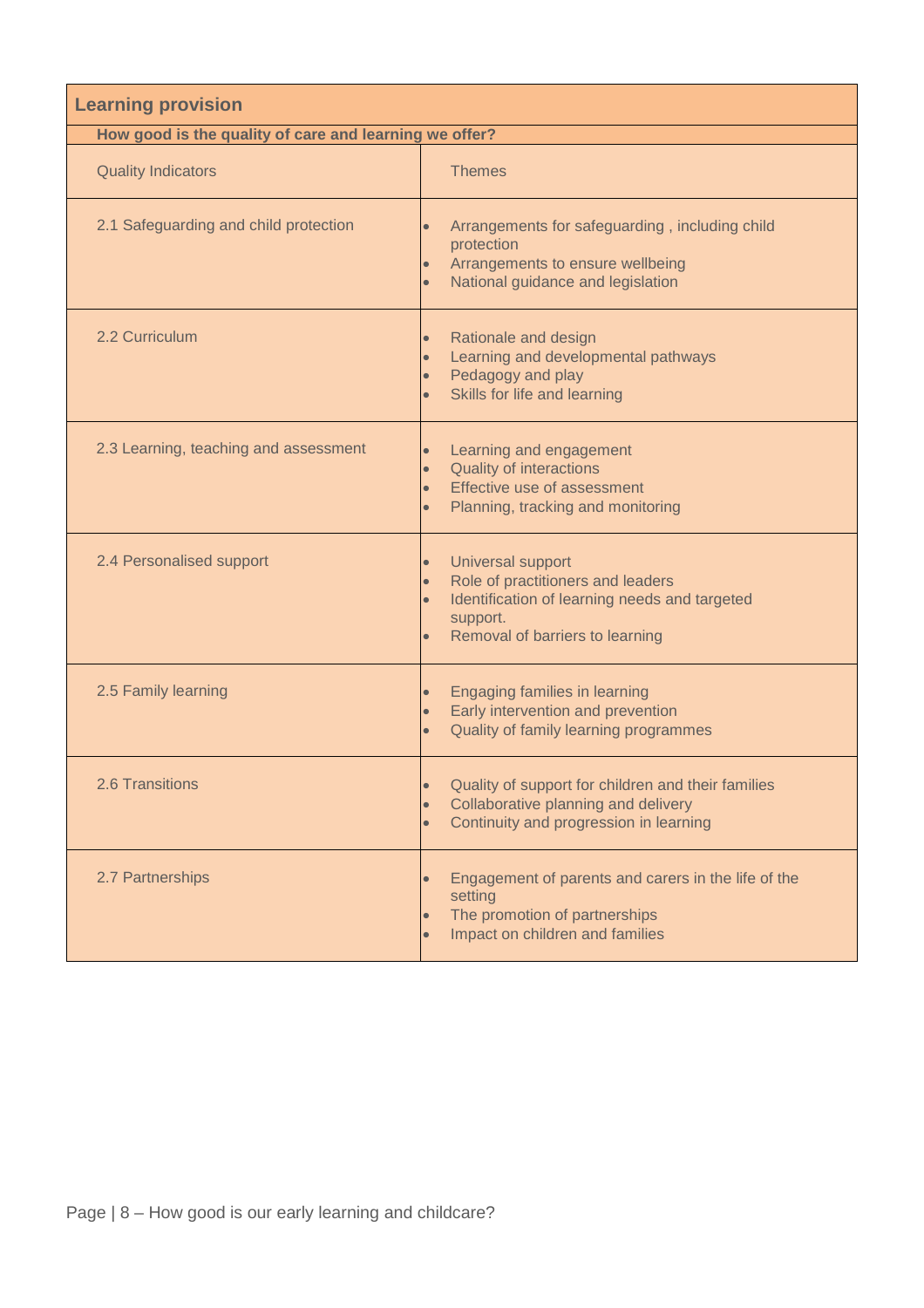| Learning provision | |
|---|---|
| **How good is the quality of care and learning we offer?** | |
| Quality Indicators | Themes |
| 2.1 Safeguarding and child protection | • Arrangements for safeguarding , including child protection<br>• Arrangements to ensure wellbeing<br>• National guidance and legislation |
| 2.2 Curriculum | • Rationale and design<br>• Learning and developmental pathways<br>• Pedagogy and play<br>• Skills for life and learning |
| 2.3 Learning, teaching and assessment | • Learning and engagement<br>• Quality of interactions<br>• Effective use of assessment<br>• Planning, tracking and monitoring |
| 2.4 Personalised support | • Universal support<br>• Role of practitioners and leaders<br>• Identification of learning needs and targeted support.<br>• Removal of barriers to learning |
| 2.5 Family learning | • Engaging families in learning<br>• Early intervention and prevention<br>• Quality of family learning programmes |
| 2.6 Transitions | • Quality of support for children and their families<br>• Collaborative planning and delivery<br>• Continuity and progression in learning |
| 2.7 Partnerships | • Engagement of parents and carers in the life of the setting<br>• The promotion of partnerships<br>• Impact on children and families |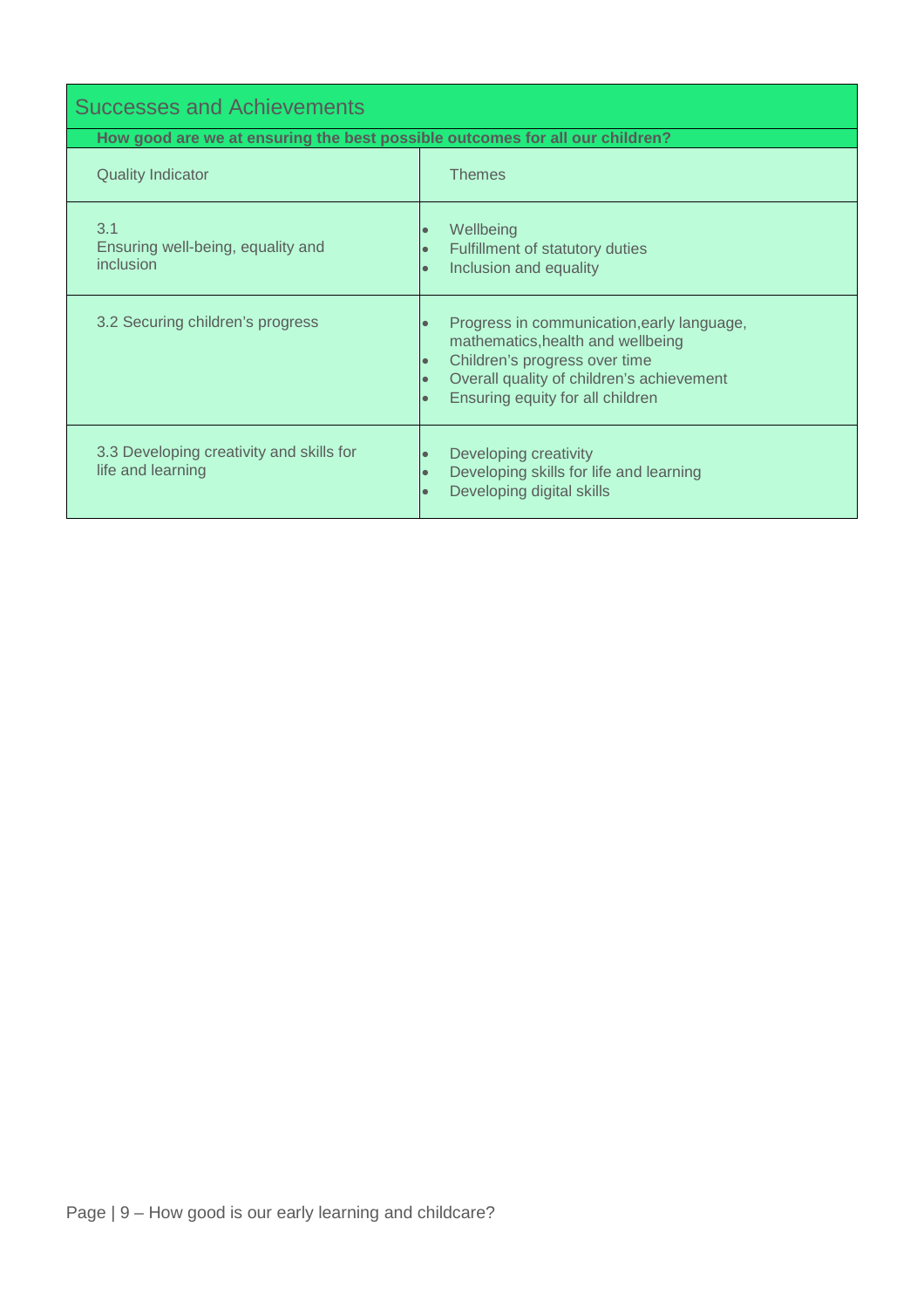## Successes and Achievements

**How good are we at ensuring the best possible outcomes for all our children?**

| Quality Indicator | Themes |
|---|---|
| 3.1 Ensuring well-being, equality and inclusion | • Wellbeing<br>• Fulfillment of statutory duties<br>• Inclusion and equality |
| 3.2 Securing children's progress | • Progress in communication,early language, mathematics,health and wellbeing<br>• Children's progress over time<br>• Overall quality of children's achievement<br>• Ensuring equity for all children |
| 3.3 Developing creativity and skills for life and learning | • Developing creativity<br>• Developing skills for life and learning<br>• Developing digital skills |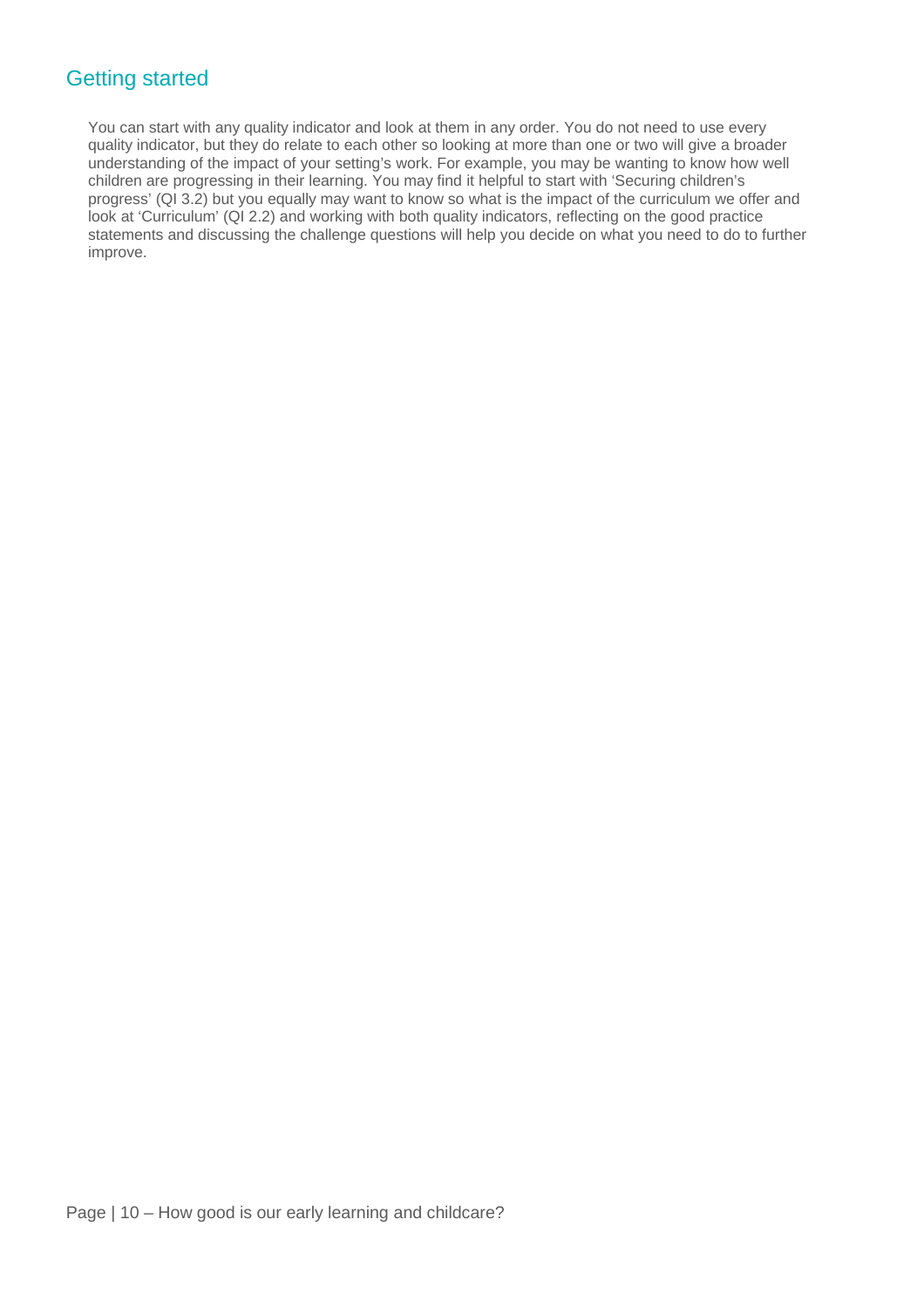## Getting started

You can start with any quality indicator and look at them in any order. You do not need to use every quality indicator, but they do relate to each other so looking at more than one or two will give a broader understanding of the impact of your setting's work. For example, you may be wanting to know how well children are progressing in their learning. You may find it helpful to start with 'Securing children's progress' (QI 3.2) but you equally may want to know so what is the impact of the curriculum we offer and look at 'Curriculum' (QI 2.2) and working with both quality indicators, reflecting on the good practice statements and discussing the challenge questions will help you decide on what you need to do to further improve.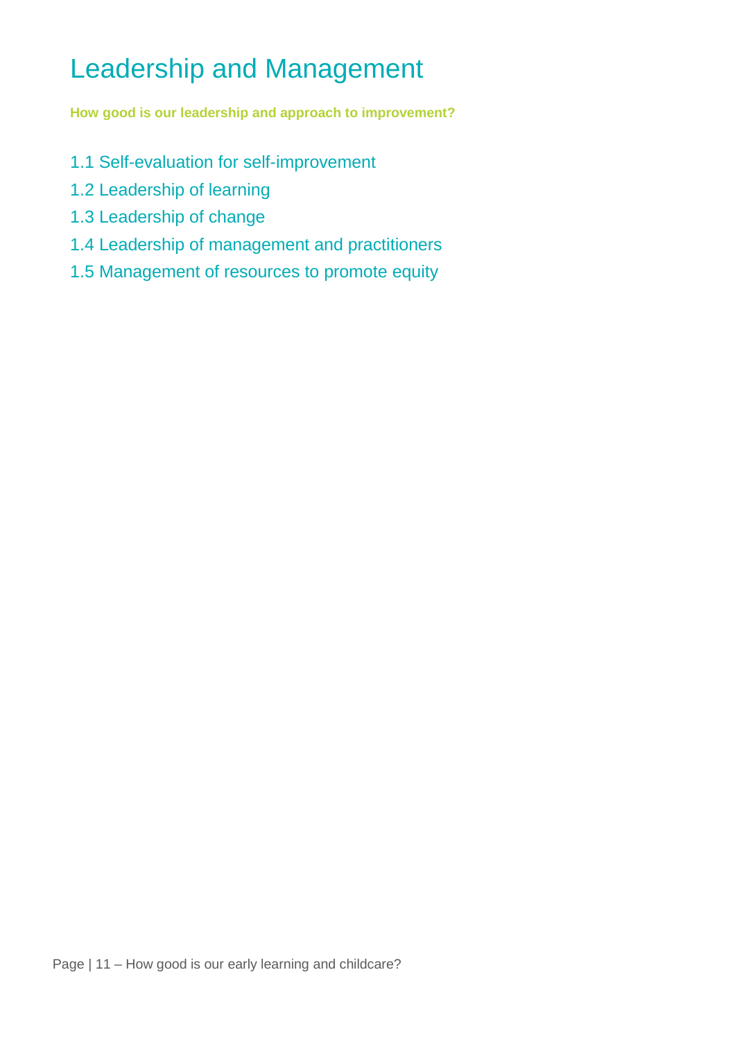# Leadership and Management

**How good is our leadership and approach to improvement?**

1.1 Self-evaluation for self-improvement

1.2 Leadership of learning

1.3 Leadership of change

1.4 Leadership of management and practitioners

1.5 Management of resources to promote equity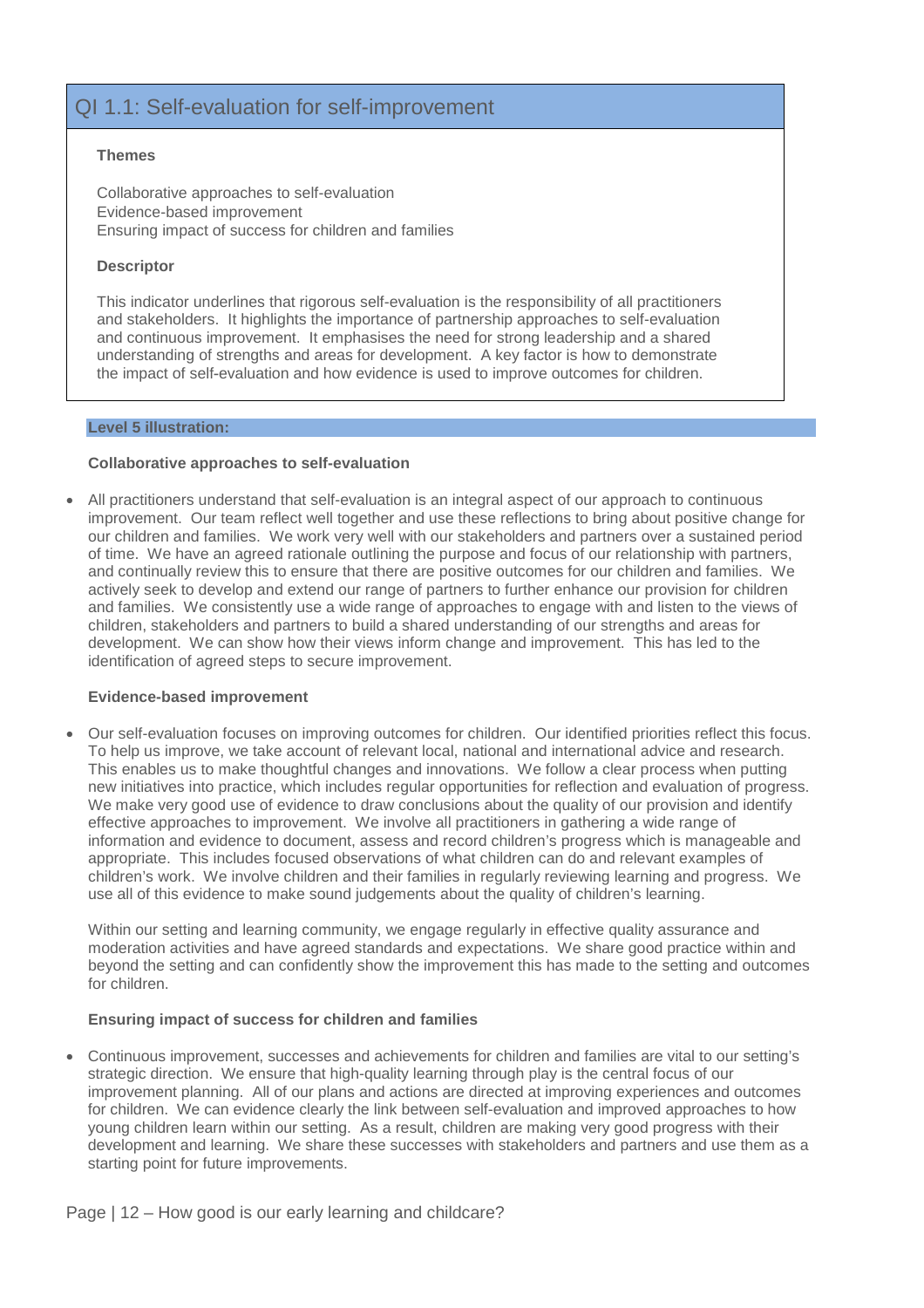## QI 1.1: Self-evaluation for self-improvement

**Themes**

Collaborative approaches to self-evaluation
Evidence-based improvement
Ensuring impact of success for children and families

**Descriptor**

This indicator underlines that rigorous self-evaluation is the responsibility of all practitioners and stakeholders. It highlights the importance of partnership approaches to self-evaluation and continuous improvement. It emphasises the need for strong leadership and a shared understanding of strengths and areas for development. A key factor is how to demonstrate the impact of self-evaluation and how evidence is used to improve outcomes for children.

### Level 5 illustration:

**Collaborative approaches to self-evaluation**

- All practitioners understand that self-evaluation is an integral aspect of our approach to continuous improvement. Our team reflect well together and use these reflections to bring about positive change for our children and families. We work very well with our stakeholders and partners over a sustained period of time. We have an agreed rationale outlining the purpose and focus of our relationship with partners, and continually review this to ensure that there are positive outcomes for our children and families. We actively seek to develop and extend our range of partners to further enhance our provision for children and families. We consistently use a wide range of approaches to engage with and listen to the views of children, stakeholders and partners to build a shared understanding of our strengths and areas for development. We can show how their views inform change and improvement. This has led to the identification of agreed steps to secure improvement.

**Evidence-based improvement**

- Our self-evaluation focuses on improving outcomes for children. Our identified priorities reflect this focus. To help us improve, we take account of relevant local, national and international advice and research. This enables us to make thoughtful changes and innovations. We follow a clear process when putting new initiatives into practice, which includes regular opportunities for reflection and evaluation of progress. We make very good use of evidence to draw conclusions about the quality of our provision and identify effective approaches to improvement. We involve all practitioners in gathering a wide range of information and evidence to document, assess and record children's progress which is manageable and appropriate. This includes focused observations of what children can do and relevant examples of children's work. We involve children and their families in regularly reviewing learning and progress. We use all of this evidence to make sound judgements about the quality of children's learning.

  Within our setting and learning community, we engage regularly in effective quality assurance and moderation activities and have agreed standards and expectations. We share good practice within and beyond the setting and can confidently show the improvement this has made to the setting and outcomes for children.

**Ensuring impact of success for children and families**

- Continuous improvement, successes and achievements for children and families are vital to our setting's strategic direction. We ensure that high-quality learning through play is the central focus of our improvement planning. All of our plans and actions are directed at improving experiences and outcomes for children. We can evidence clearly the link between self-evaluation and improved approaches to how young children learn within our setting. As a result, children are making very good progress with their development and learning. We share these successes with stakeholders and partners and use them as a starting point for future improvements.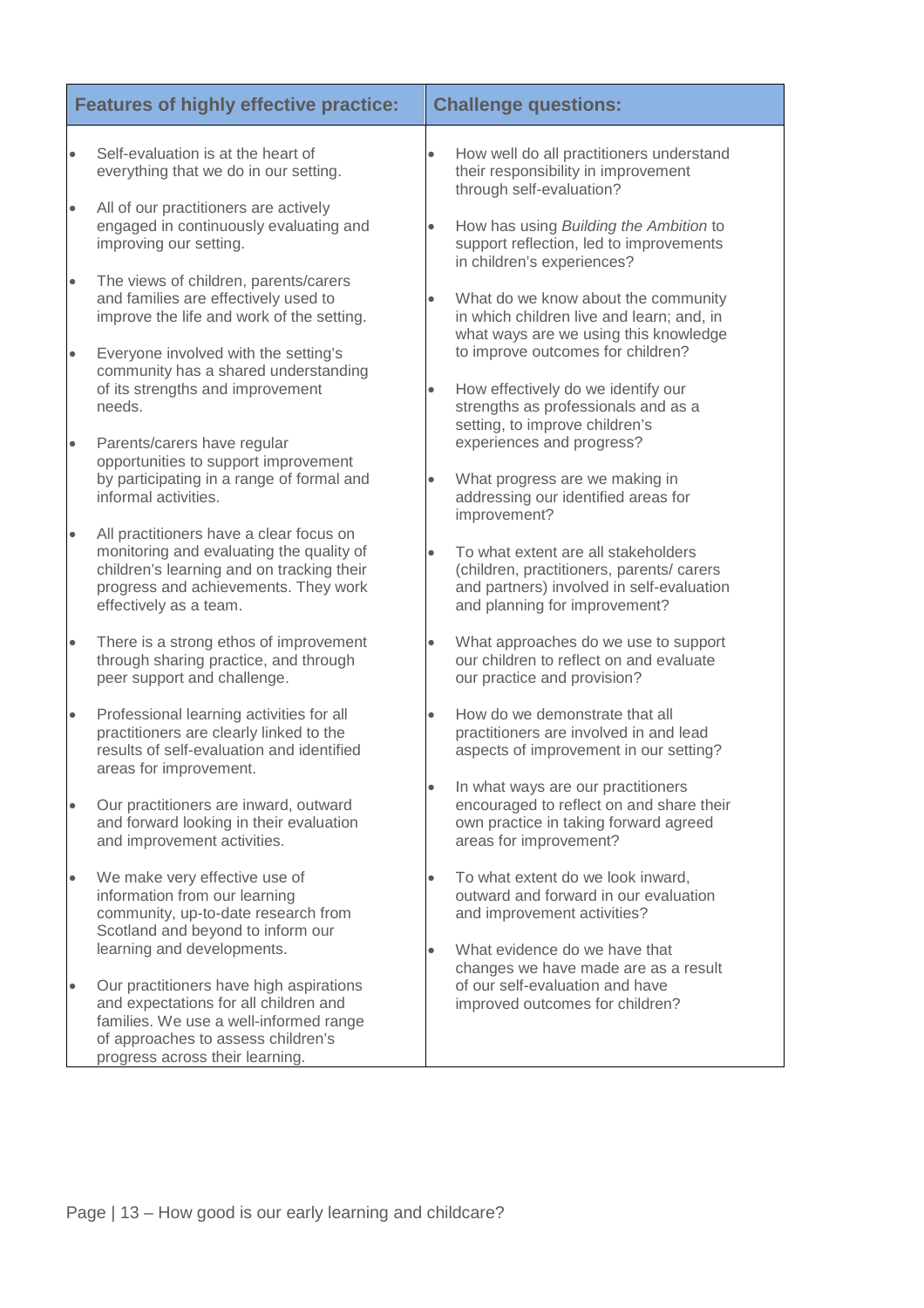| Features of highly effective practice: | Challenge questions: |
|---|---|
| <ul><li>Self-evaluation is at the heart of everything that we do in our setting.</li><li>All of our practitioners are actively engaged in continuously evaluating and improving our setting.</li><li>The views of children, parents/carers and families are effectively used to improve the life and work of the setting.</li><li>Everyone involved with the setting's community has a shared understanding of its strengths and improvement needs.</li><li>Parents/carers have regular opportunities to support improvement by participating in a range of formal and informal activities.</li><li>All practitioners have a clear focus on monitoring and evaluating the quality of children's learning and on tracking their progress and achievements. They work effectively as a team.</li><li>There is a strong ethos of improvement through sharing practice, and through peer support and challenge.</li><li>Professional learning activities for all practitioners are clearly linked to the results of self-evaluation and identified areas for improvement.</li><li>Our practitioners are inward, outward and forward looking in their evaluation and improvement activities.</li><li>We make very effective use of information from our learning community, up-to-date research from Scotland and beyond to inform our learning and developments.</li><li>Our practitioners have high aspirations and expectations for all children and families. We use a well-informed range of approaches to assess children's progress across their learning.</li></ul> | <ul><li>How well do all practitioners understand their responsibility in improvement through self-evaluation?</li><li>How has using *Building the Ambition* to support reflection, led to improvements in children's experiences?</li><li>What do we know about the community in which children live and learn; and, in what ways are we using this knowledge to improve outcomes for children?</li><li>How effectively do we identify our strengths as professionals and as a setting, to improve children's experiences and progress?</li><li>What progress are we making in addressing our identified areas for improvement?</li><li>To what extent are all stakeholders (children, practitioners, parents/ carers and partners) involved in self-evaluation and planning for improvement?</li><li>What approaches do we use to support our children to reflect on and evaluate our practice and provision?</li><li>How do we demonstrate that all practitioners are involved in and lead aspects of improvement in our setting?</li><li>In what ways are our practitioners encouraged to reflect on and share their own practice in taking forward agreed areas for improvement?</li><li>To what extent do we look inward, outward and forward in our evaluation and improvement activities?</li><li>What evidence do we have that changes we have made are as a result of our self-evaluation and have improved outcomes for children?</li></ul> |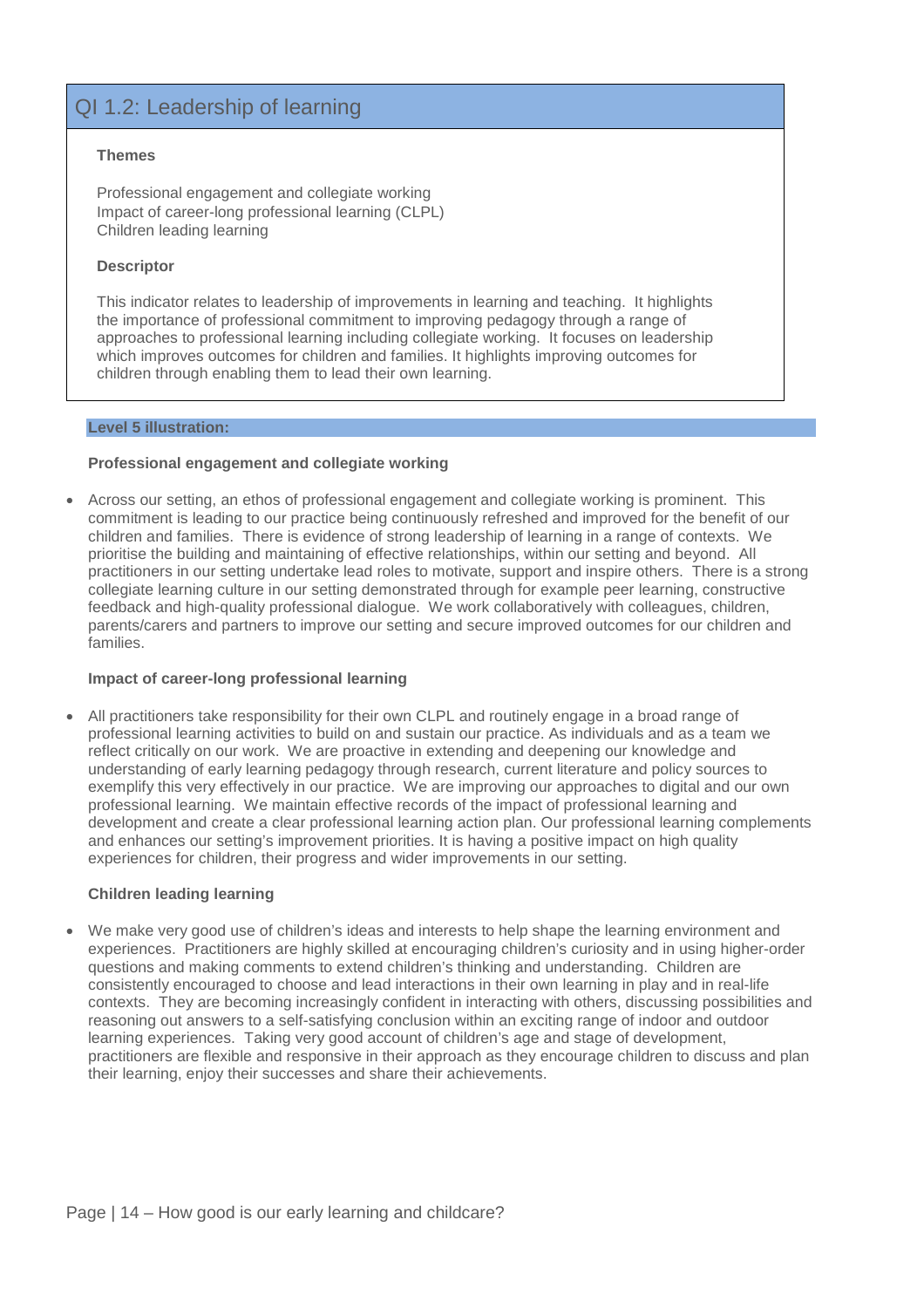# QI 1.2: Leadership of learning

**Themes**

Professional engagement and collegiate working
Impact of career-long professional learning (CLPL)
Children leading learning

**Descriptor**

This indicator relates to leadership of improvements in learning and teaching. It highlights the importance of professional commitment to improving pedagogy through a range of approaches to professional learning including collegiate working. It focuses on leadership which improves outcomes for children and families. It highlights improving outcomes for children through enabling them to lead their own learning.

**Level 5 illustration:**

**Professional engagement and collegiate working**

- Across our setting, an ethos of professional engagement and collegiate working is prominent. This commitment is leading to our practice being continuously refreshed and improved for the benefit of our children and families. There is evidence of strong leadership of learning in a range of contexts. We prioritise the building and maintaining of effective relationships, within our setting and beyond. All practitioners in our setting undertake lead roles to motivate, support and inspire others. There is a strong collegiate learning culture in our setting demonstrated through for example peer learning, constructive feedback and high-quality professional dialogue. We work collaboratively with colleagues, children, parents/carers and partners to improve our setting and secure improved outcomes for our children and families.

**Impact of career-long professional learning**

- All practitioners take responsibility for their own CLPL and routinely engage in a broad range of professional learning activities to build on and sustain our practice. As individuals and as a team we reflect critically on our work. We are proactive in extending and deepening our knowledge and understanding of early learning pedagogy through research, current literature and policy sources to exemplify this very effectively in our practice. We are improving our approaches to digital and our own professional learning. We maintain effective records of the impact of professional learning and development and create a clear professional learning action plan. Our professional learning complements and enhances our setting's improvement priorities. It is having a positive impact on high quality experiences for children, their progress and wider improvements in our setting.

**Children leading learning**

- We make very good use of children's ideas and interests to help shape the learning environment and experiences. Practitioners are highly skilled at encouraging children's curiosity and in using higher-order questions and making comments to extend children's thinking and understanding. Children are consistently encouraged to choose and lead interactions in their own learning in play and in real-life contexts. They are becoming increasingly confident in interacting with others, discussing possibilities and reasoning out answers to a self-satisfying conclusion within an exciting range of indoor and outdoor learning experiences. Taking very good account of children's age and stage of development, practitioners are flexible and responsive in their approach as they encourage children to discuss and plan their learning, enjoy their successes and share their achievements.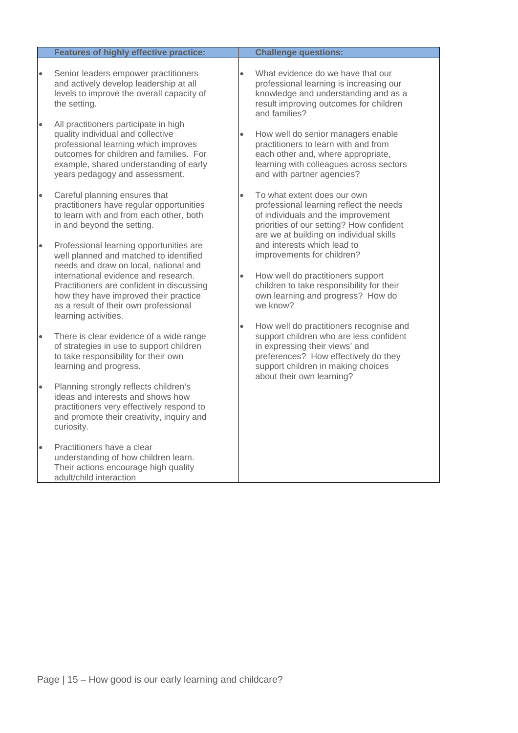| Features of highly effective practice: | Challenge questions: |
| --- | --- |
| • Senior leaders empower practitioners and actively develop leadership at all levels to improve the overall capacity of the setting.<br><br>• All practitioners participate in high quality individual and collective professional learning which improves outcomes for children and families. For example, shared understanding of early years pedagogy and assessment.<br><br>• Careful planning ensures that practitioners have regular opportunities to learn with and from each other, both in and beyond the setting.<br><br>• Professional learning opportunities are well planned and matched to identified needs and draw on local, national and international evidence and research. Practitioners are confident in discussing how they have improved their practice as a result of their own professional learning activities.<br><br>• There is clear evidence of a wide range of strategies in use to support children to take responsibility for their own learning and progress.<br><br>• Planning strongly reflects children's ideas and interests and shows how practitioners very effectively respond to and promote their creativity, inquiry and curiosity.<br><br>• Practitioners have a clear understanding of how children learn. Their actions encourage high quality adult/child interaction | • What evidence do we have that our professional learning is increasing our knowledge and understanding and as a result improving outcomes for children and families?<br><br>• How well do senior managers enable practitioners to learn with and from each other and, where appropriate, learning with colleagues across sectors and with partner agencies?<br><br>• To what extent does our own professional learning reflect the needs of individuals and the improvement priorities of our setting? How confident are we at building on individual skills and interests which lead to improvements for children?<br><br>• How well do practitioners support children to take responsibility for their own learning and progress? How do we know?<br><br>• How well do practitioners recognise and support children who are less confident in expressing their views' and preferences? How effectively do they support children in making choices about their own learning? |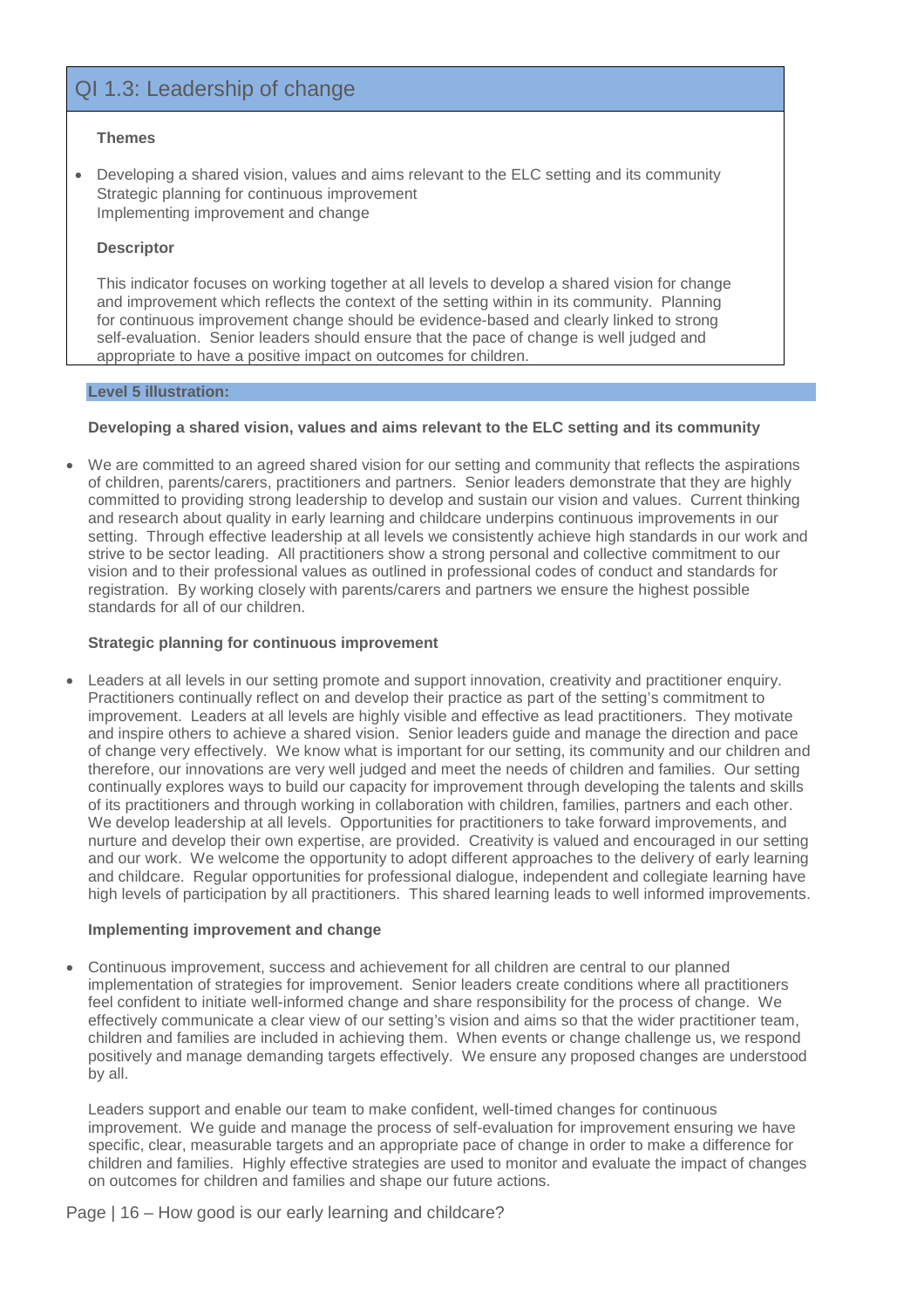## QI 1.3: Leadership of change

**Themes**

- Developing a shared vision, values and aims relevant to the ELC setting and its community
  Strategic planning for continuous improvement
  Implementing improvement and change

**Descriptor**

This indicator focuses on working together at all levels to develop a shared vision for change and improvement which reflects the context of the setting within in its community. Planning for continuous improvement change should be evidence-based and clearly linked to strong self-evaluation. Senior leaders should ensure that the pace of change is well judged and appropriate to have a positive impact on outcomes for children.

**Level 5 illustration:**

**Developing a shared vision, values and aims relevant to the ELC setting and its community**

- We are committed to an agreed shared vision for our setting and community that reflects the aspirations of children, parents/carers, practitioners and partners. Senior leaders demonstrate that they are highly committed to providing strong leadership to develop and sustain our vision and values. Current thinking and research about quality in early learning and childcare underpins continuous improvements in our setting. Through effective leadership at all levels we consistently achieve high standards in our work and strive to be sector leading. All practitioners show a strong personal and collective commitment to our vision and to their professional values as outlined in professional codes of conduct and standards for registration. By working closely with parents/carers and partners we ensure the highest possible standards for all of our children.

**Strategic planning for continuous improvement**

- Leaders at all levels in our setting promote and support innovation, creativity and practitioner enquiry. Practitioners continually reflect on and develop their practice as part of the setting's commitment to improvement. Leaders at all levels are highly visible and effective as lead practitioners. They motivate and inspire others to achieve a shared vision. Senior leaders guide and manage the direction and pace of change very effectively. We know what is important for our setting, its community and our children and therefore, our innovations are very well judged and meet the needs of children and families. Our setting continually explores ways to build our capacity for improvement through developing the talents and skills of its practitioners and through working in collaboration with children, families, partners and each other. We develop leadership at all levels. Opportunities for practitioners to take forward improvements, and nurture and develop their own expertise, are provided. Creativity is valued and encouraged in our setting and our work. We welcome the opportunity to adopt different approaches to the delivery of early learning and childcare. Regular opportunities for professional dialogue, independent and collegiate learning have high levels of participation by all practitioners. This shared learning leads to well informed improvements.

**Implementing improvement and change**

- Continuous improvement, success and achievement for all children are central to our planned implementation of strategies for improvement. Senior leaders create conditions where all practitioners feel confident to initiate well-informed change and share responsibility for the process of change. We effectively communicate a clear view of our setting's vision and aims so that the wider practitioner team, children and families are included in achieving them. When events or change challenge us, we respond positively and manage demanding targets effectively. We ensure any proposed changes are understood by all.

  Leaders support and enable our team to make confident, well-timed changes for continuous improvement. We guide and manage the process of self-evaluation for improvement ensuring we have specific, clear, measurable targets and an appropriate pace of change in order to make a difference for children and families. Highly effective strategies are used to monitor and evaluate the impact of changes on outcomes for children and families and shape our future actions.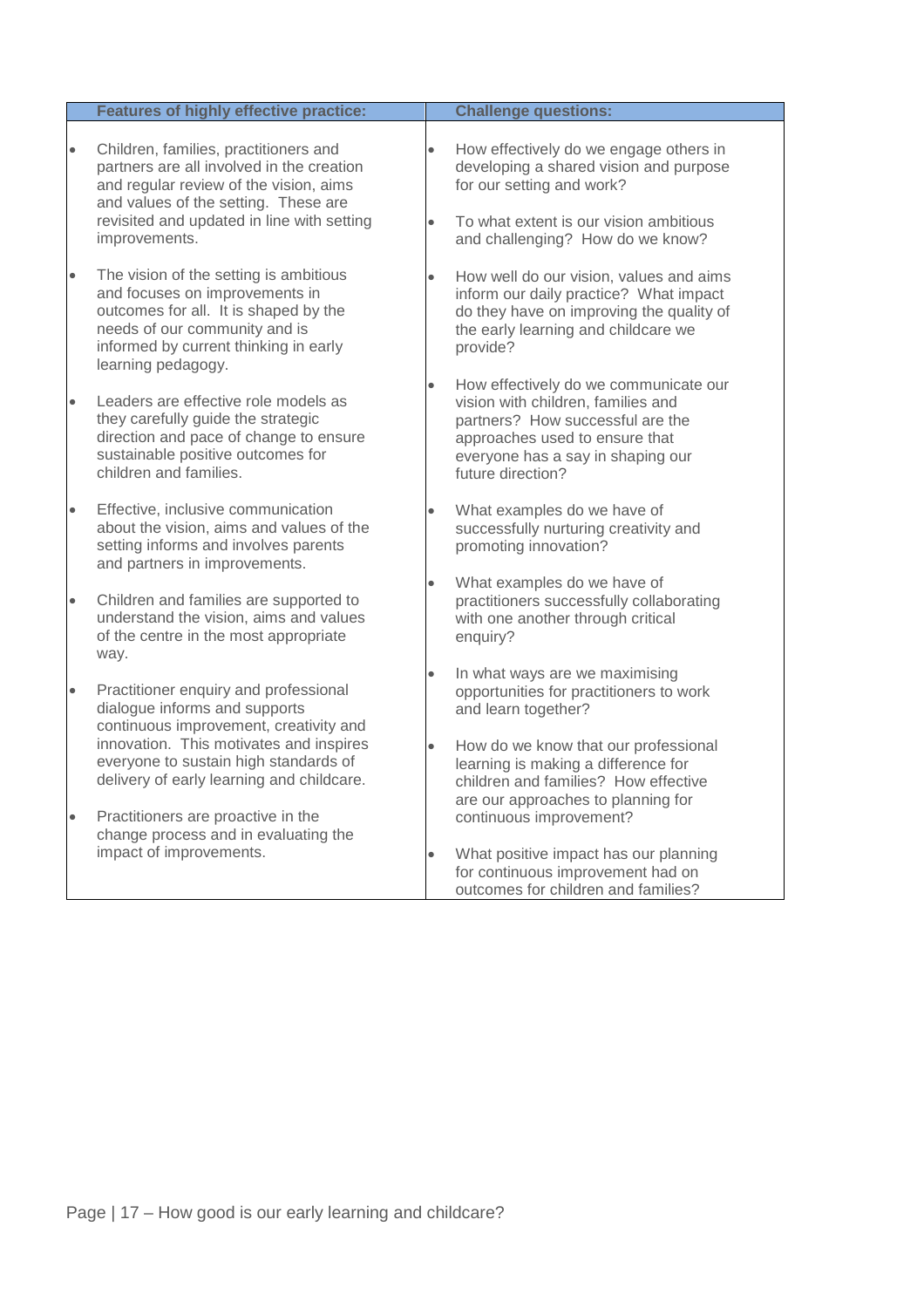| Features of highly effective practice: | Challenge questions: |
| --- | --- |
| • Children, families, practitioners and partners are all involved in the creation and regular review of the vision, aims and values of the setting. These are revisited and updated in line with setting improvements.<br><br>• The vision of the setting is ambitious and focuses on improvements in outcomes for all. It is shaped by the needs of our community and is informed by current thinking in early learning pedagogy.<br><br>• Leaders are effective role models as they carefully guide the strategic direction and pace of change to ensure sustainable positive outcomes for children and families.<br><br>• Effective, inclusive communication about the vision, aims and values of the setting informs and involves parents and partners in improvements.<br><br>• Children and families are supported to understand the vision, aims and values of the centre in the most appropriate way.<br><br>• Practitioner enquiry and professional dialogue informs and supports continuous improvement, creativity and innovation. This motivates and inspires everyone to sustain high standards of delivery of early learning and childcare.<br><br>• Practitioners are proactive in the change process and in evaluating the impact of improvements. | • How effectively do we engage others in developing a shared vision and purpose for our setting and work?<br><br>• To what extent is our vision ambitious and challenging? How do we know?<br><br>• How well do our vision, values and aims inform our daily practice? What impact do they have on improving the quality of the early learning and childcare we provide?<br><br>• How effectively do we communicate our vision with children, families and partners? How successful are the approaches used to ensure that everyone has a say in shaping our future direction?<br><br>• What examples do we have of successfully nurturing creativity and promoting innovation?<br><br>• What examples do we have of practitioners successfully collaborating with one another through critical enquiry?<br><br>• In what ways are we maximising opportunities for practitioners to work and learn together?<br><br>• How do we know that our professional learning is making a difference for children and families? How effective are our approaches to planning for continuous improvement?<br><br>• What positive impact has our planning for continuous improvement had on outcomes for children and families? |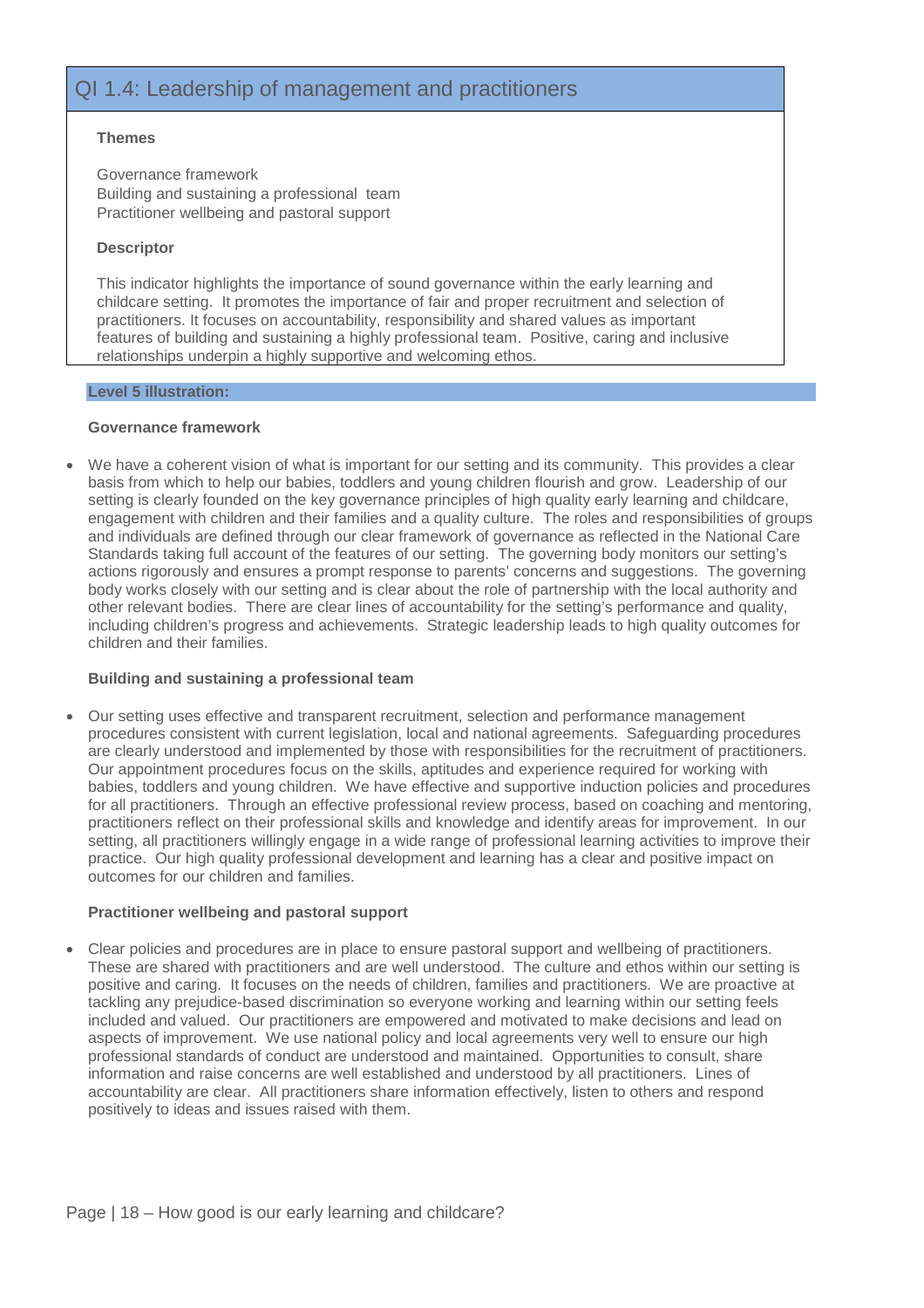## QI 1.4: Leadership of management and practitioners

**Themes**

Governance framework
Building and sustaining a professional team
Practitioner wellbeing and pastoral support

**Descriptor**

This indicator highlights the importance of sound governance within the early learning and childcare setting. It promotes the importance of fair and proper recruitment and selection of practitioners. It focuses on accountability, responsibility and shared values as important features of building and sustaining a highly professional team. Positive, caring and inclusive relationships underpin a highly supportive and welcoming ethos.

**Level 5 illustration:**

**Governance framework**

- We have a coherent vision of what is important for our setting and its community. This provides a clear basis from which to help our babies, toddlers and young children flourish and grow. Leadership of our setting is clearly founded on the key governance principles of high quality early learning and childcare, engagement with children and their families and a quality culture. The roles and responsibilities of groups and individuals are defined through our clear framework of governance as reflected in the National Care Standards taking full account of the features of our setting. The governing body monitors our setting's actions rigorously and ensures a prompt response to parents' concerns and suggestions. The governing body works closely with our setting and is clear about the role of partnership with the local authority and other relevant bodies. There are clear lines of accountability for the setting's performance and quality, including children's progress and achievements. Strategic leadership leads to high quality outcomes for children and their families.

**Building and sustaining a professional team**

- Our setting uses effective and transparent recruitment, selection and performance management procedures consistent with current legislation, local and national agreements. Safeguarding procedures are clearly understood and implemented by those with responsibilities for the recruitment of practitioners. Our appointment procedures focus on the skills, aptitudes and experience required for working with babies, toddlers and young children. We have effective and supportive induction policies and procedures for all practitioners. Through an effective professional review process, based on coaching and mentoring, practitioners reflect on their professional skills and knowledge and identify areas for improvement. In our setting, all practitioners willingly engage in a wide range of professional learning activities to improve their practice. Our high quality professional development and learning has a clear and positive impact on outcomes for our children and families.

**Practitioner wellbeing and pastoral support**

- Clear policies and procedures are in place to ensure pastoral support and wellbeing of practitioners. These are shared with practitioners and are well understood. The culture and ethos within our setting is positive and caring. It focuses on the needs of children, families and practitioners. We are proactive at tackling any prejudice-based discrimination so everyone working and learning within our setting feels included and valued. Our practitioners are empowered and motivated to make decisions and lead on aspects of improvement. We use national policy and local agreements very well to ensure our high professional standards of conduct are understood and maintained. Opportunities to consult, share information and raise concerns are well established and understood by all practitioners. Lines of accountability are clear. All practitioners share information effectively, listen to others and respond positively to ideas and issues raised with them.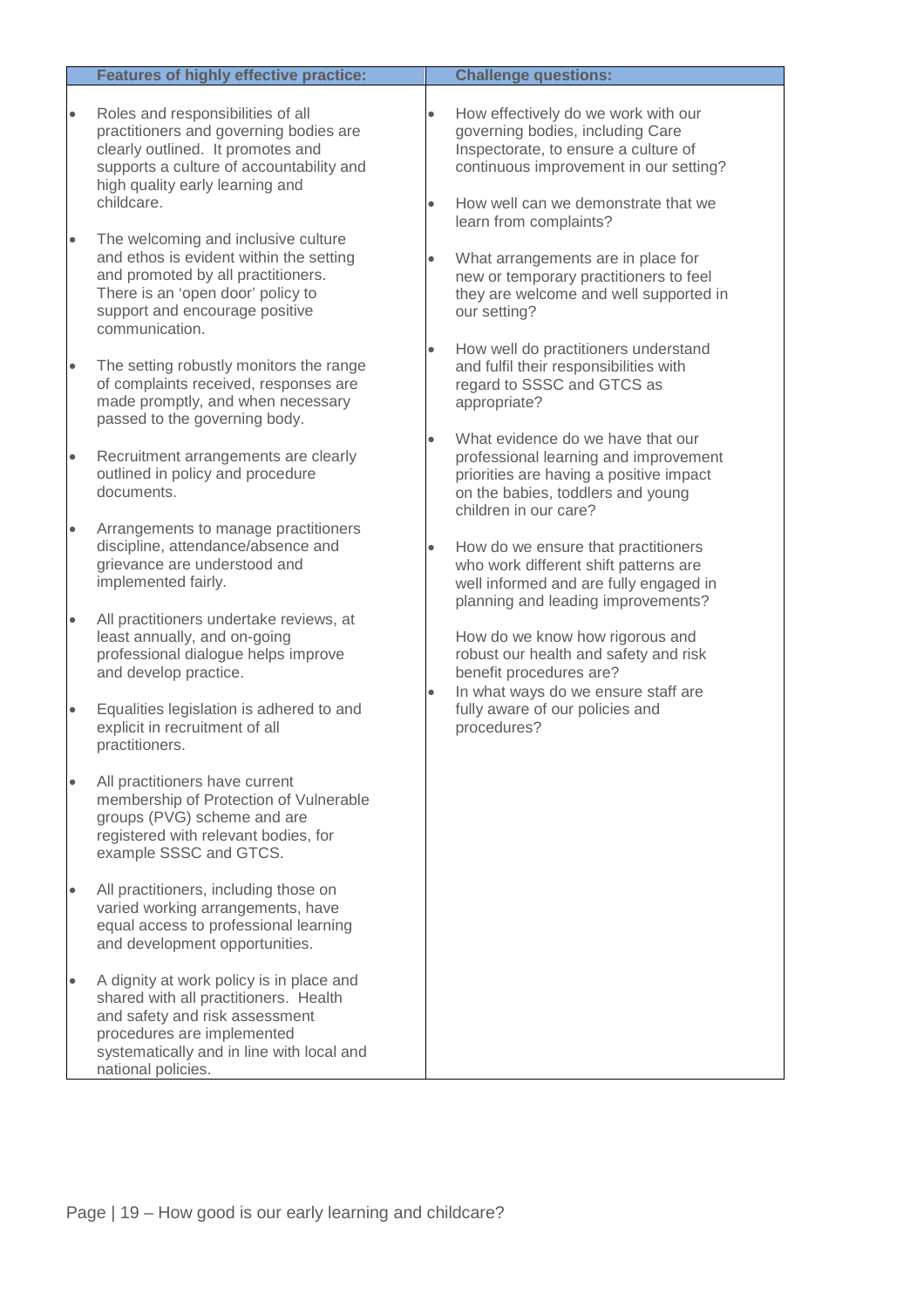| Features of highly effective practice: | Challenge questions: |
|---|---|
| • Roles and responsibilities of all practitioners and governing bodies are clearly outlined. It promotes and supports a culture of accountability and high quality early learning and childcare.<br><br>• The welcoming and inclusive culture and ethos is evident within the setting and promoted by all practitioners. There is an 'open door' policy to support and encourage positive communication.<br><br>• The setting robustly monitors the range of complaints received, responses are made promptly, and when necessary passed to the governing body.<br><br>• Recruitment arrangements are clearly outlined in policy and procedure documents.<br><br>• Arrangements to manage practitioners discipline, attendance/absence and grievance are understood and implemented fairly.<br><br>• All practitioners undertake reviews, at least annually, and on-going professional dialogue helps improve and develop practice.<br><br>• Equalities legislation is adhered to and explicit in recruitment of all practitioners.<br><br>• All practitioners have current membership of Protection of Vulnerable groups (PVG) scheme and are registered with relevant bodies, for example SSSC and GTCS.<br><br>• All practitioners, including those on varied working arrangements, have equal access to professional learning and development opportunities.<br><br>• A dignity at work policy is in place and shared with all practitioners. Health and safety and risk assessment procedures are implemented systematically and in line with local and national policies. | • How effectively do we work with our governing bodies, including Care Inspectorate, to ensure a culture of continuous improvement in our setting?<br><br>• How well can we demonstrate that we learn from complaints?<br><br>• What arrangements are in place for new or temporary practitioners to feel they are welcome and well supported in our setting?<br><br>• How well do practitioners understand and fulfil their responsibilities with regard to SSSC and GTCS as appropriate?<br><br>• What evidence do we have that our professional learning and improvement priorities are having a positive impact on the babies, toddlers and young children in our care?<br><br>• How do we ensure that practitioners who work different shift patterns are well informed and are fully engaged in planning and leading improvements?<br><br>How do we know how rigorous and robust our health and safety and risk benefit procedures are?<br>• In what ways do we ensure staff are fully aware of our policies and procedures? |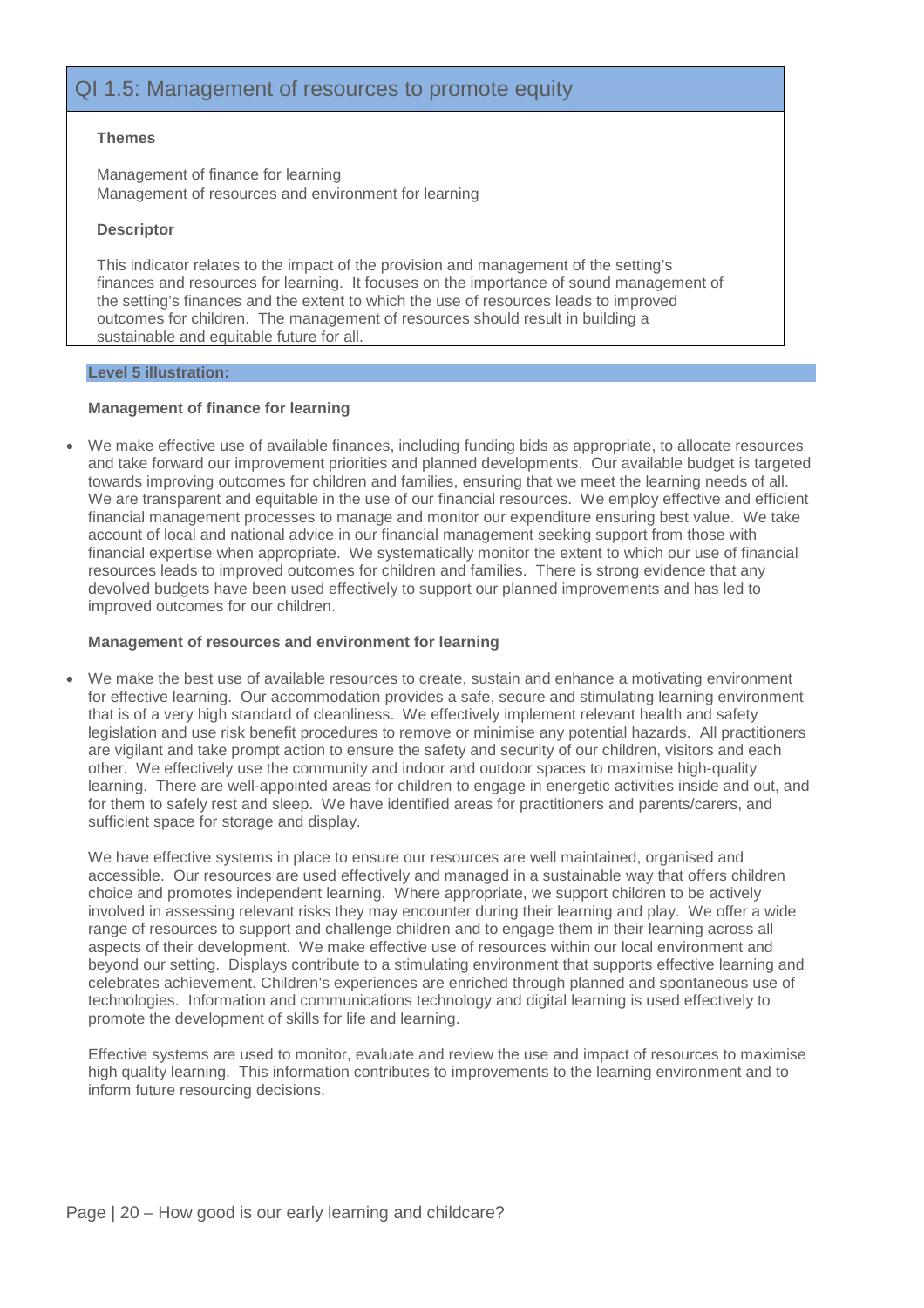## QI 1.5: Management of resources to promote equity

**Themes**

Management of finance for learning
Management of resources and environment for learning

**Descriptor**

This indicator relates to the impact of the provision and management of the setting's finances and resources for learning. It focuses on the importance of sound management of the setting's finances and the extent to which the use of resources leads to improved outcomes for children. The management of resources should result in building a sustainable and equitable future for all.

**Level 5 illustration:**

**Management of finance for learning**

- We make effective use of available finances, including funding bids as appropriate, to allocate resources and take forward our improvement priorities and planned developments. Our available budget is targeted towards improving outcomes for children and families, ensuring that we meet the learning needs of all. We are transparent and equitable in the use of our financial resources. We employ effective and efficient financial management processes to manage and monitor our expenditure ensuring best value. We take account of local and national advice in our financial management seeking support from those with financial expertise when appropriate. We systematically monitor the extent to which our use of financial resources leads to improved outcomes for children and families. There is strong evidence that any devolved budgets have been used effectively to support our planned improvements and has led to improved outcomes for our children.

**Management of resources and environment for learning**

- We make the best use of available resources to create, sustain and enhance a motivating environment for effective learning. Our accommodation provides a safe, secure and stimulating learning environment that is of a very high standard of cleanliness. We effectively implement relevant health and safety legislation and use risk benefit procedures to remove or minimise any potential hazards. All practitioners are vigilant and take prompt action to ensure the safety and security of our children, visitors and each other. We effectively use the community and indoor and outdoor spaces to maximise high-quality learning. There are well-appointed areas for children to engage in energetic activities inside and out, and for them to safely rest and sleep. We have identified areas for practitioners and parents/carers, and sufficient space for storage and display.

  We have effective systems in place to ensure our resources are well maintained, organised and accessible. Our resources are used effectively and managed in a sustainable way that offers children choice and promotes independent learning. Where appropriate, we support children to be actively involved in assessing relevant risks they may encounter during their learning and play. We offer a wide range of resources to support and challenge children and to engage them in their learning across all aspects of their development. We make effective use of resources within our local environment and beyond our setting. Displays contribute to a stimulating environment that supports effective learning and celebrates achievement. Children's experiences are enriched through planned and spontaneous use of technologies. Information and communications technology and digital learning is used effectively to promote the development of skills for life and learning.

  Effective systems are used to monitor, evaluate and review the use and impact of resources to maximise high quality learning. This information contributes to improvements to the learning environment and to inform future resourcing decisions.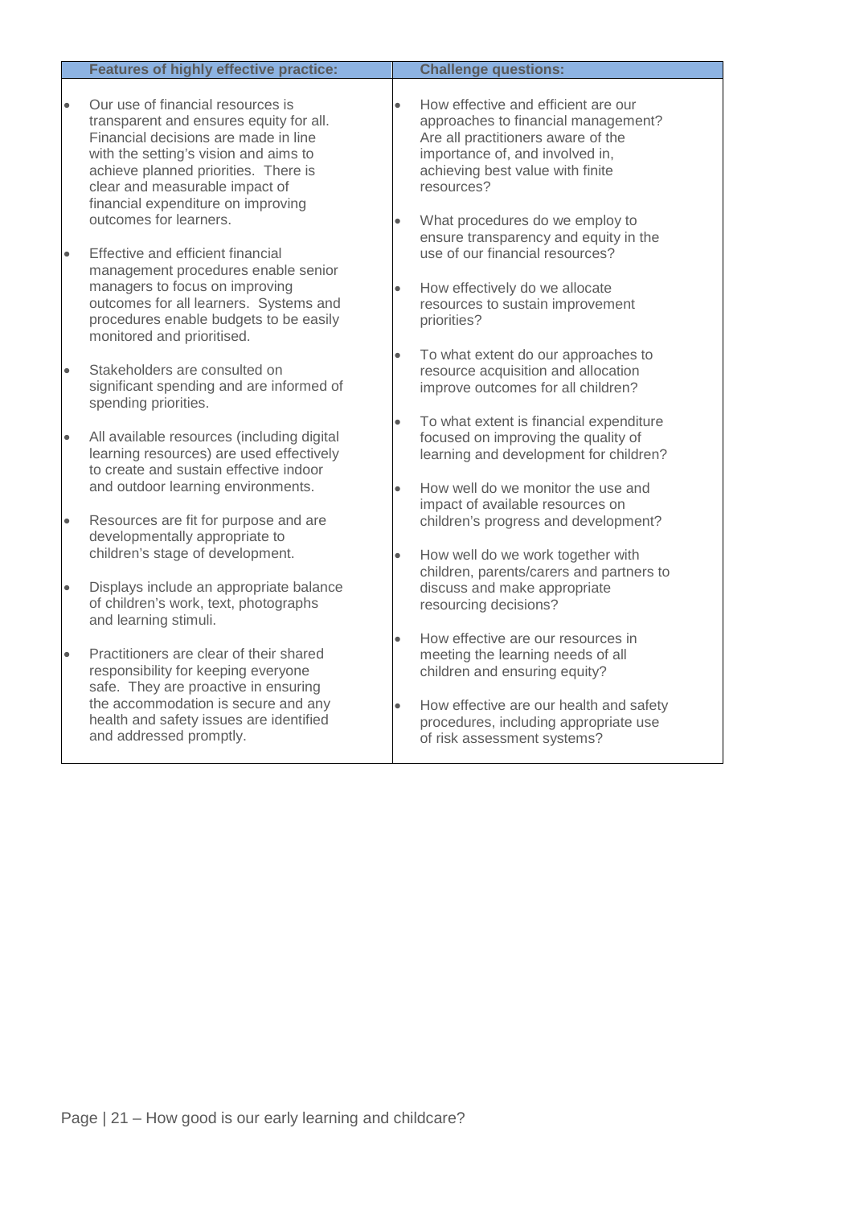| Features of highly effective practice: | Challenge questions: |
|---|---|
| • Our use of financial resources is transparent and ensures equity for all. Financial decisions are made in line with the setting's vision and aims to achieve planned priorities. There is clear and measurable impact of financial expenditure on improving outcomes for learners.<br><br>• Effective and efficient financial management procedures enable senior managers to focus on improving outcomes for all learners. Systems and procedures enable budgets to be easily monitored and prioritised.<br><br>• Stakeholders are consulted on significant spending and are informed of spending priorities.<br><br>• All available resources (including digital learning resources) are used effectively to create and sustain effective indoor and outdoor learning environments.<br><br>• Resources are fit for purpose and are developmentally appropriate to children's stage of development.<br><br>• Displays include an appropriate balance of children's work, text, photographs and learning stimuli.<br><br>• Practitioners are clear of their shared responsibility for keeping everyone safe. They are proactive in ensuring the accommodation is secure and any health and safety issues are identified and addressed promptly. | • How effective and efficient are our approaches to financial management? Are all practitioners aware of the importance of, and involved in, achieving best value with finite resources?<br><br>• What procedures do we employ to ensure transparency and equity in the use of our financial resources?<br><br>• How effectively do we allocate resources to sustain improvement priorities?<br><br>• To what extent do our approaches to resource acquisition and allocation improve outcomes for all children?<br><br>• To what extent is financial expenditure focused on improving the quality of learning and development for children?<br><br>• How well do we monitor the use and impact of available resources on children's progress and development?<br><br>• How well do we work together with children, parents/carers and partners to discuss and make appropriate resourcing decisions?<br><br>• How effective are our resources in meeting the learning needs of all children and ensuring equity?<br><br>• How effective are our health and safety procedures, including appropriate use of risk assessment systems? |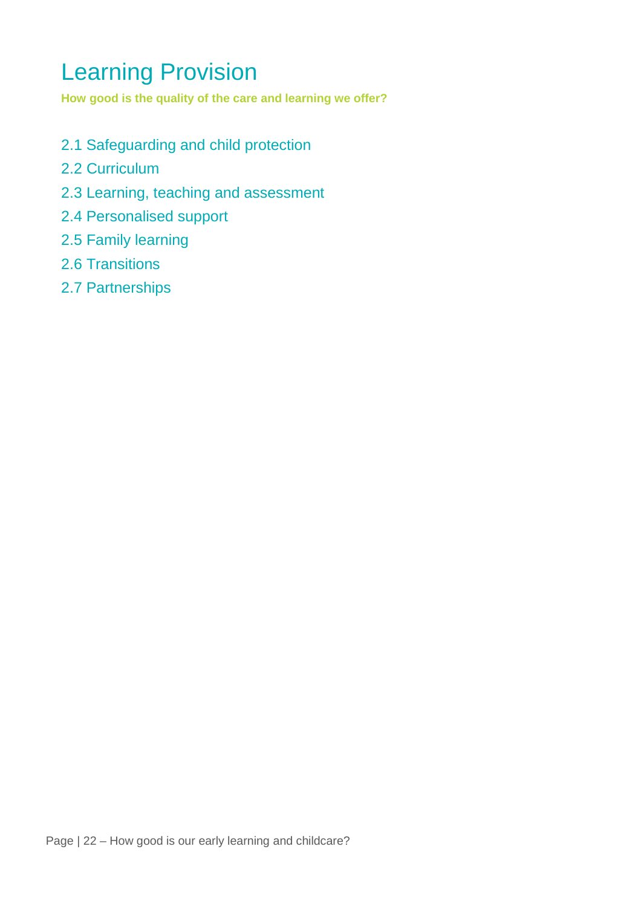# Learning Provision

**How good is the quality of the care and learning we offer?**

2.1 Safeguarding and child protection

2.2 Curriculum

2.3 Learning, teaching and assessment

2.4 Personalised support

2.5 Family learning

2.6 Transitions

2.7 Partnerships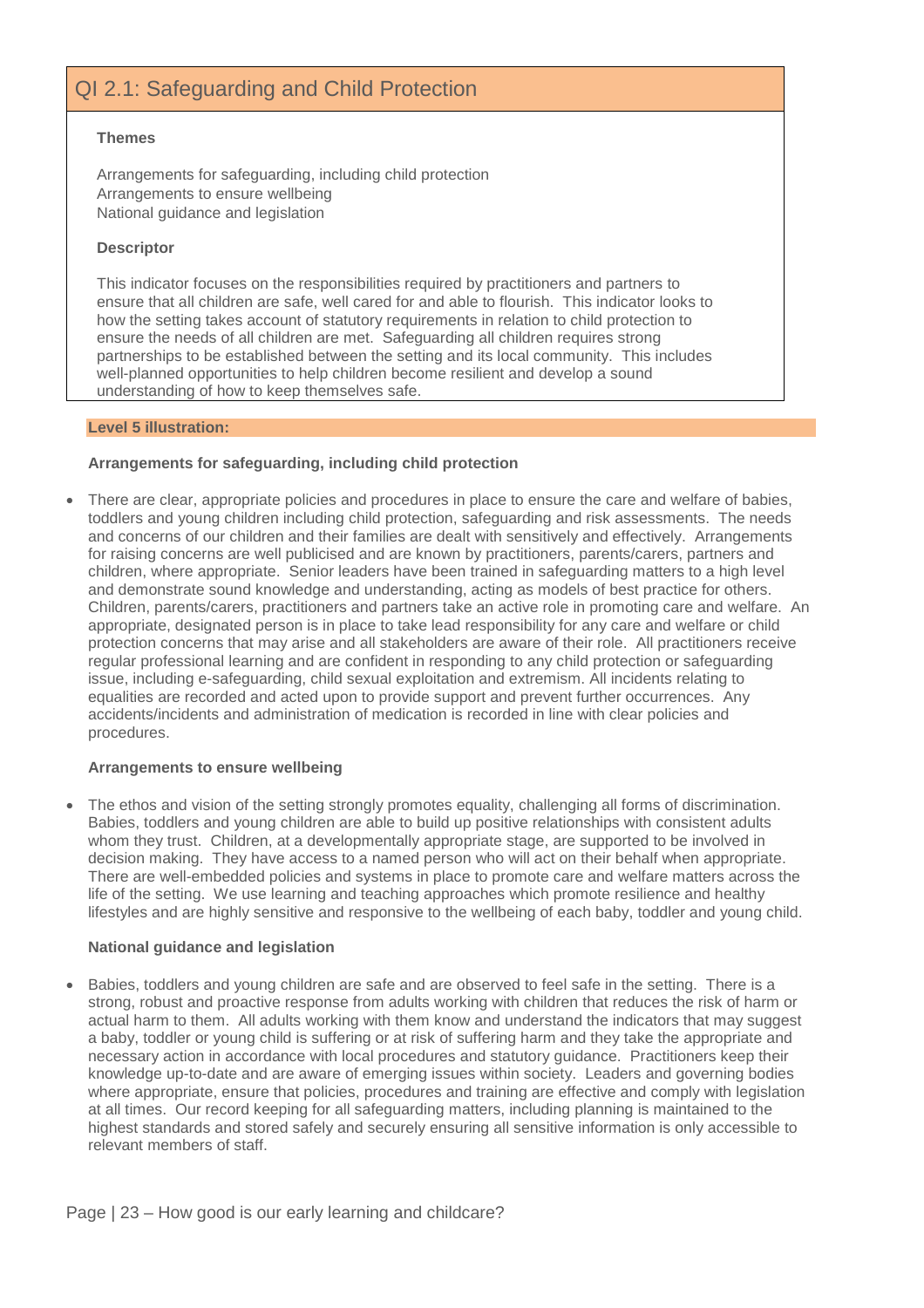## QI 2.1: Safeguarding and Child Protection

**Themes**

Arrangements for safeguarding, including child protection
Arrangements to ensure wellbeing
National guidance and legislation

**Descriptor**

This indicator focuses on the responsibilities required by practitioners and partners to ensure that all children are safe, well cared for and able to flourish. This indicator looks to how the setting takes account of statutory requirements in relation to child protection to ensure the needs of all children are met. Safeguarding all children requires strong partnerships to be established between the setting and its local community. This includes well-planned opportunities to help children become resilient and develop a sound understanding of how to keep themselves safe.

**Level 5 illustration:**

**Arrangements for safeguarding, including child protection**

- There are clear, appropriate policies and procedures in place to ensure the care and welfare of babies, toddlers and young children including child protection, safeguarding and risk assessments. The needs and concerns of our children and their families are dealt with sensitively and effectively. Arrangements for raising concerns are well publicised and are known by practitioners, parents/carers, partners and children, where appropriate. Senior leaders have been trained in safeguarding matters to a high level and demonstrate sound knowledge and understanding, acting as models of best practice for others. Children, parents/carers, practitioners and partners take an active role in promoting care and welfare. An appropriate, designated person is in place to take lead responsibility for any care and welfare or child protection concerns that may arise and all stakeholders are aware of their role. All practitioners receive regular professional learning and are confident in responding to any child protection or safeguarding issue, including e-safeguarding, child sexual exploitation and extremism. All incidents relating to equalities are recorded and acted upon to provide support and prevent further occurrences. Any accidents/incidents and administration of medication is recorded in line with clear policies and procedures.

**Arrangements to ensure wellbeing**

- The ethos and vision of the setting strongly promotes equality, challenging all forms of discrimination. Babies, toddlers and young children are able to build up positive relationships with consistent adults whom they trust. Children, at a developmentally appropriate stage, are supported to be involved in decision making. They have access to a named person who will act on their behalf when appropriate. There are well-embedded policies and systems in place to promote care and welfare matters across the life of the setting. We use learning and teaching approaches which promote resilience and healthy lifestyles and are highly sensitive and responsive to the wellbeing of each baby, toddler and young child.

**National guidance and legislation**

- Babies, toddlers and young children are safe and are observed to feel safe in the setting. There is a strong, robust and proactive response from adults working with children that reduces the risk of harm or actual harm to them. All adults working with them know and understand the indicators that may suggest a baby, toddler or young child is suffering or at risk of suffering harm and they take the appropriate and necessary action in accordance with local procedures and statutory guidance. Practitioners keep their knowledge up-to-date and are aware of emerging issues within society. Leaders and governing bodies where appropriate, ensure that policies, procedures and training are effective and comply with legislation at all times. Our record keeping for all safeguarding matters, including planning is maintained to the highest standards and stored safely and securely ensuring all sensitive information is only accessible to relevant members of staff.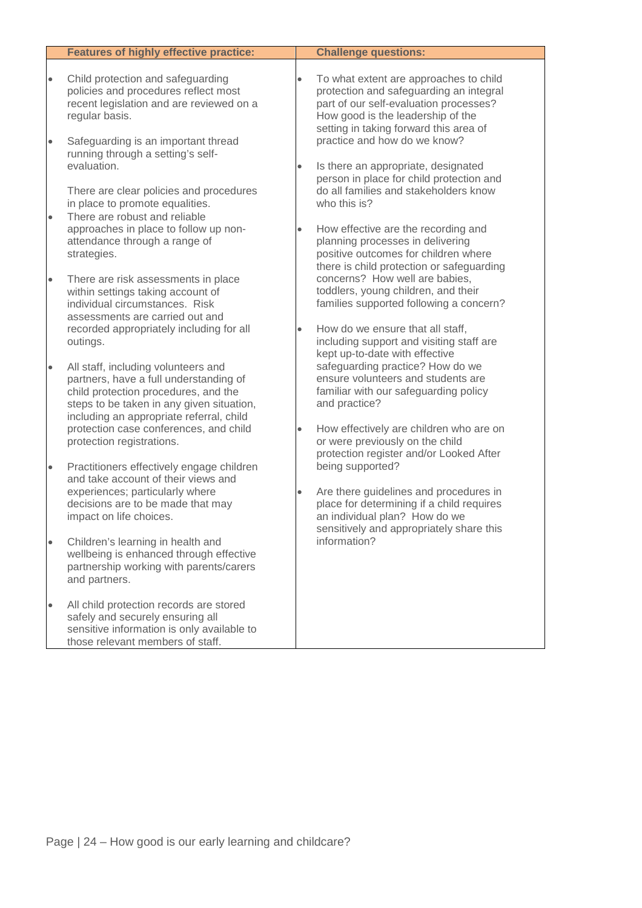| Features of highly effective practice: | Challenge questions: |
| --- | --- |
| <ul><li>Child protection and safeguarding policies and procedures reflect most recent legislation and are reviewed on a regular basis.</li><li>Safeguarding is an important thread running through a setting's self-evaluation.<br><br>There are clear policies and procedures in place to promote equalities.</li><li>There are robust and reliable approaches in place to follow up non-attendance through a range of strategies.</li><li>There are risk assessments in place within settings taking account of individual circumstances. Risk assessments are carried out and recorded appropriately including for all outings.</li><li>All staff, including volunteers and partners, have a full understanding of child protection procedures, and the steps to be taken in any given situation, including an appropriate referral, child protection case conferences, and child protection registrations.</li><li>Practitioners effectively engage children and take account of their views and experiences; particularly where decisions are to be made that may impact on life choices.</li><li>Children's learning in health and wellbeing is enhanced through effective partnership working with parents/carers and partners.</li><li>All child protection records are stored safely and securely ensuring all sensitive information is only available to those relevant members of staff.</li></ul> | <ul><li>To what extent are approaches to child protection and safeguarding an integral part of our self-evaluation processes? How good is the leadership of the setting in taking forward this area of practice and how do we know?</li><li>Is there an appropriate, designated person in place for child protection and do all families and stakeholders know who this is?</li><li>How effective are the recording and planning processes in delivering positive outcomes for children where there is child protection or safeguarding concerns? How well are babies, toddlers, young children, and their families supported following a concern?</li><li>How do we ensure that all staff, including support and visiting staff are kept up-to-date with effective safeguarding practice? How do we ensure volunteers and students are familiar with our safeguarding policy and practice?</li><li>How effectively are children who are on or were previously on the child protection register and/or Looked After being supported?</li><li>Are there guidelines and procedures in place for determining if a child requires an individual plan? How do we sensitively and appropriately share this information?</li></ul> |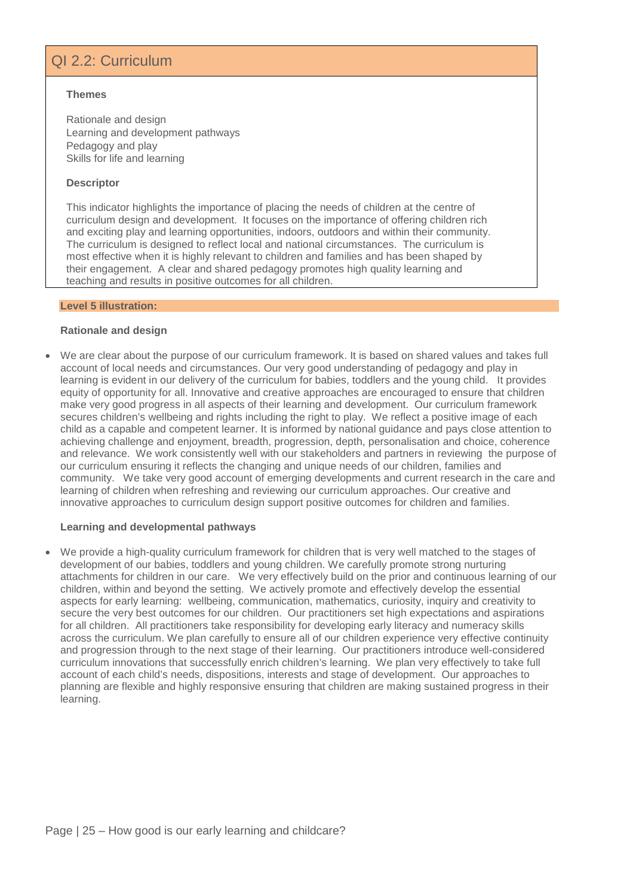## QI 2.2: Curriculum

**Themes**

Rationale and design
Learning and development pathways
Pedagogy and play
Skills for life and learning

**Descriptor**

This indicator highlights the importance of placing the needs of children at the centre of curriculum design and development. It focuses on the importance of offering children rich and exciting play and learning opportunities, indoors, outdoors and within their community. The curriculum is designed to reflect local and national circumstances. The curriculum is most effective when it is highly relevant to children and families and has been shaped by their engagement. A clear and shared pedagogy promotes high quality learning and teaching and results in positive outcomes for all children.

**Level 5 illustration:**

**Rationale and design**

- We are clear about the purpose of our curriculum framework. It is based on shared values and takes full account of local needs and circumstances. Our very good understanding of pedagogy and play in learning is evident in our delivery of the curriculum for babies, toddlers and the young child. It provides equity of opportunity for all. Innovative and creative approaches are encouraged to ensure that children make very good progress in all aspects of their learning and development. Our curriculum framework secures children's wellbeing and rights including the right to play. We reflect a positive image of each child as a capable and competent learner. It is informed by national guidance and pays close attention to achieving challenge and enjoyment, breadth, progression, depth, personalisation and choice, coherence and relevance. We work consistently well with our stakeholders and partners in reviewing the purpose of our curriculum ensuring it reflects the changing and unique needs of our children, families and community. We take very good account of emerging developments and current research in the care and learning of children when refreshing and reviewing our curriculum approaches. Our creative and innovative approaches to curriculum design support positive outcomes for children and families.

**Learning and developmental pathways**

- We provide a high-quality curriculum framework for children that is very well matched to the stages of development of our babies, toddlers and young children. We carefully promote strong nurturing attachments for children in our care. We very effectively build on the prior and continuous learning of our children, within and beyond the setting. We actively promote and effectively develop the essential aspects for early learning: wellbeing, communication, mathematics, curiosity, inquiry and creativity to secure the very best outcomes for our children. Our practitioners set high expectations and aspirations for all children. All practitioners take responsibility for developing early literacy and numeracy skills across the curriculum. We plan carefully to ensure all of our children experience very effective continuity and progression through to the next stage of their learning. Our practitioners introduce well-considered curriculum innovations that successfully enrich children's learning. We plan very effectively to take full account of each child's needs, dispositions, interests and stage of development. Our approaches to planning are flexible and highly responsive ensuring that children are making sustained progress in their learning.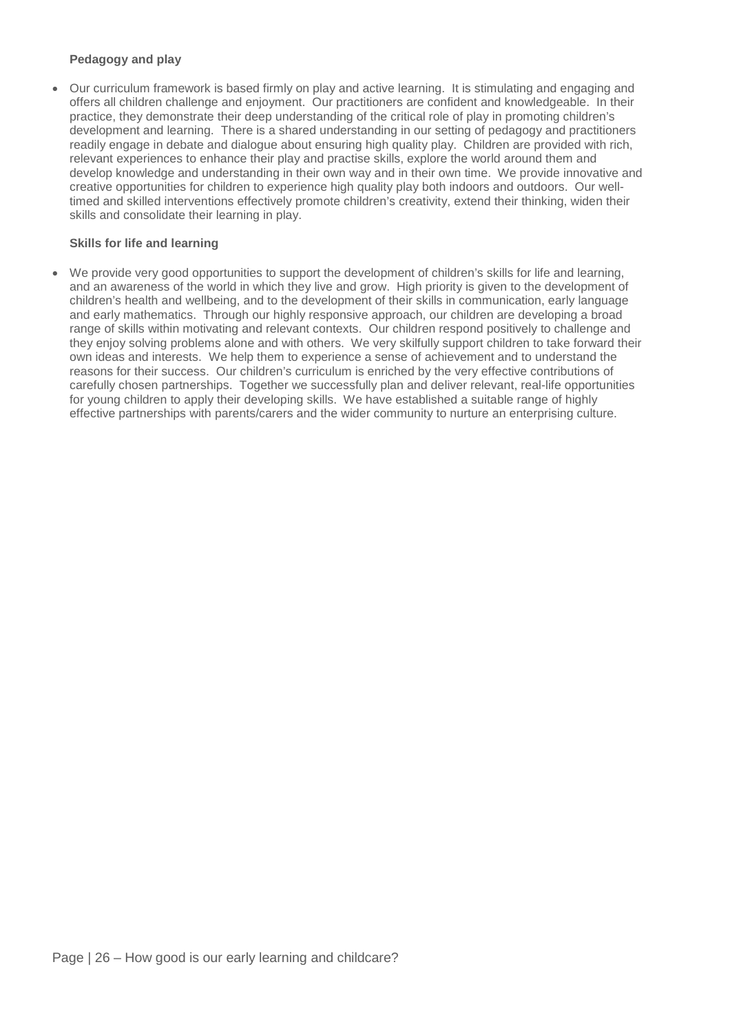**Pedagogy and play**

- Our curriculum framework is based firmly on play and active learning. It is stimulating and engaging and offers all children challenge and enjoyment. Our practitioners are confident and knowledgeable. In their practice, they demonstrate their deep understanding of the critical role of play in promoting children's development and learning. There is a shared understanding in our setting of pedagogy and practitioners readily engage in debate and dialogue about ensuring high quality play. Children are provided with rich, relevant experiences to enhance their play and practise skills, explore the world around them and develop knowledge and understanding in their own way and in their own time. We provide innovative and creative opportunities for children to experience high quality play both indoors and outdoors. Our well-timed and skilled interventions effectively promote children's creativity, extend their thinking, widen their skills and consolidate their learning in play.

**Skills for life and learning**

- We provide very good opportunities to support the development of children's skills for life and learning, and an awareness of the world in which they live and grow. High priority is given to the development of children's health and wellbeing, and to the development of their skills in communication, early language and early mathematics. Through our highly responsive approach, our children are developing a broad range of skills within motivating and relevant contexts. Our children respond positively to challenge and they enjoy solving problems alone and with others. We very skilfully support children to take forward their own ideas and interests. We help them to experience a sense of achievement and to understand the reasons for their success. Our children's curriculum is enriched by the very effective contributions of carefully chosen partnerships. Together we successfully plan and deliver relevant, real-life opportunities for young children to apply their developing skills. We have established a suitable range of highly effective partnerships with parents/carers and the wider community to nurture an enterprising culture.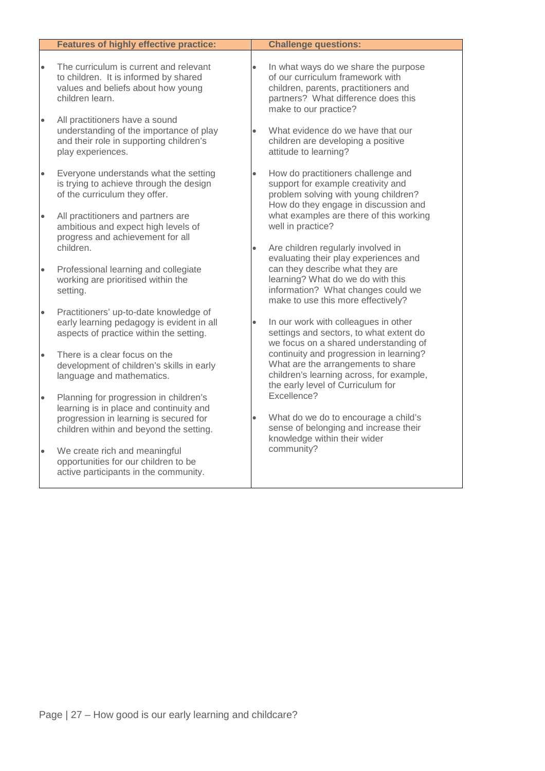| Features of highly effective practice: | Challenge questions: |
| --- | --- |
| • The curriculum is current and relevant to children. It is informed by shared values and beliefs about how young children learn.<br><br>• All practitioners have a sound understanding of the importance of play and their role in supporting children's play experiences.<br><br>• Everyone understands what the setting is trying to achieve through the design of the curriculum they offer.<br><br>• All practitioners and partners are ambitious and expect high levels of progress and achievement for all children.<br><br>• Professional learning and collegiate working are prioritised within the setting.<br><br>• Practitioners' up-to-date knowledge of early learning pedagogy is evident in all aspects of practice within the setting.<br><br>• There is a clear focus on the development of children's skills in early language and mathematics.<br><br>• Planning for progression in children's learning is in place and continuity and progression in learning is secured for children within and beyond the setting.<br><br>• We create rich and meaningful opportunities for our children to be active participants in the community. | • In what ways do we share the purpose of our curriculum framework with children, parents, practitioners and partners? What difference does this make to our practice?<br><br>• What evidence do we have that our children are developing a positive attitude to learning?<br><br>• How do practitioners challenge and support for example creativity and problem solving with young children? How do they engage in discussion and what examples are there of this working well in practice?<br><br>• Are children regularly involved in evaluating their play experiences and can they describe what they are learning? What do we do with this information? What changes could we make to use this more effectively?<br><br>• In our work with colleagues in other settings and sectors, to what extent do we focus on a shared understanding of continuity and progression in learning? What are the arrangements to share children's learning across, for example, the early level of Curriculum for Excellence?<br><br>• What do we do to encourage a child's sense of belonging and increase their knowledge within their wider community? |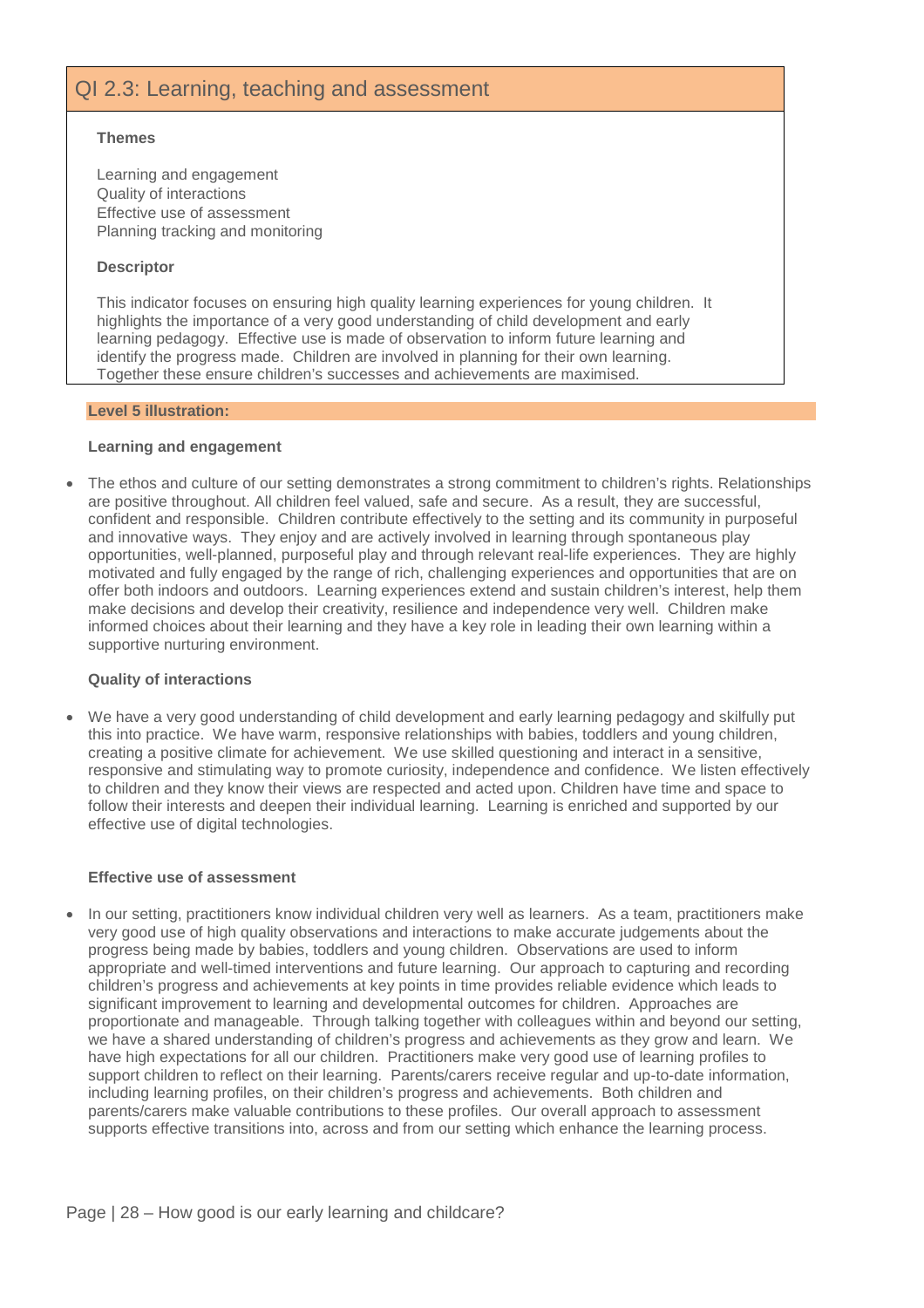## QI 2.3: Learning, teaching and assessment

**Themes**

Learning and engagement
Quality of interactions
Effective use of assessment
Planning tracking and monitoring

**Descriptor**

This indicator focuses on ensuring high quality learning experiences for young children. It highlights the importance of a very good understanding of child development and early learning pedagogy. Effective use is made of observation to inform future learning and identify the progress made. Children are involved in planning for their own learning. Together these ensure children's successes and achievements are maximised.

**Level 5 illustration:**

**Learning and engagement**

- The ethos and culture of our setting demonstrates a strong commitment to children's rights. Relationships are positive throughout. All children feel valued, safe and secure. As a result, they are successful, confident and responsible. Children contribute effectively to the setting and its community in purposeful and innovative ways. They enjoy and are actively involved in learning through spontaneous play opportunities, well-planned, purposeful play and through relevant real-life experiences. They are highly motivated and fully engaged by the range of rich, challenging experiences and opportunities that are on offer both indoors and outdoors. Learning experiences extend and sustain children's interest, help them make decisions and develop their creativity, resilience and independence very well. Children make informed choices about their learning and they have a key role in leading their own learning within a supportive nurturing environment.

**Quality of interactions**

- We have a very good understanding of child development and early learning pedagogy and skilfully put this into practice. We have warm, responsive relationships with babies, toddlers and young children, creating a positive climate for achievement. We use skilled questioning and interact in a sensitive, responsive and stimulating way to promote curiosity, independence and confidence. We listen effectively to children and they know their views are respected and acted upon. Children have time and space to follow their interests and deepen their individual learning. Learning is enriched and supported by our effective use of digital technologies.

**Effective use of assessment**

- In our setting, practitioners know individual children very well as learners. As a team, practitioners make very good use of high quality observations and interactions to make accurate judgements about the progress being made by babies, toddlers and young children. Observations are used to inform appropriate and well-timed interventions and future learning. Our approach to capturing and recording children's progress and achievements at key points in time provides reliable evidence which leads to significant improvement to learning and developmental outcomes for children. Approaches are proportionate and manageable. Through talking together with colleagues within and beyond our setting, we have a shared understanding of children's progress and achievements as they grow and learn. We have high expectations for all our children. Practitioners make very good use of learning profiles to support children to reflect on their learning. Parents/carers receive regular and up-to-date information, including learning profiles, on their children's progress and achievements. Both children and parents/carers make valuable contributions to these profiles. Our overall approach to assessment supports effective transitions into, across and from our setting which enhance the learning process.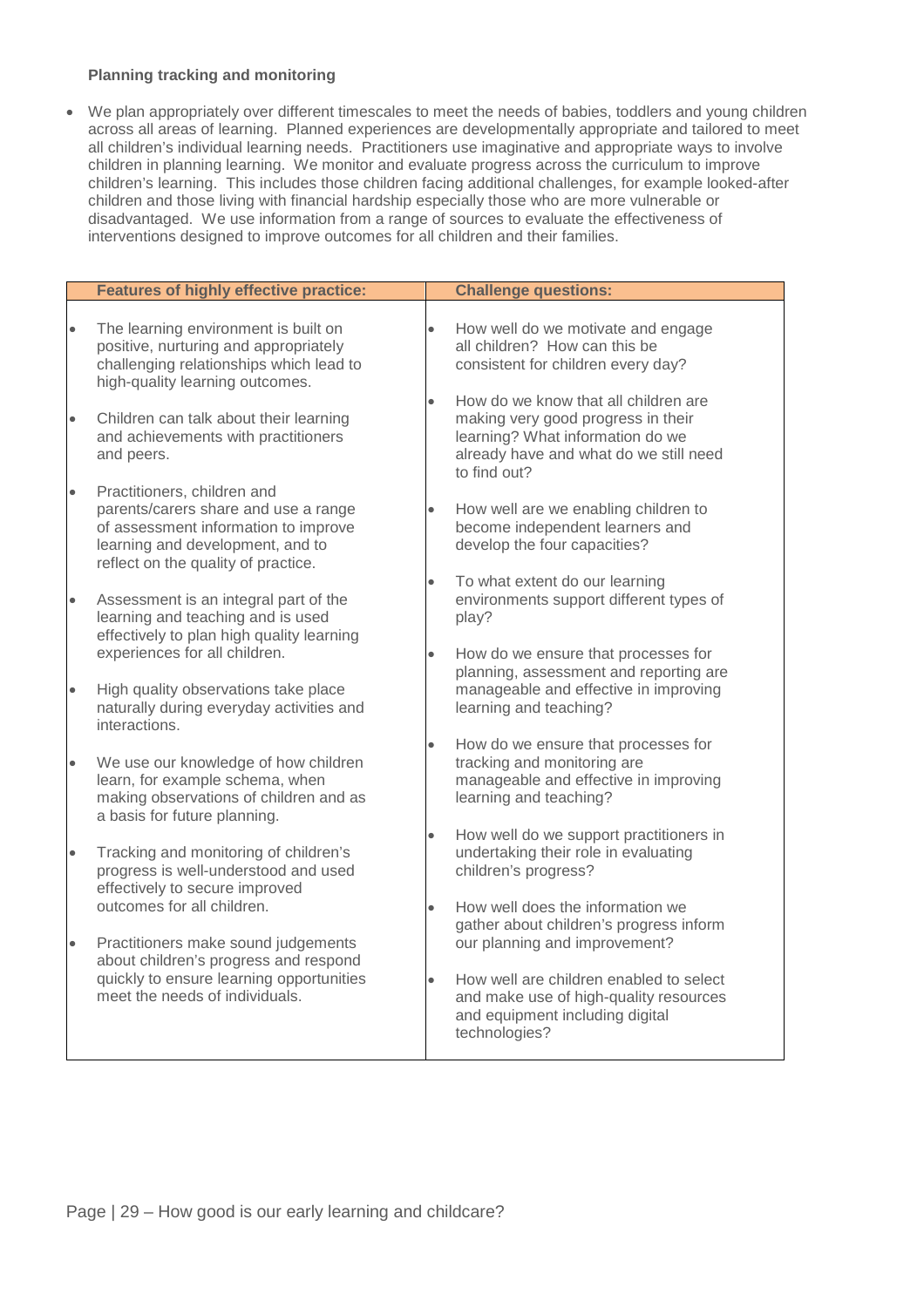**Planning tracking and monitoring**

- We plan appropriately over different timescales to meet the needs of babies, toddlers and young children across all areas of learning. Planned experiences are developmentally appropriate and tailored to meet all children's individual learning needs. Practitioners use imaginative and appropriate ways to involve children in planning learning. We monitor and evaluate progress across the curriculum to improve children's learning. This includes those children facing additional challenges, for example looked-after children and those living with financial hardship especially those who are more vulnerable or disadvantaged. We use information from a range of sources to evaluate the effectiveness of interventions designed to improve outcomes for all children and their families.

| Features of highly effective practice: | Challenge questions: |
| --- | --- |
| • The learning environment is built on positive, nurturing and appropriately challenging relationships which lead to high-quality learning outcomes.<br><br>• Children can talk about their learning and achievements with practitioners and peers.<br><br>• Practitioners, children and parents/carers share and use a range of assessment information to improve learning and development, and to reflect on the quality of practice.<br><br>• Assessment is an integral part of the learning and teaching and is used effectively to plan high quality learning experiences for all children.<br><br>• High quality observations take place naturally during everyday activities and interactions.<br><br>• We use our knowledge of how children learn, for example schema, when making observations of children and as a basis for future planning.<br><br>• Tracking and monitoring of children's progress is well-understood and used effectively to secure improved outcomes for all children.<br><br>• Practitioners make sound judgements about children's progress and respond quickly to ensure learning opportunities meet the needs of individuals. | • How well do we motivate and engage all children? How can this be consistent for children every day?<br><br>• How do we know that all children are making very good progress in their learning? What information do we already have and what do we still need to find out?<br><br>• How well are we enabling children to become independent learners and develop the four capacities?<br><br>• To what extent do our learning environments support different types of play?<br><br>• How do we ensure that processes for planning, assessment and reporting are manageable and effective in improving learning and teaching?<br><br>• How do we ensure that processes for tracking and monitoring are manageable and effective in improving learning and teaching?<br><br>• How well do we support practitioners in undertaking their role in evaluating children's progress?<br><br>• How well does the information we gather about children's progress inform our planning and improvement?<br><br>• How well are children enabled to select and make use of high-quality resources and equipment including digital technologies? |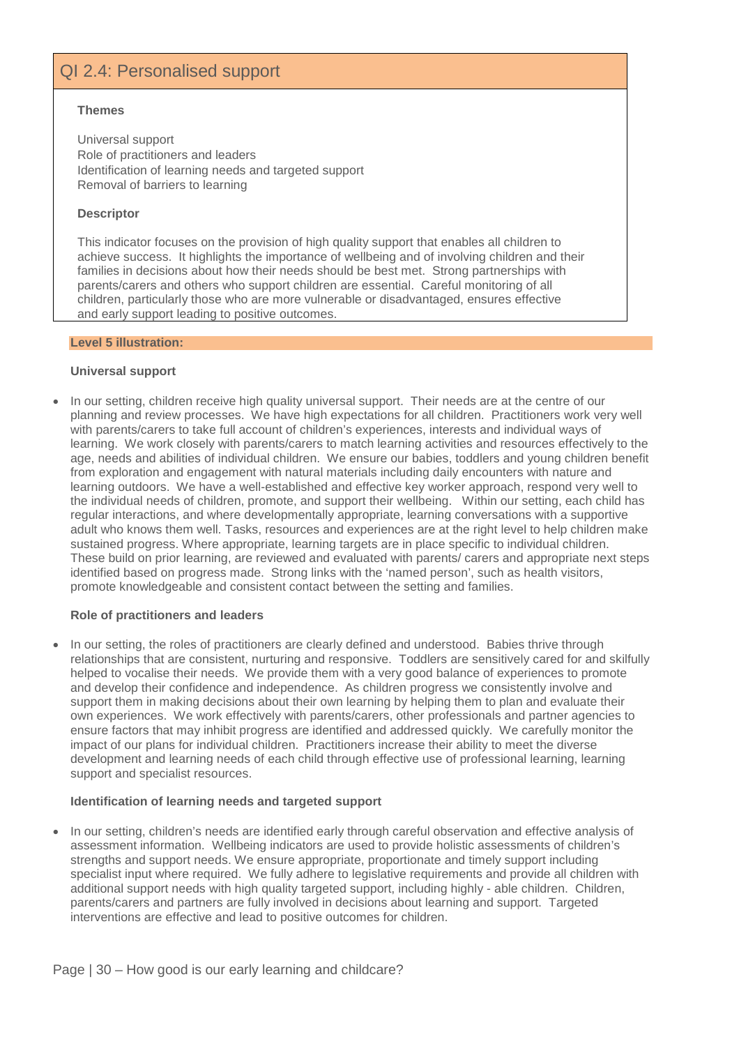## QI 2.4: Personalised support

**Themes**

Universal support
Role of practitioners and leaders
Identification of learning needs and targeted support
Removal of barriers to learning

**Descriptor**

This indicator focuses on the provision of high quality support that enables all children to achieve success. It highlights the importance of wellbeing and of involving children and their families in decisions about how their needs should be best met. Strong partnerships with parents/carers and others who support children are essential. Careful monitoring of all children, particularly those who are more vulnerable or disadvantaged, ensures effective and early support leading to positive outcomes.

**Level 5 illustration:**

**Universal support**

- In our setting, children receive high quality universal support. Their needs are at the centre of our planning and review processes. We have high expectations for all children. Practitioners work very well with parents/carers to take full account of children's experiences, interests and individual ways of learning. We work closely with parents/carers to match learning activities and resources effectively to the age, needs and abilities of individual children. We ensure our babies, toddlers and young children benefit from exploration and engagement with natural materials including daily encounters with nature and learning outdoors. We have a well-established and effective key worker approach, respond very well to the individual needs of children, promote, and support their wellbeing. Within our setting, each child has regular interactions, and where developmentally appropriate, learning conversations with a supportive adult who knows them well. Tasks, resources and experiences are at the right level to help children make sustained progress. Where appropriate, learning targets are in place specific to individual children. These build on prior learning, are reviewed and evaluated with parents/ carers and appropriate next steps identified based on progress made. Strong links with the 'named person', such as health visitors, promote knowledgeable and consistent contact between the setting and families.

**Role of practitioners and leaders**

- In our setting, the roles of practitioners are clearly defined and understood. Babies thrive through relationships that are consistent, nurturing and responsive. Toddlers are sensitively cared for and skilfully helped to vocalise their needs. We provide them with a very good balance of experiences to promote and develop their confidence and independence. As children progress we consistently involve and support them in making decisions about their own learning by helping them to plan and evaluate their own experiences. We work effectively with parents/carers, other professionals and partner agencies to ensure factors that may inhibit progress are identified and addressed quickly. We carefully monitor the impact of our plans for individual children. Practitioners increase their ability to meet the diverse development and learning needs of each child through effective use of professional learning, learning support and specialist resources.

**Identification of learning needs and targeted support**

- In our setting, children's needs are identified early through careful observation and effective analysis of assessment information. Wellbeing indicators are used to provide holistic assessments of children's strengths and support needs. We ensure appropriate, proportionate and timely support including specialist input where required. We fully adhere to legislative requirements and provide all children with additional support needs with high quality targeted support, including highly - able children. Children, parents/carers and partners are fully involved in decisions about learning and support. Targeted interventions are effective and lead to positive outcomes for children.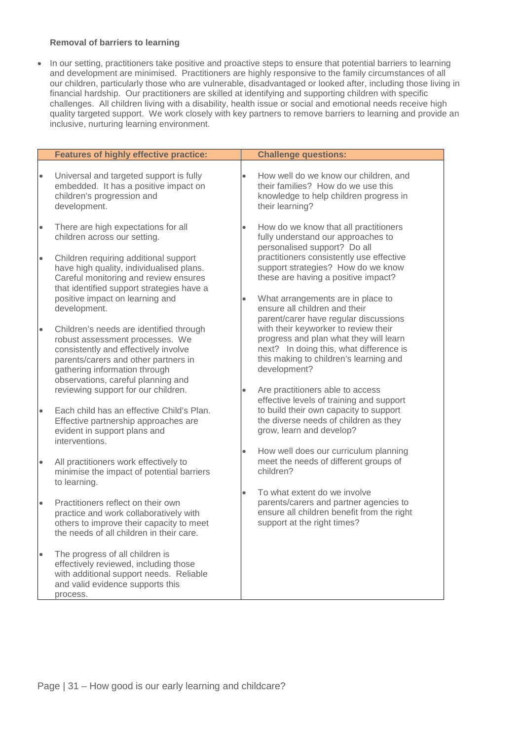**Removal of barriers to learning**

- In our setting, practitioners take positive and proactive steps to ensure that potential barriers to learning and development are minimised. Practitioners are highly responsive to the family circumstances of all our children, particularly those who are vulnerable, disadvantaged or looked after, including those living in financial hardship. Our practitioners are skilled at identifying and supporting children with specific challenges. All children living with a disability, health issue or social and emotional needs receive high quality targeted support. We work closely with key partners to remove barriers to learning and provide an inclusive, nurturing learning environment.

| Features of highly effective practice: | Challenge questions: |
| --- | --- |
| • Universal and targeted support is fully embedded. It has a positive impact on children's progression and development.<br><br>• There are high expectations for all children across our setting.<br><br>• Children requiring additional support have high quality, individualised plans. Careful monitoring and review ensures that identified support strategies have a positive impact on learning and development.<br><br>• Children's needs are identified through robust assessment processes. We consistently and effectively involve parents/carers and other partners in gathering information through observations, careful planning and reviewing support for our children.<br><br>• Each child has an effective Child's Plan. Effective partnership approaches are evident in support plans and interventions.<br><br>• All practitioners work effectively to minimise the impact of potential barriers to learning.<br><br>• Practitioners reflect on their own practice and work collaboratively with others to improve their capacity to meet the needs of all children in their care.<br><br>• The progress of all children is effectively reviewed, including those with additional support needs. Reliable and valid evidence supports this process. | • How well do we know our children, and their families? How do we use this knowledge to help children progress in their learning?<br><br>• How do we know that all practitioners fully understand our approaches to personalised support? Do all practitioners consistently use effective support strategies? How do we know these are having a positive impact?<br><br>• What arrangements are in place to ensure all children and their parent/carer have regular discussions with their keyworker to review their progress and plan what they will learn next? In doing this, what difference is this making to children's learning and development?<br><br>• Are practitioners able to access effective levels of training and support to build their own capacity to support the diverse needs of children as they grow, learn and develop?<br><br>• How well does our curriculum planning meet the needs of different groups of children?<br><br>• To what extent do we involve parents/carers and partner agencies to ensure all children benefit from the right support at the right times? |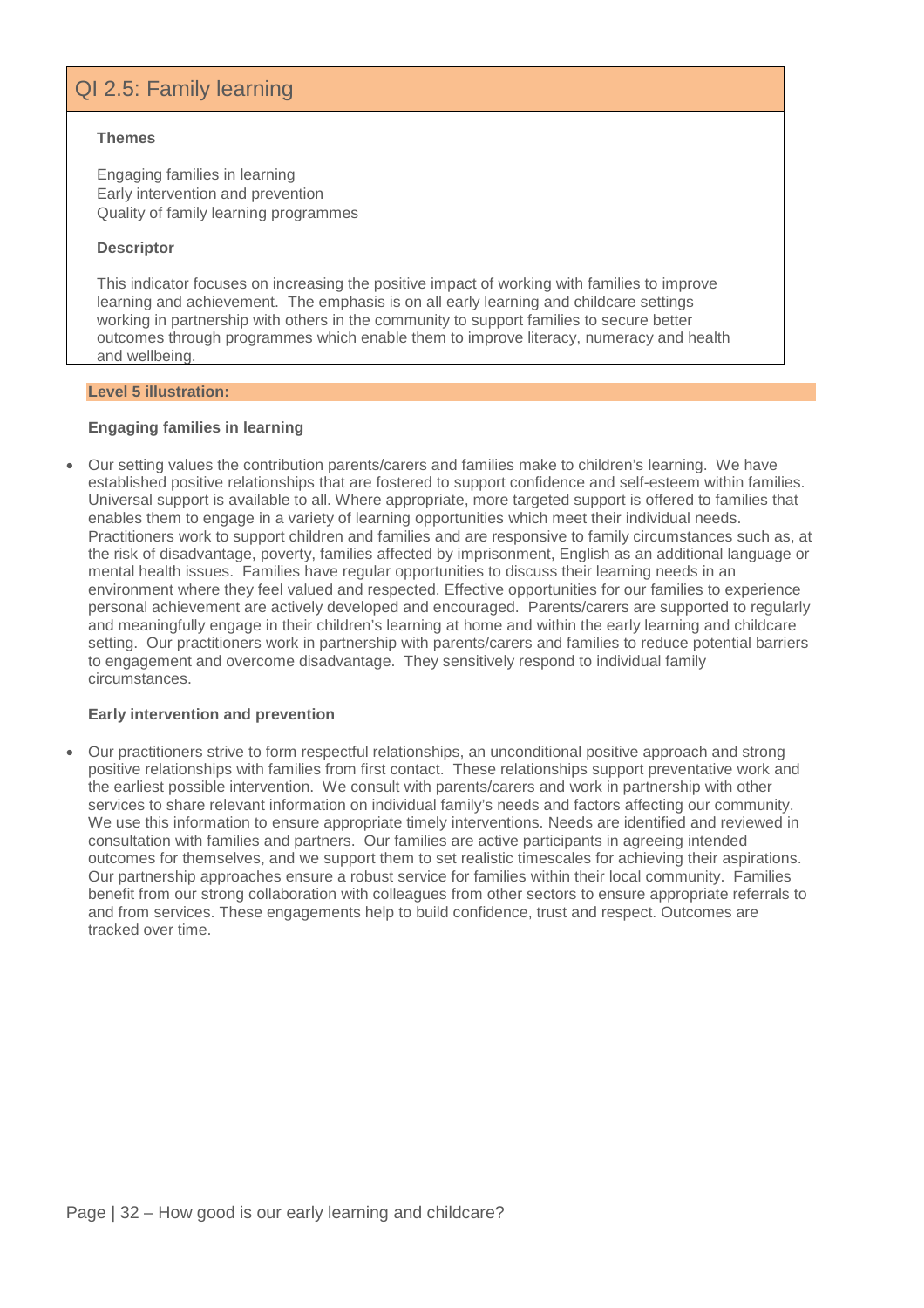## QI 2.5: Family learning

**Themes**

Engaging families in learning
Early intervention and prevention
Quality of family learning programmes

**Descriptor**

This indicator focuses on increasing the positive impact of working with families to improve learning and achievement. The emphasis is on all early learning and childcare settings working in partnership with others in the community to support families to secure better outcomes through programmes which enable them to improve literacy, numeracy and health and wellbeing.

**Level 5 illustration:**

**Engaging families in learning**

- Our setting values the contribution parents/carers and families make to children's learning. We have established positive relationships that are fostered to support confidence and self-esteem within families. Universal support is available to all. Where appropriate, more targeted support is offered to families that enables them to engage in a variety of learning opportunities which meet their individual needs. Practitioners work to support children and families and are responsive to family circumstances such as, at the risk of disadvantage, poverty, families affected by imprisonment, English as an additional language or mental health issues. Families have regular opportunities to discuss their learning needs in an environment where they feel valued and respected. Effective opportunities for our families to experience personal achievement are actively developed and encouraged. Parents/carers are supported to regularly and meaningfully engage in their children's learning at home and within the early learning and childcare setting. Our practitioners work in partnership with parents/carers and families to reduce potential barriers to engagement and overcome disadvantage. They sensitively respond to individual family circumstances.

**Early intervention and prevention**

- Our practitioners strive to form respectful relationships, an unconditional positive approach and strong positive relationships with families from first contact. These relationships support preventative work and the earliest possible intervention. We consult with parents/carers and work in partnership with other services to share relevant information on individual family's needs and factors affecting our community. We use this information to ensure appropriate timely interventions. Needs are identified and reviewed in consultation with families and partners. Our families are active participants in agreeing intended outcomes for themselves, and we support them to set realistic timescales for achieving their aspirations. Our partnership approaches ensure a robust service for families within their local community. Families benefit from our strong collaboration with colleagues from other sectors to ensure appropriate referrals to and from services. These engagements help to build confidence, trust and respect. Outcomes are tracked over time.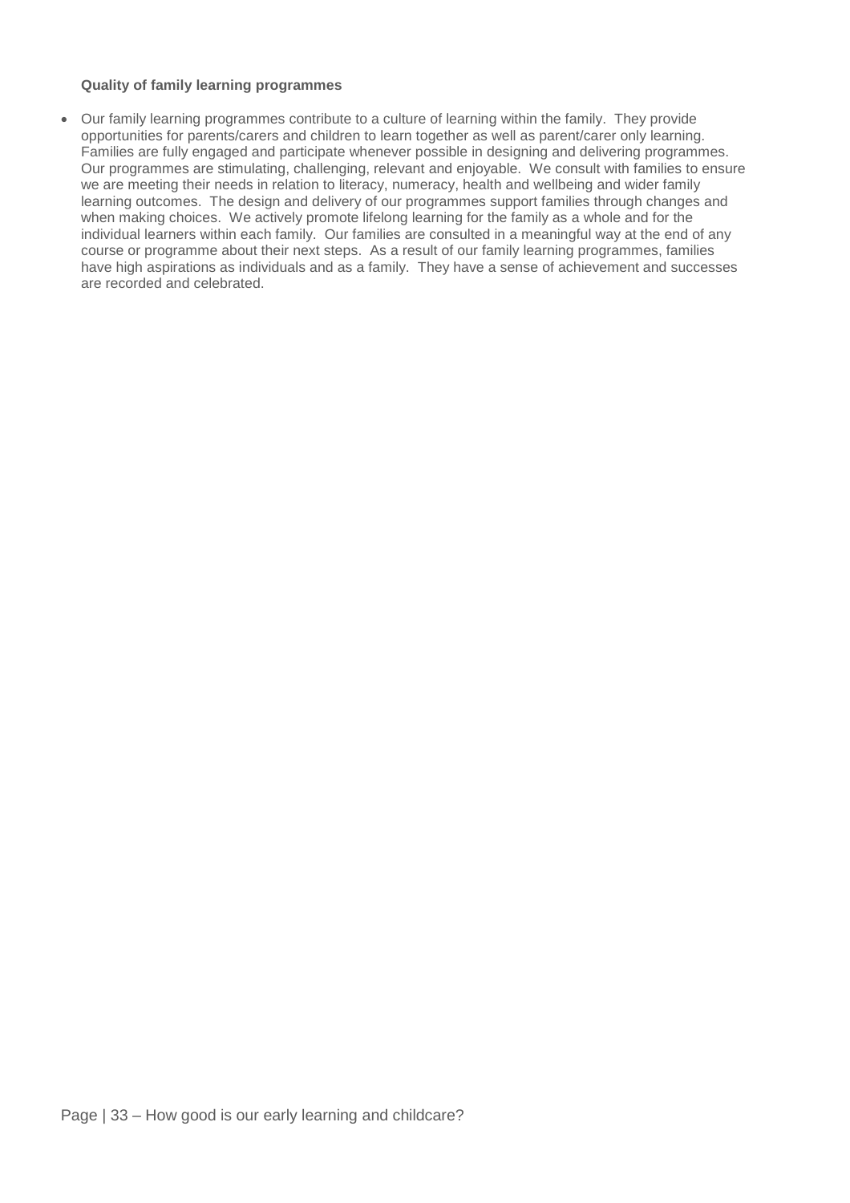**Quality of family learning programmes**

- Our family learning programmes contribute to a culture of learning within the family. They provide opportunities for parents/carers and children to learn together as well as parent/carer only learning. Families are fully engaged and participate whenever possible in designing and delivering programmes. Our programmes are stimulating, challenging, relevant and enjoyable. We consult with families to ensure we are meeting their needs in relation to literacy, numeracy, health and wellbeing and wider family learning outcomes. The design and delivery of our programmes support families through changes and when making choices. We actively promote lifelong learning for the family as a whole and for the individual learners within each family. Our families are consulted in a meaningful way at the end of any course or programme about their next steps. As a result of our family learning programmes, families have high aspirations as individuals and as a family. They have a sense of achievement and successes are recorded and celebrated.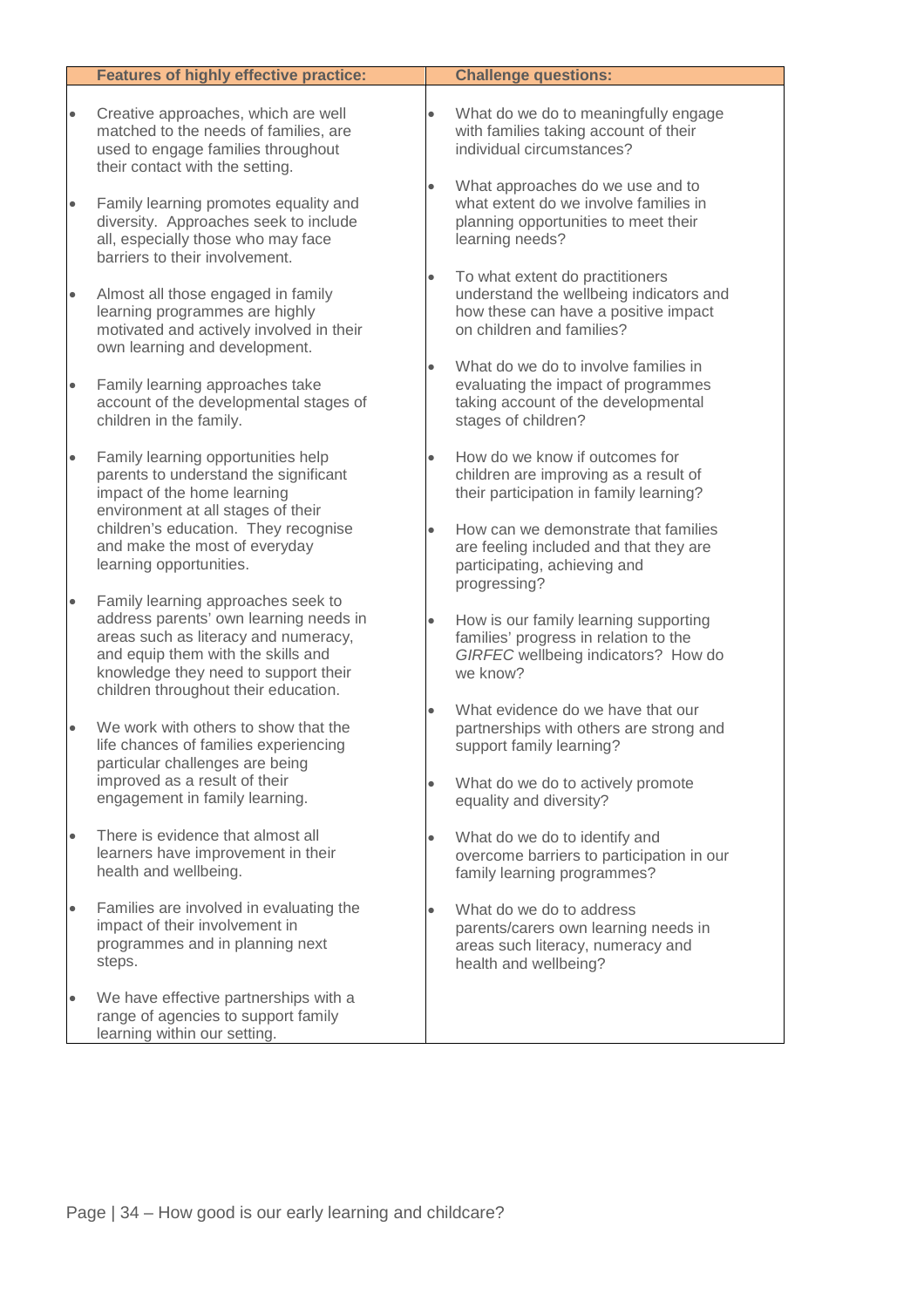| Features of highly effective practice: | Challenge questions: |
|---|---|
| <ul><li>Creative approaches, which are well matched to the needs of families, are used to engage families throughout their contact with the setting.</li><li>Family learning promotes equality and diversity. Approaches seek to include all, especially those who may face barriers to their involvement.</li><li>Almost all those engaged in family learning programmes are highly motivated and actively involved in their own learning and development.</li><li>Family learning approaches take account of the developmental stages of children in the family.</li><li>Family learning opportunities help parents to understand the significant impact of the home learning environment at all stages of their children's education. They recognise and make the most of everyday learning opportunities.</li><li>Family learning approaches seek to address parents' own learning needs in areas such as literacy and numeracy, and equip them with the skills and knowledge they need to support their children throughout their education.</li><li>We work with others to show that the life chances of families experiencing particular challenges are being improved as a result of their engagement in family learning.</li><li>There is evidence that almost all learners have improvement in their health and wellbeing.</li><li>Families are involved in evaluating the impact of their involvement in programmes and in planning next steps.</li><li>We have effective partnerships with a range of agencies to support family learning within our setting.</li></ul> | <ul><li>What do we do to meaningfully engage with families taking account of their individual circumstances?</li><li>What approaches do we use and to what extent do we involve families in planning opportunities to meet their learning needs?</li><li>To what extent do practitioners understand the wellbeing indicators and how these can have a positive impact on children and families?</li><li>What do we do to involve families in evaluating the impact of programmes taking account of the developmental stages of children?</li><li>How do we know if outcomes for children are improving as a result of their participation in family learning?</li><li>How can we demonstrate that families are feeling included and that they are participating, achieving and progressing?</li><li>How is our family learning supporting families' progress in relation to the *GIRFEC* wellbeing indicators? How do we know?</li><li>What evidence do we have that our partnerships with others are strong and support family learning?</li><li>What do we do to actively promote equality and diversity?</li><li>What do we do to identify and overcome barriers to participation in our family learning programmes?</li><li>What do we do to address parents/carers own learning needs in areas such literacy, numeracy and health and wellbeing?</li></ul> |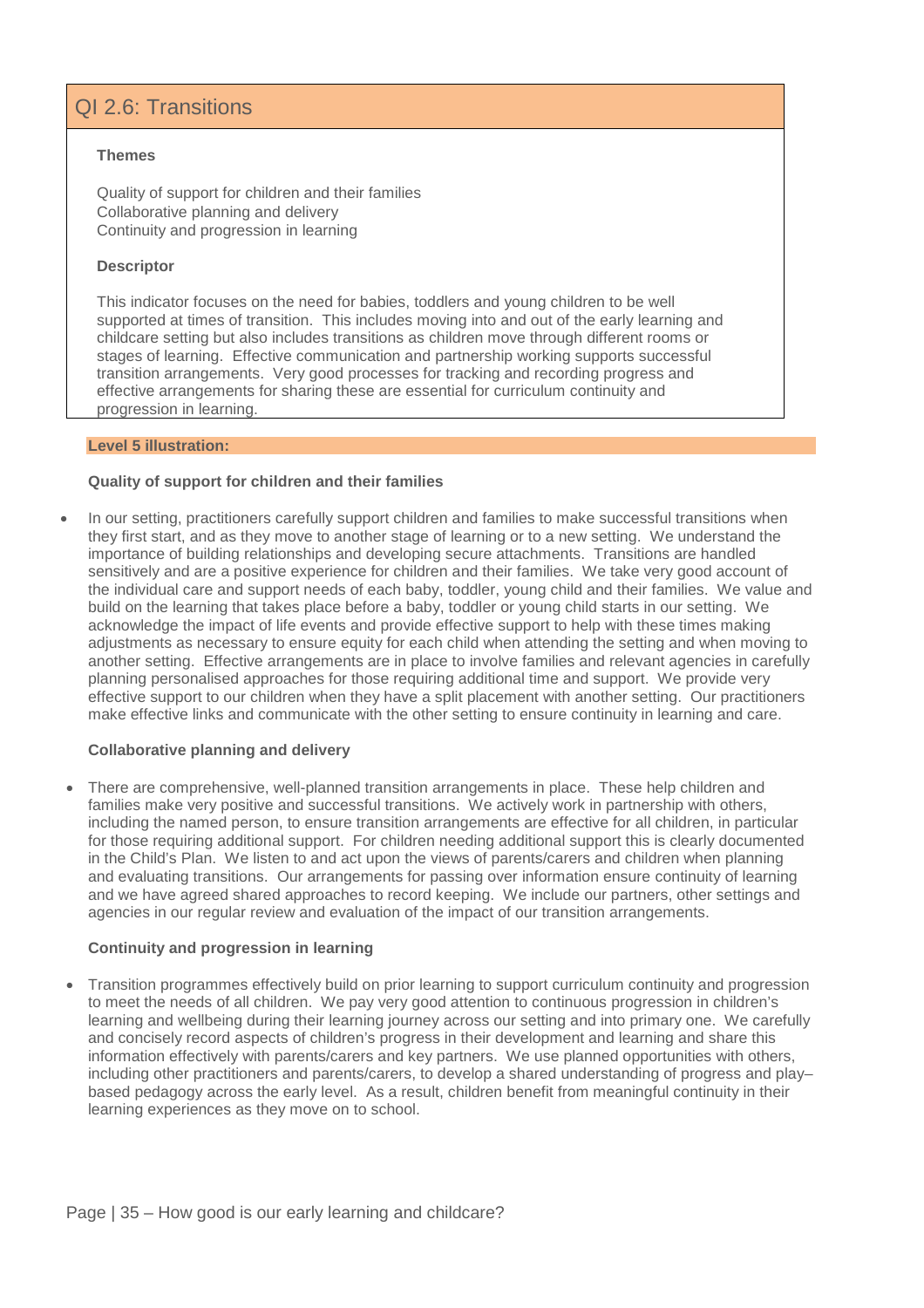## QI 2.6: Transitions

**Themes**

Quality of support for children and their families
Collaborative planning and delivery
Continuity and progression in learning

**Descriptor**

This indicator focuses on the need for babies, toddlers and young children to be well supported at times of transition. This includes moving into and out of the early learning and childcare setting but also includes transitions as children move through different rooms or stages of learning. Effective communication and partnership working supports successful transition arrangements. Very good processes for tracking and recording progress and effective arrangements for sharing these are essential for curriculum continuity and progression in learning.

**Level 5 illustration:**

**Quality of support for children and their families**

- In our setting, practitioners carefully support children and families to make successful transitions when they first start, and as they move to another stage of learning or to a new setting. We understand the importance of building relationships and developing secure attachments. Transitions are handled sensitively and are a positive experience for children and their families. We take very good account of the individual care and support needs of each baby, toddler, young child and their families. We value and build on the learning that takes place before a baby, toddler or young child starts in our setting. We acknowledge the impact of life events and provide effective support to help with these times making adjustments as necessary to ensure equity for each child when attending the setting and when moving to another setting. Effective arrangements are in place to involve families and relevant agencies in carefully planning personalised approaches for those requiring additional time and support. We provide very effective support to our children when they have a split placement with another setting. Our practitioners make effective links and communicate with the other setting to ensure continuity in learning and care.

**Collaborative planning and delivery**

- There are comprehensive, well-planned transition arrangements in place. These help children and families make very positive and successful transitions. We actively work in partnership with others, including the named person, to ensure transition arrangements are effective for all children, in particular for those requiring additional support. For children needing additional support this is clearly documented in the Child's Plan. We listen to and act upon the views of parents/carers and children when planning and evaluating transitions. Our arrangements for passing over information ensure continuity of learning and we have agreed shared approaches to record keeping. We include our partners, other settings and agencies in our regular review and evaluation of the impact of our transition arrangements.

**Continuity and progression in learning**

- Transition programmes effectively build on prior learning to support curriculum continuity and progression to meet the needs of all children. We pay very good attention to continuous progression in children's learning and wellbeing during their learning journey across our setting and into primary one. We carefully and concisely record aspects of children's progress in their development and learning and share this information effectively with parents/carers and key partners. We use planned opportunities with others, including other practitioners and parents/carers, to develop a shared understanding of progress and play–based pedagogy across the early level. As a result, children benefit from meaningful continuity in their learning experiences as they move on to school.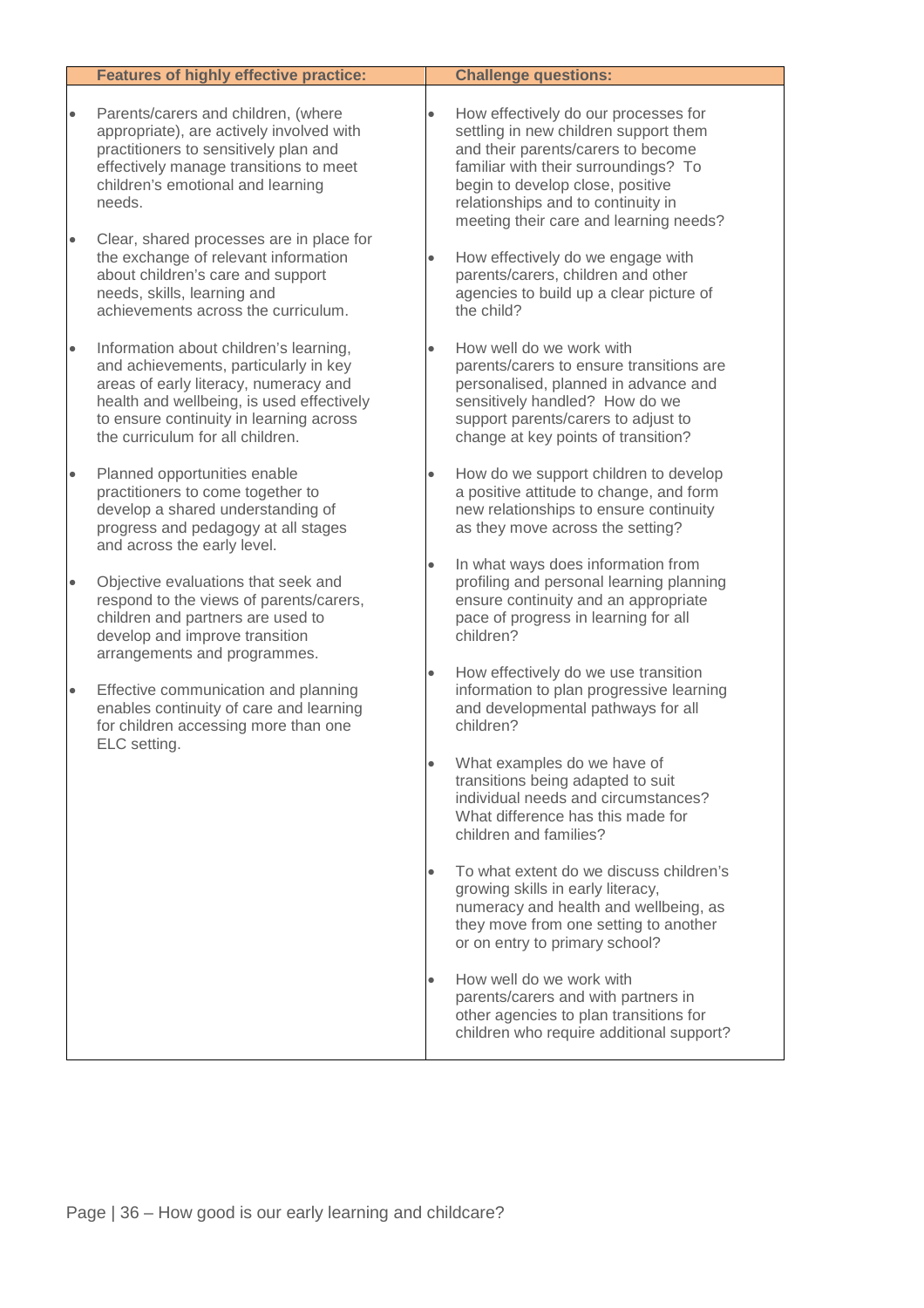| Features of highly effective practice: | Challenge questions: |
| --- | --- |
| • Parents/carers and children, (where appropriate), are actively involved with practitioners to sensitively plan and effectively manage transitions to meet children's emotional and learning needs.<br><br>• Clear, shared processes are in place for the exchange of relevant information about children's care and support needs, skills, learning and achievements across the curriculum.<br><br>• Information about children's learning, and achievements, particularly in key areas of early literacy, numeracy and health and wellbeing, is used effectively to ensure continuity in learning across the curriculum for all children.<br><br>• Planned opportunities enable practitioners to come together to develop a shared understanding of progress and pedagogy at all stages and across the early level.<br><br>• Objective evaluations that seek and respond to the views of parents/carers, children and partners are used to develop and improve transition arrangements and programmes.<br><br>• Effective communication and planning enables continuity of care and learning for children accessing more than one ELC setting. | • How effectively do our processes for settling in new children support them and their parents/carers to become familiar with their surroundings? To begin to develop close, positive relationships and to continuity in meeting their care and learning needs?<br><br>• How effectively do we engage with parents/carers, children and other agencies to build up a clear picture of the child?<br><br>• How well do we work with parents/carers to ensure transitions are personalised, planned in advance and sensitively handled? How do we support parents/carers to adjust to change at key points of transition?<br><br>• How do we support children to develop a positive attitude to change, and form new relationships to ensure continuity as they move across the setting?<br><br>• In what ways does information from profiling and personal learning planning ensure continuity and an appropriate pace of progress in learning for all children?<br><br>• How effectively do we use transition information to plan progressive learning and developmental pathways for all children?<br><br>• What examples do we have of transitions being adapted to suit individual needs and circumstances? What difference has this made for children and families?<br><br>• To what extent do we discuss children's growing skills in early literacy, numeracy and health and wellbeing, as they move from one setting to another or on entry to primary school?<br><br>• How well do we work with parents/carers and with partners in other agencies to plan transitions for children who require additional support? |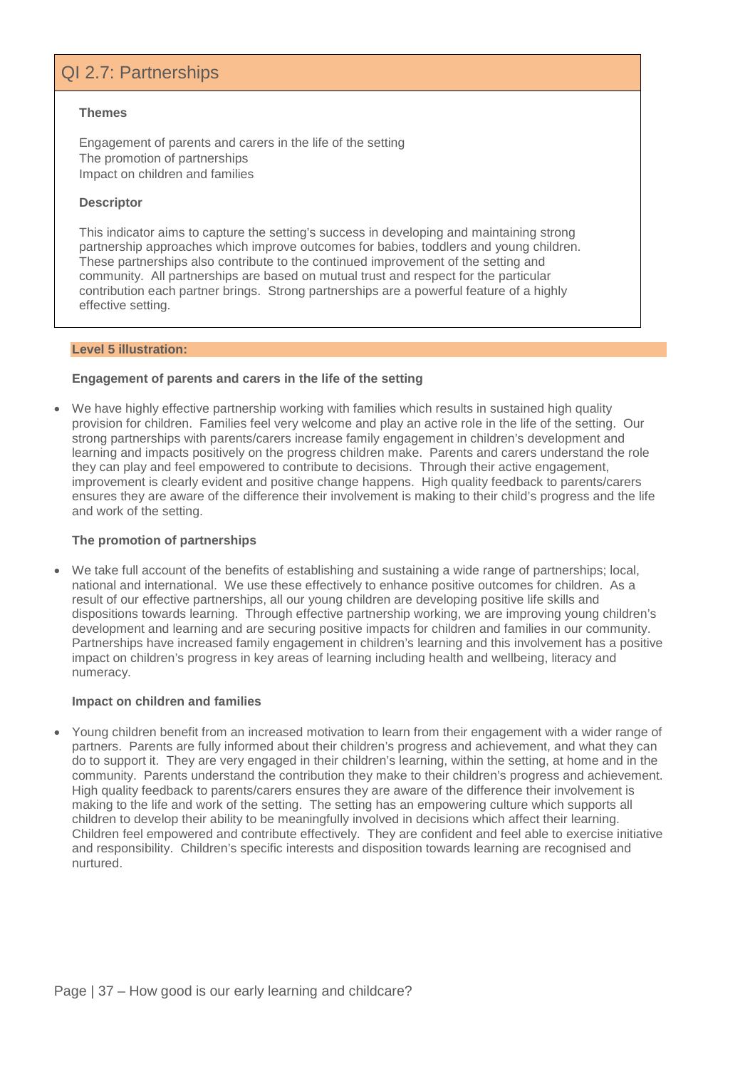## QI 2.7: Partnerships

**Themes**

Engagement of parents and carers in the life of the setting
The promotion of partnerships
Impact on children and families

**Descriptor**

This indicator aims to capture the setting's success in developing and maintaining strong partnership approaches which improve outcomes for babies, toddlers and young children. These partnerships also contribute to the continued improvement of the setting and community. All partnerships are based on mutual trust and respect for the particular contribution each partner brings. Strong partnerships are a powerful feature of a highly effective setting.

**Level 5 illustration:**

**Engagement of parents and carers in the life of the setting**

- We have highly effective partnership working with families which results in sustained high quality provision for children. Families feel very welcome and play an active role in the life of the setting. Our strong partnerships with parents/carers increase family engagement in children's development and learning and impacts positively on the progress children make. Parents and carers understand the role they can play and feel empowered to contribute to decisions. Through their active engagement, improvement is clearly evident and positive change happens. High quality feedback to parents/carers ensures they are aware of the difference their involvement is making to their child's progress and the life and work of the setting.

**The promotion of partnerships**

- We take full account of the benefits of establishing and sustaining a wide range of partnerships; local, national and international. We use these effectively to enhance positive outcomes for children. As a result of our effective partnerships, all our young children are developing positive life skills and dispositions towards learning. Through effective partnership working, we are improving young children's development and learning and are securing positive impacts for children and families in our community. Partnerships have increased family engagement in children's learning and this involvement has a positive impact on children's progress in key areas of learning including health and wellbeing, literacy and numeracy.

**Impact on children and families**

- Young children benefit from an increased motivation to learn from their engagement with a wider range of partners. Parents are fully informed about their children's progress and achievement, and what they can do to support it. They are very engaged in their children's learning, within the setting, at home and in the community. Parents understand the contribution they make to their children's progress and achievement. High quality feedback to parents/carers ensures they are aware of the difference their involvement is making to the life and work of the setting. The setting has an empowering culture which supports all children to develop their ability to be meaningfully involved in decisions which affect their learning. Children feel empowered and contribute effectively. They are confident and feel able to exercise initiative and responsibility. Children's specific interests and disposition towards learning are recognised and nurtured.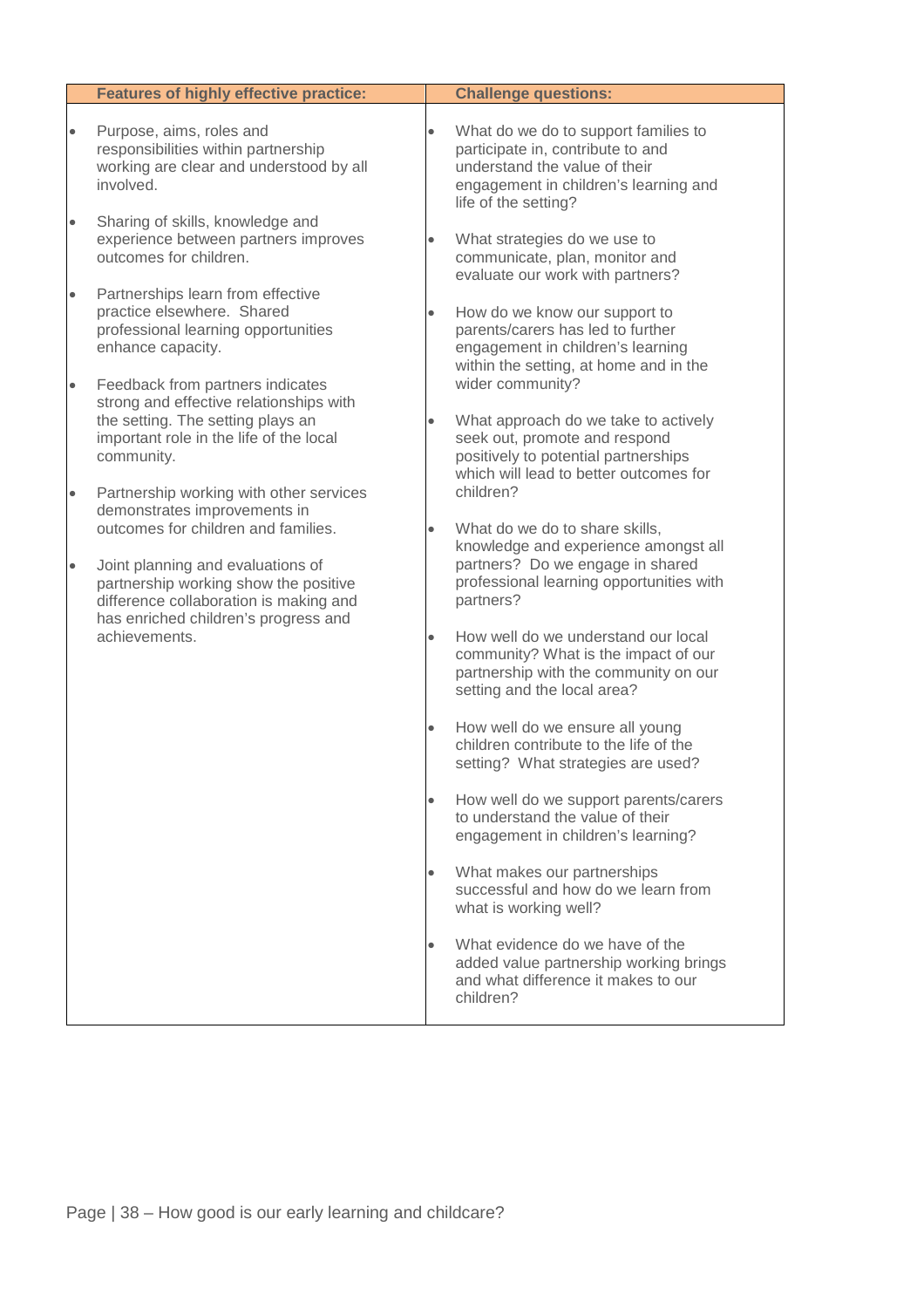| Features of highly effective practice: | Challenge questions: |
| --- | --- |
| • Purpose, aims, roles and responsibilities within partnership working are clear and understood by all involved.<br><br>• Sharing of skills, knowledge and experience between partners improves outcomes for children.<br><br>• Partnerships learn from effective practice elsewhere. Shared professional learning opportunities enhance capacity.<br><br>• Feedback from partners indicates strong and effective relationships with the setting. The setting plays an important role in the life of the local community.<br><br>• Partnership working with other services demonstrates improvements in outcomes for children and families.<br><br>• Joint planning and evaluations of partnership working show the positive difference collaboration is making and has enriched children's progress and achievements. | • What do we do to support families to participate in, contribute to and understand the value of their engagement in children's learning and life of the setting?<br><br>• What strategies do we use to communicate, plan, monitor and evaluate our work with partners?<br><br>• How do we know our support to parents/carers has led to further engagement in children's learning within the setting, at home and in the wider community?<br><br>• What approach do we take to actively seek out, promote and respond positively to potential partnerships which will lead to better outcomes for children?<br><br>• What do we do to share skills, knowledge and experience amongst all partners? Do we engage in shared professional learning opportunities with partners?<br><br>• How well do we understand our local community? What is the impact of our partnership with the community on our setting and the local area?<br><br>• How well do we ensure all young children contribute to the life of the setting? What strategies are used?<br><br>• How well do we support parents/carers to understand the value of their engagement in children's learning?<br><br>• What makes our partnerships successful and how do we learn from what is working well?<br><br>• What evidence do we have of the added value partnership working brings and what difference it makes to our children? |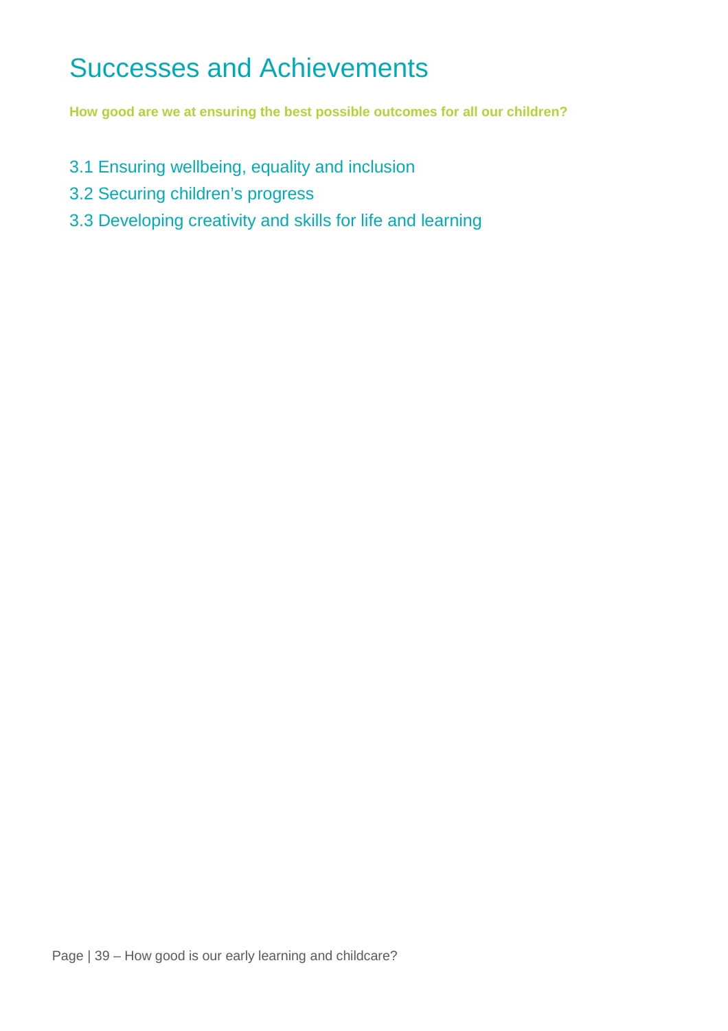# Successes and Achievements

**How good are we at ensuring the best possible outcomes for all our children?**

3.1 Ensuring wellbeing, equality and inclusion

3.2 Securing children's progress

3.3 Developing creativity and skills for life and learning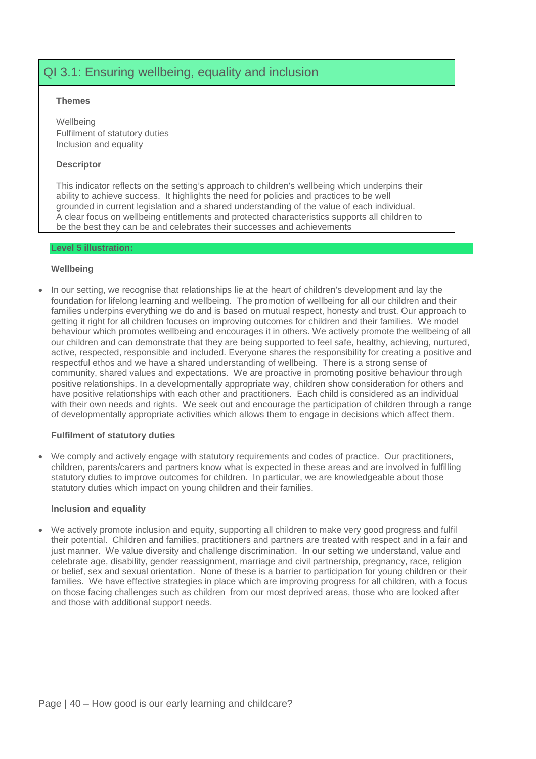## QI 3.1: Ensuring wellbeing, equality and inclusion

**Themes**

Wellbeing
Fulfilment of statutory duties
Inclusion and equality

**Descriptor**

This indicator reflects on the setting's approach to children's wellbeing which underpins their ability to achieve success. It highlights the need for policies and practices to be well grounded in current legislation and a shared understanding of the value of each individual. A clear focus on wellbeing entitlements and protected characteristics supports all children to be the best they can be and celebrates their successes and achievements

**Level 5 illustration:**

**Wellbeing**

- In our setting, we recognise that relationships lie at the heart of children's development and lay the foundation for lifelong learning and wellbeing. The promotion of wellbeing for all our children and their families underpins everything we do and is based on mutual respect, honesty and trust. Our approach to getting it right for all children focuses on improving outcomes for children and their families. We model behaviour which promotes wellbeing and encourages it in others. We actively promote the wellbeing of all our children and can demonstrate that they are being supported to feel safe, healthy, achieving, nurtured, active, respected, responsible and included. Everyone shares the responsibility for creating a positive and respectful ethos and we have a shared understanding of wellbeing. There is a strong sense of community, shared values and expectations. We are proactive in promoting positive behaviour through positive relationships. In a developmentally appropriate way, children show consideration for others and have positive relationships with each other and practitioners. Each child is considered as an individual with their own needs and rights. We seek out and encourage the participation of children through a range of developmentally appropriate activities which allows them to engage in decisions which affect them.

**Fulfilment of statutory duties**

- We comply and actively engage with statutory requirements and codes of practice. Our practitioners, children, parents/carers and partners know what is expected in these areas and are involved in fulfilling statutory duties to improve outcomes for children. In particular, we are knowledgeable about those statutory duties which impact on young children and their families.

**Inclusion and equality**

- We actively promote inclusion and equity, supporting all children to make very good progress and fulfil their potential. Children and families, practitioners and partners are treated with respect and in a fair and just manner. We value diversity and challenge discrimination. In our setting we understand, value and celebrate age, disability, gender reassignment, marriage and civil partnership, pregnancy, race, religion or belief, sex and sexual orientation. None of these is a barrier to participation for young children or their families. We have effective strategies in place which are improving progress for all children, with a focus on those facing challenges such as children from our most deprived areas, those who are looked after and those with additional support needs.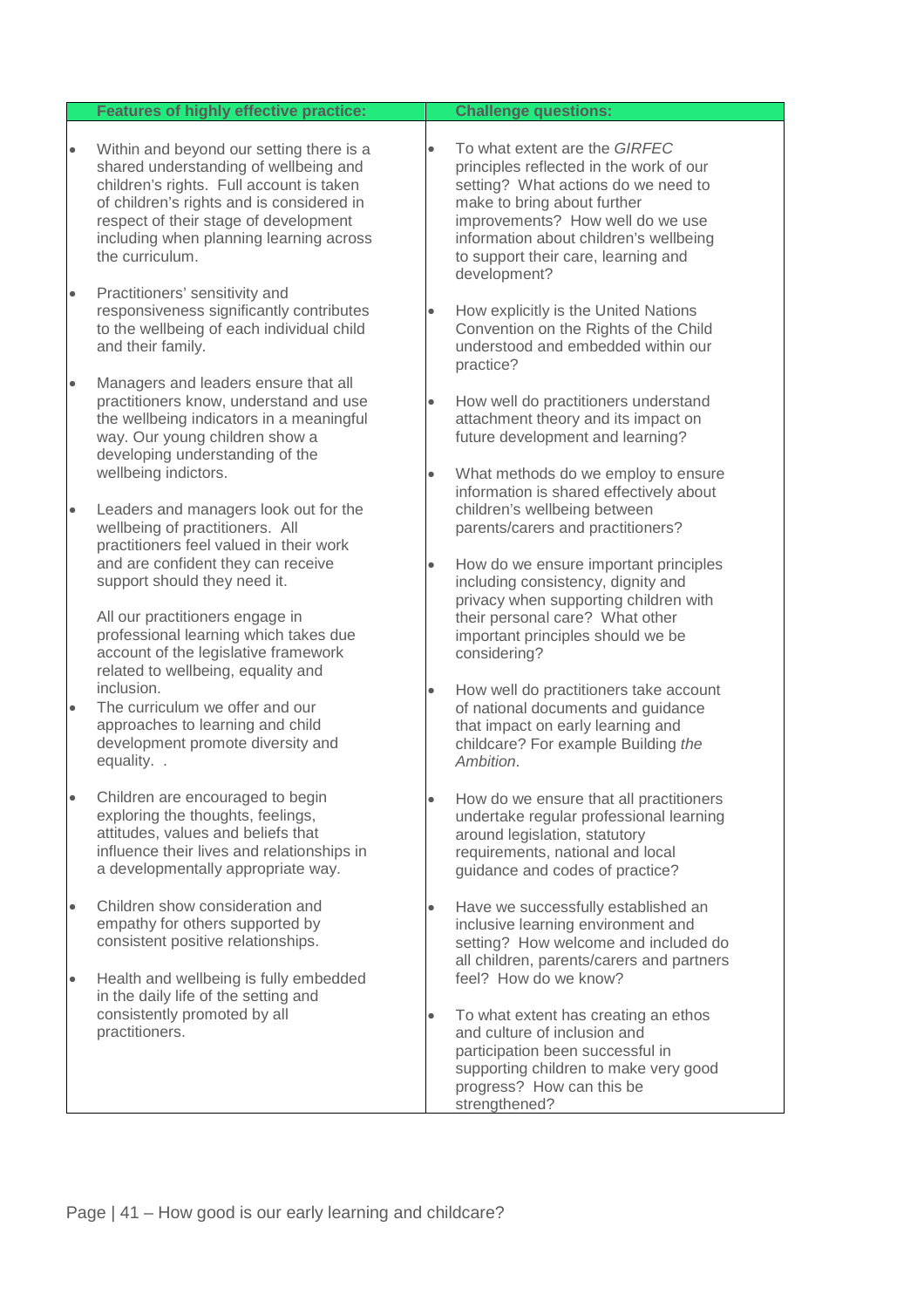| Features of highly effective practice: | Challenge questions: |
|---|---|
| <ul><li>Within and beyond our setting there is a shared understanding of wellbeing and children's rights. Full account is taken of children's rights and is considered in respect of their stage of development including when planning learning across the curriculum.</li><li>Practitioners' sensitivity and responsiveness significantly contributes to the wellbeing of each individual child and their family.</li><li>Managers and leaders ensure that all practitioners know, understand and use the wellbeing indicators in a meaningful way. Our young children show a developing understanding of the wellbeing indictors.</li><li>Leaders and managers look out for the wellbeing of practitioners. All practitioners feel valued in their work and are confident they can receive support should they need it.<br><br>All our practitioners engage in professional learning which takes due account of the legislative framework related to wellbeing, equality and inclusion.</li><li>The curriculum we offer and our approaches to learning and child development promote diversity and equality. .</li><li>Children are encouraged to begin exploring the thoughts, feelings, attitudes, values and beliefs that influence their lives and relationships in a developmentally appropriate way.</li><li>Children show consideration and empathy for others supported by consistent positive relationships.</li><li>Health and wellbeing is fully embedded in the daily life of the setting and consistently promoted by all practitioners.</li></ul> | <ul><li>To what extent are the *GIRFEC* principles reflected in the work of our setting? What actions do we need to make to bring about further improvements? How well do we use information about children's wellbeing to support their care, learning and development?</li><li>How explicitly is the United Nations Convention on the Rights of the Child understood and embedded within our practice?</li><li>How well do practitioners understand attachment theory and its impact on future development and learning?</li><li>What methods do we employ to ensure information is shared effectively about children's wellbeing between parents/carers and practitioners?</li><li>How do we ensure important principles including consistency, dignity and privacy when supporting children with their personal care? What other important principles should we be considering?</li><li>How well do practitioners take account of national documents and guidance that impact on early learning and childcare? For example Building *the Ambition*.</li><li>How do we ensure that all practitioners undertake regular professional learning around legislation, statutory requirements, national and local guidance and codes of practice?</li><li>Have we successfully established an inclusive learning environment and setting? How welcome and included do all children, parents/carers and partners feel? How do we know?</li><li>To what extent has creating an ethos and culture of inclusion and participation been successful in supporting children to make very good progress? How can this be strengthened?</li></ul> |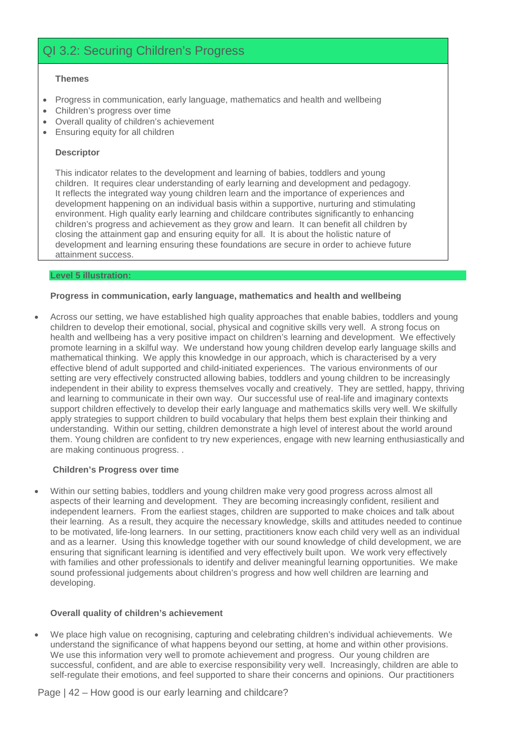## QI 3.2: Securing Children's Progress

**Themes**

- Progress in communication, early language, mathematics and health and wellbeing
- Children's progress over time
- Overall quality of children's achievement
- Ensuring equity for all children

**Descriptor**

This indicator relates to the development and learning of babies, toddlers and young children. It requires clear understanding of early learning and development and pedagogy. It reflects the integrated way young children learn and the importance of experiences and development happening on an individual basis within a supportive, nurturing and stimulating environment. High quality early learning and childcare contributes significantly to enhancing children's progress and achievement as they grow and learn. It can benefit all children by closing the attainment gap and ensuring equity for all. It is about the holistic nature of development and learning ensuring these foundations are secure in order to achieve future attainment success.

**Level 5 illustration:**

**Progress in communication, early language, mathematics and health and wellbeing**

- Across our setting, we have established high quality approaches that enable babies, toddlers and young children to develop their emotional, social, physical and cognitive skills very well. A strong focus on health and wellbeing has a very positive impact on children's learning and development. We effectively promote learning in a skilful way. We understand how young children develop early language skills and mathematical thinking. We apply this knowledge in our approach, which is characterised by a very effective blend of adult supported and child-initiated experiences. The various environments of our setting are very effectively constructed allowing babies, toddlers and young children to be increasingly independent in their ability to express themselves vocally and creatively. They are settled, happy, thriving and learning to communicate in their own way. Our successful use of real-life and imaginary contexts support children effectively to develop their early language and mathematics skills very well. We skilfully apply strategies to support children to build vocabulary that helps them best explain their thinking and understanding. Within our setting, children demonstrate a high level of interest about the world around them. Young children are confident to try new experiences, engage with new learning enthusiastically and are making continuous progress. .

**Children's Progress over time**

- Within our setting babies, toddlers and young children make very good progress across almost all aspects of their learning and development. They are becoming increasingly confident, resilient and independent learners. From the earliest stages, children are supported to make choices and talk about their learning. As a result, they acquire the necessary knowledge, skills and attitudes needed to continue to be motivated, life-long learners. In our setting, practitioners know each child very well as an individual and as a learner. Using this knowledge together with our sound knowledge of child development, we are ensuring that significant learning is identified and very effectively built upon. We work very effectively with families and other professionals to identify and deliver meaningful learning opportunities. We make sound professional judgements about children's progress and how well children are learning and developing.

**Overall quality of children's achievement**

- We place high value on recognising, capturing and celebrating children's individual achievements. We understand the significance of what happens beyond our setting, at home and within other provisions. We use this information very well to promote achievement and progress. Our young children are successful, confident, and are able to exercise responsibility very well. Increasingly, children are able to self-regulate their emotions, and feel supported to share their concerns and opinions. Our practitioners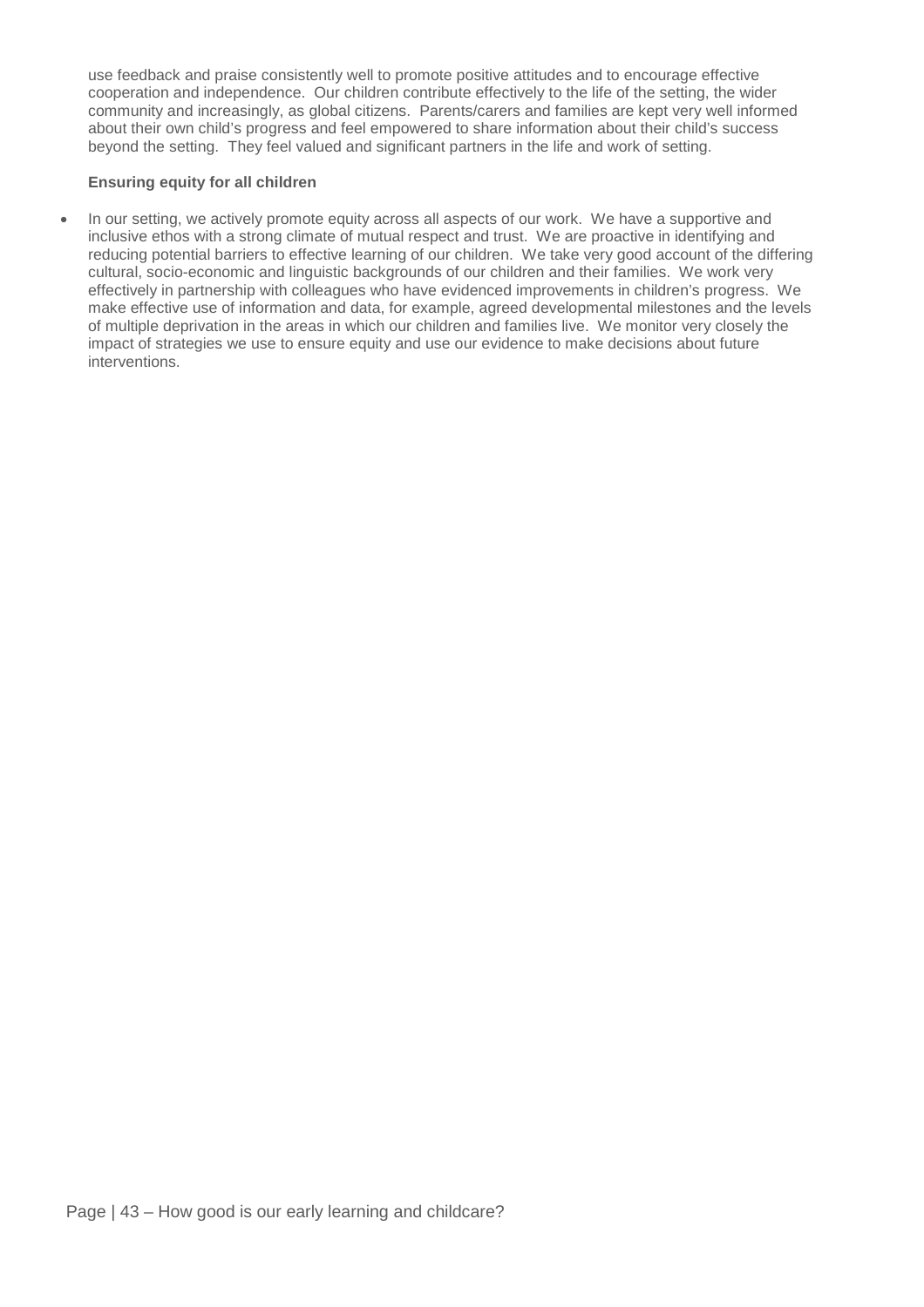use feedback and praise consistently well to promote positive attitudes and to encourage effective cooperation and independence. Our children contribute effectively to the life of the setting, the wider community and increasingly, as global citizens. Parents/carers and families are kept very well informed about their own child's progress and feel empowered to share information about their child's success beyond the setting. They feel valued and significant partners in the life and work of setting.

**Ensuring equity for all children**

- In our setting, we actively promote equity across all aspects of our work. We have a supportive and inclusive ethos with a strong climate of mutual respect and trust. We are proactive in identifying and reducing potential barriers to effective learning of our children. We take very good account of the differing cultural, socio-economic and linguistic backgrounds of our children and their families. We work very effectively in partnership with colleagues who have evidenced improvements in children's progress. We make effective use of information and data, for example, agreed developmental milestones and the levels of multiple deprivation in the areas in which our children and families live. We monitor very closely the impact of strategies we use to ensure equity and use our evidence to make decisions about future interventions.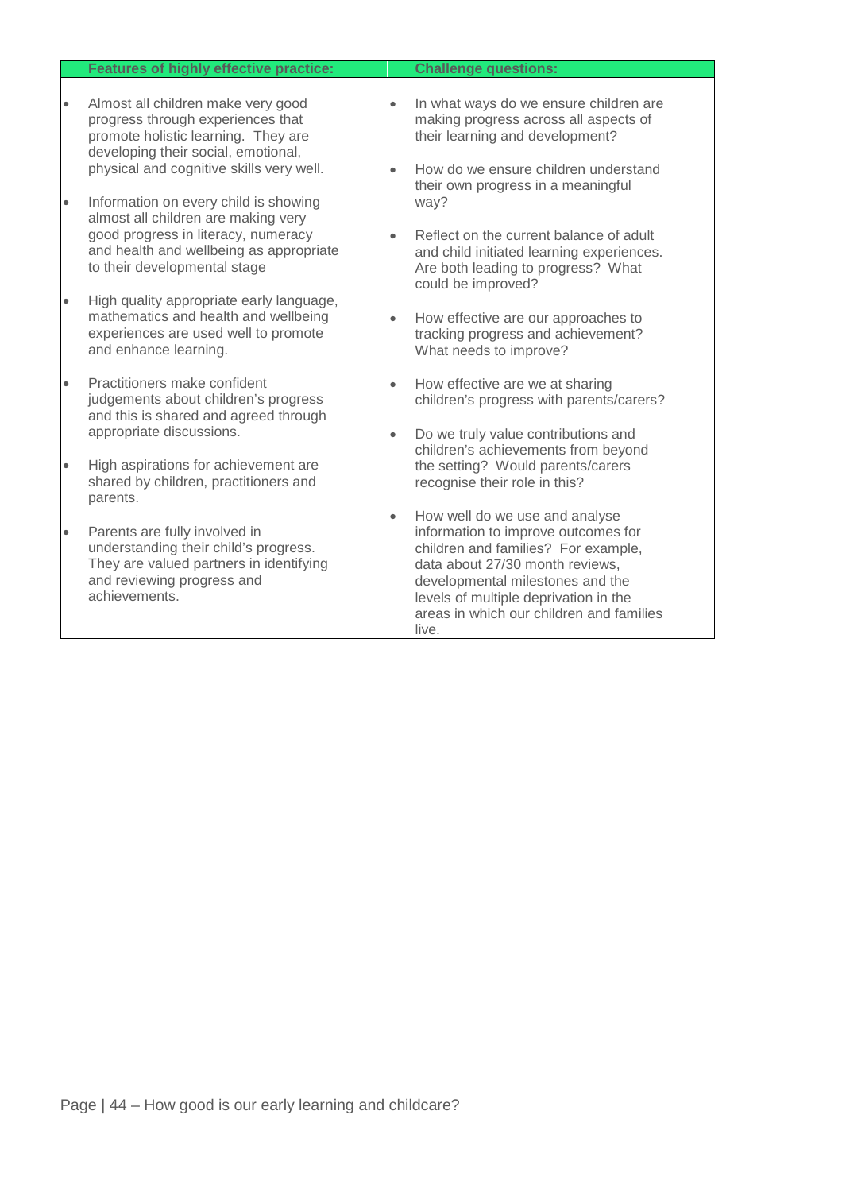| Features of highly effective practice: | Challenge questions: |
|---|---|
| • Almost all children make very good progress through experiences that promote holistic learning. They are developing their social, emotional, physical and cognitive skills very well.<br><br>• Information on every child is showing almost all children are making very good progress in literacy, numeracy and health and wellbeing as appropriate to their developmental stage<br><br>• High quality appropriate early language, mathematics and health and wellbeing experiences are used well to promote and enhance learning.<br><br>• Practitioners make confident judgements about children's progress and this is shared and agreed through appropriate discussions.<br><br>• High aspirations for achievement are shared by children, practitioners and parents.<br><br>• Parents are fully involved in understanding their child's progress. They are valued partners in identifying and reviewing progress and achievements. | • In what ways do we ensure children are making progress across all aspects of their learning and development?<br><br>• How do we ensure children understand their own progress in a meaningful way?<br><br>• Reflect on the current balance of adult and child initiated learning experiences. Are both leading to progress? What could be improved?<br><br>• How effective are our approaches to tracking progress and achievement? What needs to improve?<br><br>• How effective are we at sharing children's progress with parents/carers?<br><br>• Do we truly value contributions and children's achievements from beyond the setting? Would parents/carers recognise their role in this?<br><br>• How well do we use and analyse information to improve outcomes for children and families? For example, data about 27/30 month reviews, developmental milestones and the levels of multiple deprivation in the areas in which our children and families live. |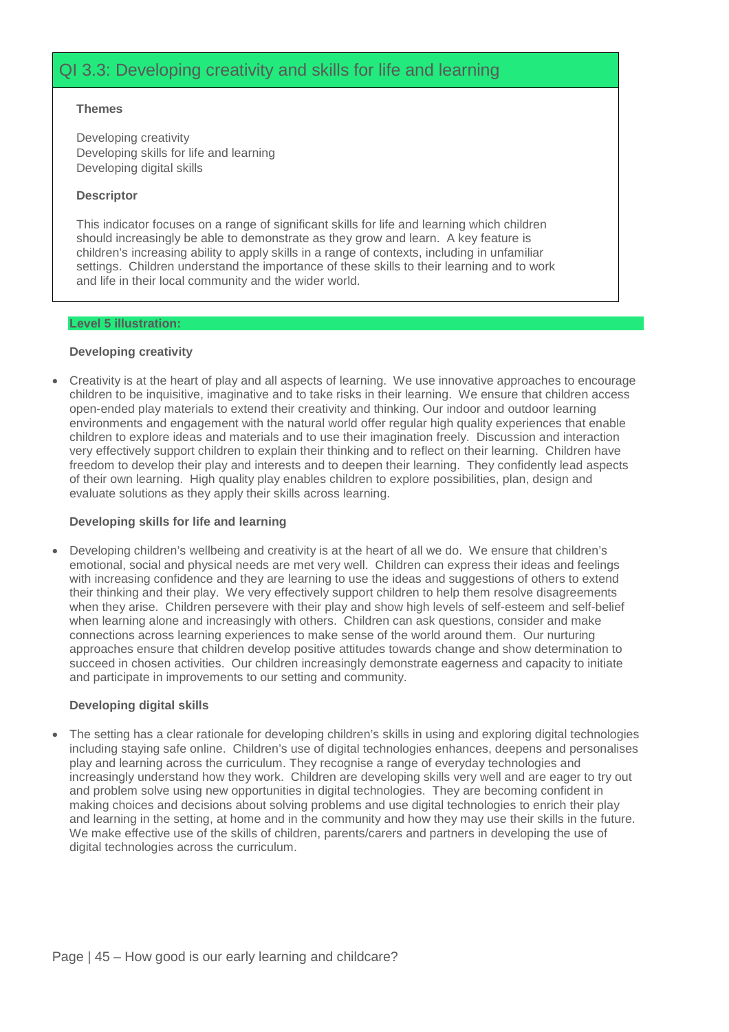## QI 3.3: Developing creativity and skills for life and learning

**Themes**

Developing creativity
Developing skills for life and learning
Developing digital skills

**Descriptor**

This indicator focuses on a range of significant skills for life and learning which children should increasingly be able to demonstrate as they grow and learn. A key feature is children's increasing ability to apply skills in a range of contexts, including in unfamiliar settings. Children understand the importance of these skills to their learning and to work and life in their local community and the wider world.

**Level 5 illustration:**

**Developing creativity**

- Creativity is at the heart of play and all aspects of learning. We use innovative approaches to encourage children to be inquisitive, imaginative and to take risks in their learning. We ensure that children access open-ended play materials to extend their creativity and thinking. Our indoor and outdoor learning environments and engagement with the natural world offer regular high quality experiences that enable children to explore ideas and materials and to use their imagination freely. Discussion and interaction very effectively support children to explain their thinking and to reflect on their learning. Children have freedom to develop their play and interests and to deepen their learning. They confidently lead aspects of their own learning. High quality play enables children to explore possibilities, plan, design and evaluate solutions as they apply their skills across learning.

**Developing skills for life and learning**

- Developing children's wellbeing and creativity is at the heart of all we do. We ensure that children's emotional, social and physical needs are met very well. Children can express their ideas and feelings with increasing confidence and they are learning to use the ideas and suggestions of others to extend their thinking and their play. We very effectively support children to help them resolve disagreements when they arise. Children persevere with their play and show high levels of self-esteem and self-belief when learning alone and increasingly with others. Children can ask questions, consider and make connections across learning experiences to make sense of the world around them. Our nurturing approaches ensure that children develop positive attitudes towards change and show determination to succeed in chosen activities. Our children increasingly demonstrate eagerness and capacity to initiate and participate in improvements to our setting and community.

**Developing digital skills**

- The setting has a clear rationale for developing children's skills in using and exploring digital technologies including staying safe online. Children's use of digital technologies enhances, deepens and personalises play and learning across the curriculum. They recognise a range of everyday technologies and increasingly understand how they work. Children are developing skills very well and are eager to try out and problem solve using new opportunities in digital technologies. They are becoming confident in making choices and decisions about solving problems and use digital technologies to enrich their play and learning in the setting, at home and in the community and how they may use their skills in the future. We make effective use of the skills of children, parents/carers and partners in developing the use of digital technologies across the curriculum.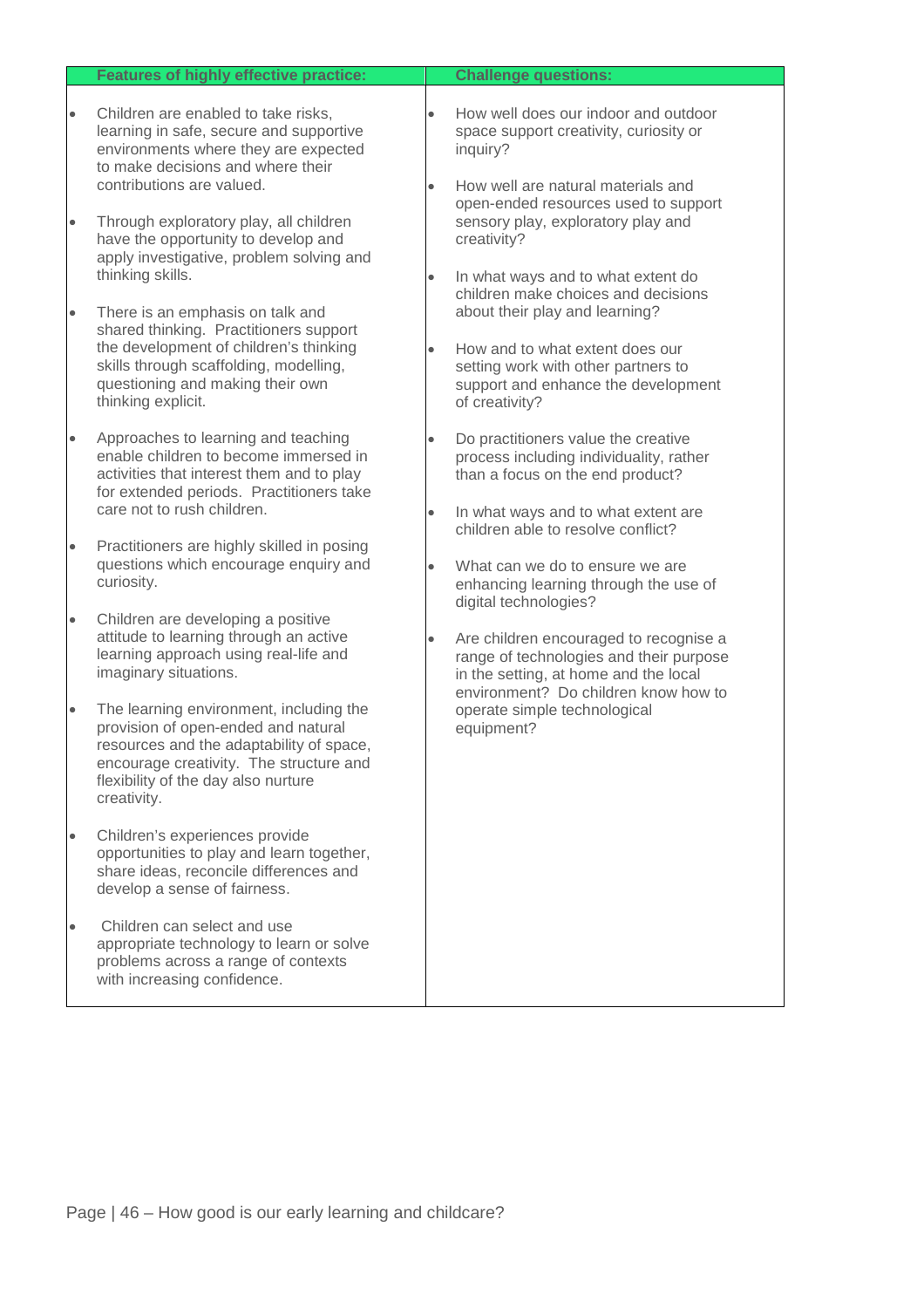| Features of highly effective practice: | Challenge questions: |
| --- | --- |
| <ul><li>Children are enabled to take risks, learning in safe, secure and supportive environments where they are expected to make decisions and where their contributions are valued.</li><li>Through exploratory play, all children have the opportunity to develop and apply investigative, problem solving and thinking skills.</li><li>There is an emphasis on talk and shared thinking. Practitioners support the development of children's thinking skills through scaffolding, modelling, questioning and making their own thinking explicit.</li><li>Approaches to learning and teaching enable children to become immersed in activities that interest them and to play for extended periods. Practitioners take care not to rush children.</li><li>Practitioners are highly skilled in posing questions which encourage enquiry and curiosity.</li><li>Children are developing a positive attitude to learning through an active learning approach using real-life and imaginary situations.</li><li>The learning environment, including the provision of open-ended and natural resources and the adaptability of space, encourage creativity. The structure and flexibility of the day also nurture creativity.</li><li>Children's experiences provide opportunities to play and learn together, share ideas, reconcile differences and develop a sense of fairness.</li><li>Children can select and use appropriate technology to learn or solve problems across a range of contexts with increasing confidence.</li></ul> | <ul><li>How well does our indoor and outdoor space support creativity, curiosity or inquiry?</li><li>How well are natural materials and open-ended resources used to support sensory play, exploratory play and creativity?</li><li>In what ways and to what extent do children make choices and decisions about their play and learning?</li><li>How and to what extent does our setting work with other partners to support and enhance the development of creativity?</li><li>Do practitioners value the creative process including individuality, rather than a focus on the end product?</li><li>In what ways and to what extent are children able to resolve conflict?</li><li>What can we do to ensure we are enhancing learning through the use of digital technologies?</li><li>Are children encouraged to recognise a range of technologies and their purpose in the setting, at home and the local environment? Do children know how to operate simple technological equipment?</li></ul> |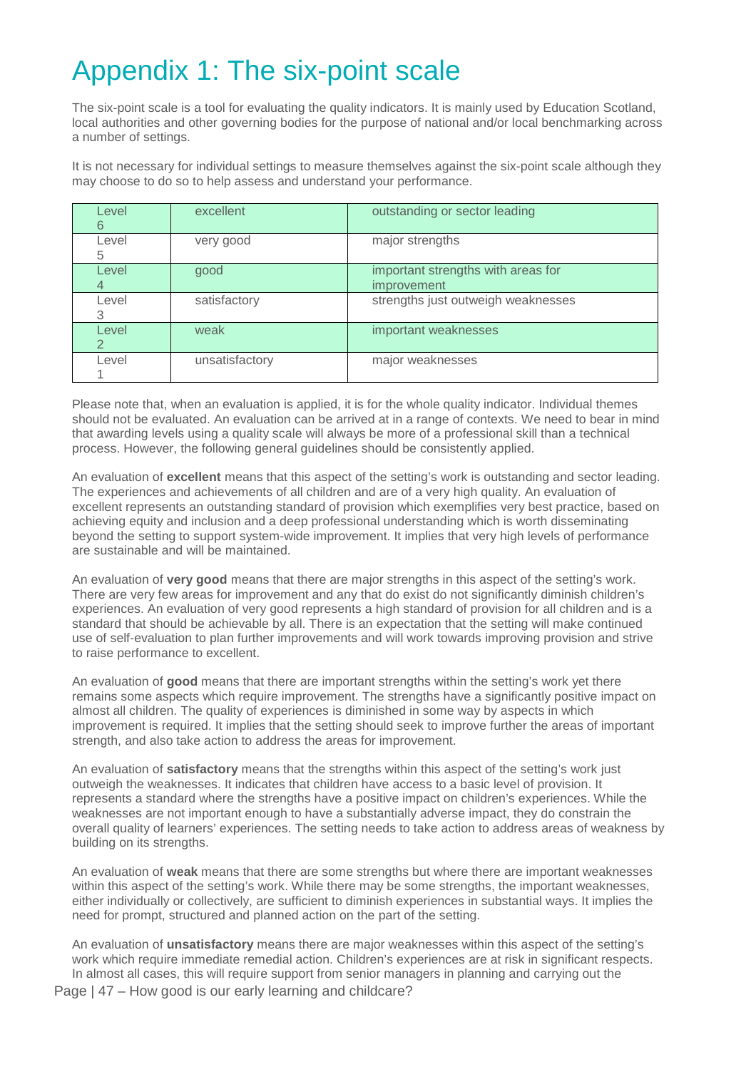# Appendix 1: The six-point scale

The six-point scale is a tool for evaluating the quality indicators. It is mainly used by Education Scotland, local authorities and other governing bodies for the purpose of national and/or local benchmarking across a number of settings.

It is not necessary for individual settings to measure themselves against the six-point scale although they may choose to do so to help assess and understand your performance.

| | | |
|---|---|---|
| Level 6 | excellent | outstanding or sector leading |
| Level 5 | very good | major strengths |
| Level 4 | good | important strengths with areas for improvement |
| Level 3 | satisfactory | strengths just outweigh weaknesses |
| Level 2 | weak | important weaknesses |
| Level 1 | unsatisfactory | major weaknesses |

Please note that, when an evaluation is applied, it is for the whole quality indicator. Individual themes should not be evaluated. An evaluation can be arrived at in a range of contexts. We need to bear in mind that awarding levels using a quality scale will always be more of a professional skill than a technical process. However, the following general guidelines should be consistently applied.

An evaluation of **excellent** means that this aspect of the setting's work is outstanding and sector leading. The experiences and achievements of all children and are of a very high quality. An evaluation of excellent represents an outstanding standard of provision which exemplifies very best practice, based on achieving equity and inclusion and a deep professional understanding which is worth disseminating beyond the setting to support system-wide improvement. It implies that very high levels of performance are sustainable and will be maintained.

An evaluation of **very good** means that there are major strengths in this aspect of the setting's work. There are very few areas for improvement and any that do exist do not significantly diminish children's experiences. An evaluation of very good represents a high standard of provision for all children and is a standard that should be achievable by all. There is an expectation that the setting will make continued use of self-evaluation to plan further improvements and will work towards improving provision and strive to raise performance to excellent.

An evaluation of **good** means that there are important strengths within the setting's work yet there remains some aspects which require improvement. The strengths have a significantly positive impact on almost all children. The quality of experiences is diminished in some way by aspects in which improvement is required. It implies that the setting should seek to improve further the areas of important strength, and also take action to address the areas for improvement.

An evaluation of **satisfactory** means that the strengths within this aspect of the setting's work just outweigh the weaknesses. It indicates that children have access to a basic level of provision. It represents a standard where the strengths have a positive impact on children's experiences. While the weaknesses are not important enough to have a substantially adverse impact, they do constrain the overall quality of learners' experiences. The setting needs to take action to address areas of weakness by building on its strengths.

An evaluation of **weak** means that there are some strengths but where there are important weaknesses within this aspect of the setting's work. While there may be some strengths, the important weaknesses, either individually or collectively, are sufficient to diminish experiences in substantial ways. It implies the need for prompt, structured and planned action on the part of the setting.

An evaluation of **unsatisfactory** means there are major weaknesses within this aspect of the setting's work which require immediate remedial action. Children's experiences are at risk in significant respects. In almost all cases, this will require support from senior managers in planning and carrying out the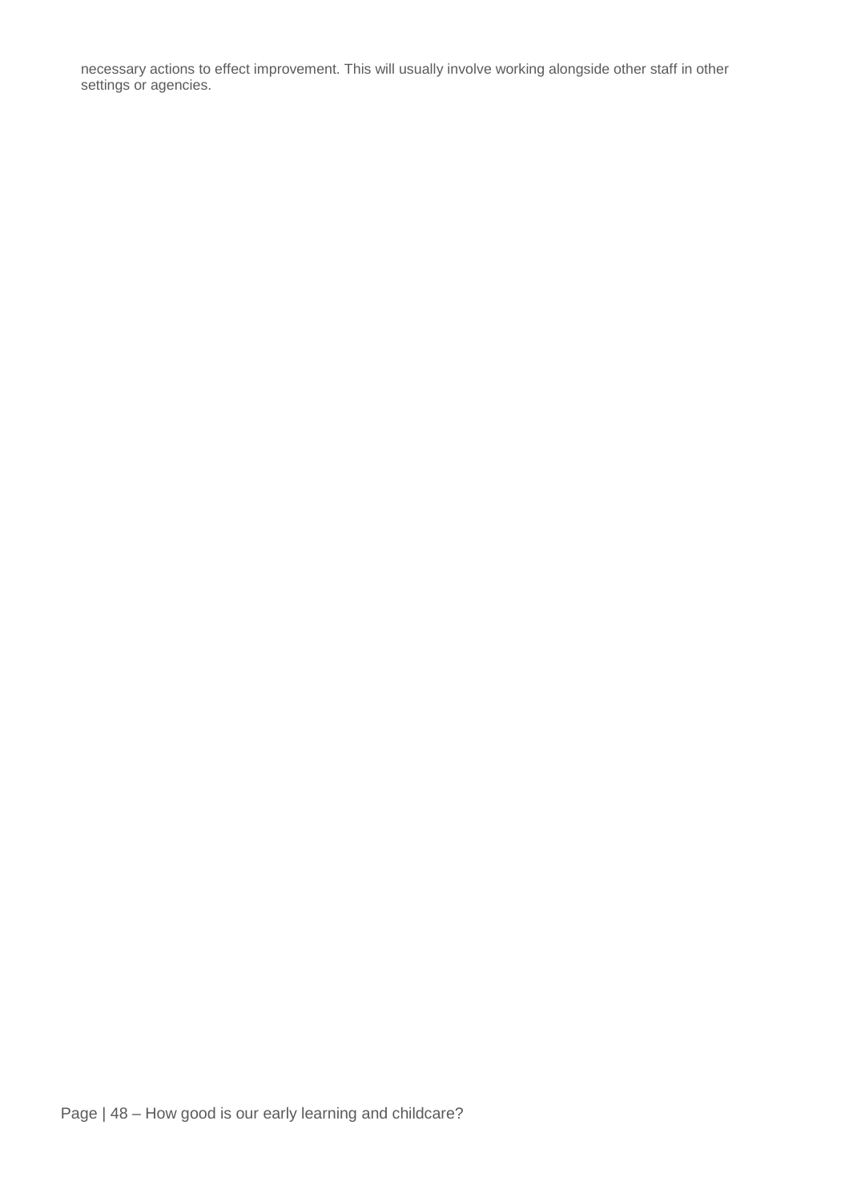necessary actions to effect improvement. This will usually involve working alongside other staff in other settings or agencies.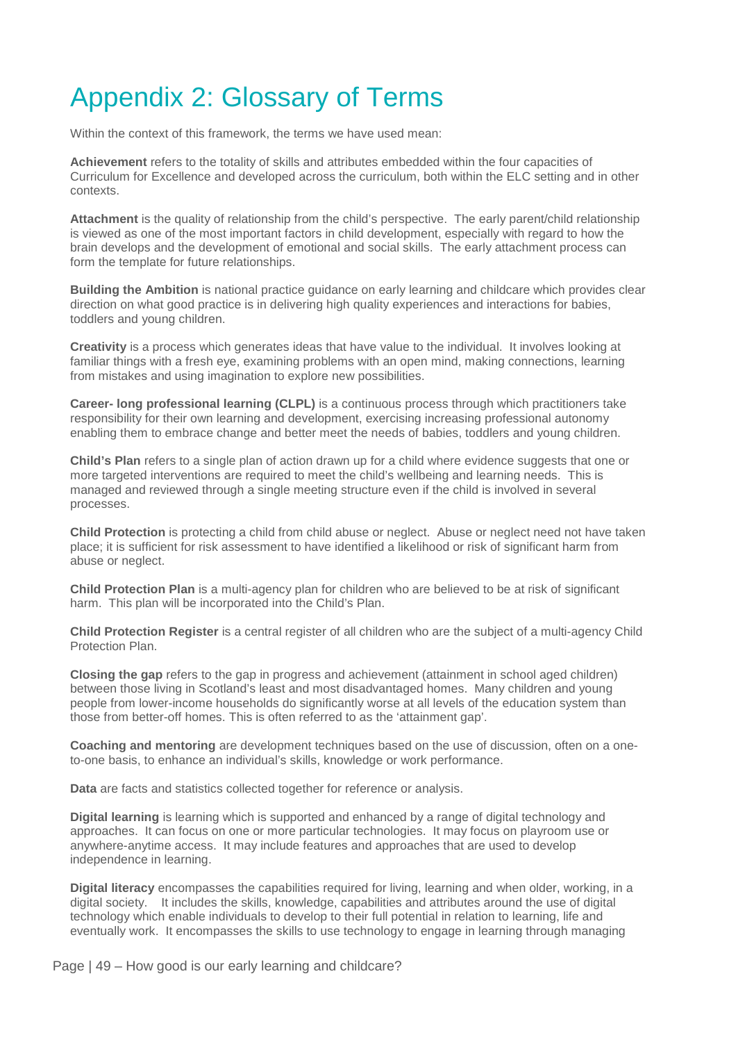# Appendix 2: Glossary of Terms

Within the context of this framework, the terms we have used mean:

**Achievement** refers to the totality of skills and attributes embedded within the four capacities of Curriculum for Excellence and developed across the curriculum, both within the ELC setting and in other contexts.

**Attachment** is the quality of relationship from the child's perspective. The early parent/child relationship is viewed as one of the most important factors in child development, especially with regard to how the brain develops and the development of emotional and social skills. The early attachment process can form the template for future relationships.

**Building the Ambition** is national practice guidance on early learning and childcare which provides clear direction on what good practice is in delivering high quality experiences and interactions for babies, toddlers and young children.

**Creativity** is a process which generates ideas that have value to the individual. It involves looking at familiar things with a fresh eye, examining problems with an open mind, making connections, learning from mistakes and using imagination to explore new possibilities.

**Career- long professional learning (CLPL)** is a continuous process through which practitioners take responsibility for their own learning and development, exercising increasing professional autonomy enabling them to embrace change and better meet the needs of babies, toddlers and young children.

**Child's Plan** refers to a single plan of action drawn up for a child where evidence suggests that one or more targeted interventions are required to meet the child's wellbeing and learning needs. This is managed and reviewed through a single meeting structure even if the child is involved in several processes.

**Child Protection** is protecting a child from child abuse or neglect. Abuse or neglect need not have taken place; it is sufficient for risk assessment to have identified a likelihood or risk of significant harm from abuse or neglect.

**Child Protection Plan** is a multi-agency plan for children who are believed to be at risk of significant harm. This plan will be incorporated into the Child's Plan.

**Child Protection Register** is a central register of all children who are the subject of a multi-agency Child Protection Plan.

**Closing the gap** refers to the gap in progress and achievement (attainment in school aged children) between those living in Scotland's least and most disadvantaged homes. Many children and young people from lower-income households do significantly worse at all levels of the education system than those from better-off homes. This is often referred to as the 'attainment gap'.

**Coaching and mentoring** are development techniques based on the use of discussion, often on a one-to-one basis, to enhance an individual's skills, knowledge or work performance.

**Data** are facts and statistics collected together for reference or analysis.

**Digital learning** is learning which is supported and enhanced by a range of digital technology and approaches. It can focus on one or more particular technologies. It may focus on playroom use or anywhere-anytime access. It may include features and approaches that are used to develop independence in learning.

**Digital literacy** encompasses the capabilities required for living, learning and when older, working, in a digital society. It includes the skills, knowledge, capabilities and attributes around the use of digital technology which enable individuals to develop to their full potential in relation to learning, life and eventually work. It encompasses the skills to use technology to engage in learning through managing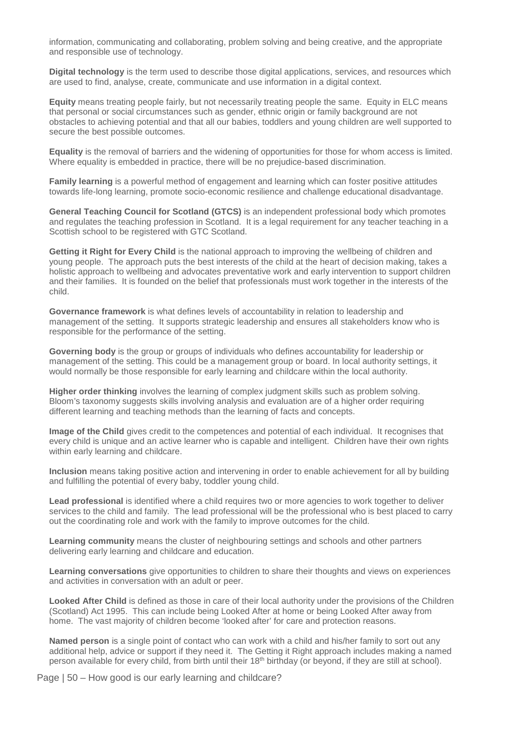information, communicating and collaborating, problem solving and being creative, and the appropriate and responsible use of technology.

**Digital technology** is the term used to describe those digital applications, services, and resources which are used to find, analyse, create, communicate and use information in a digital context.

**Equity** means treating people fairly, but not necessarily treating people the same. Equity in ELC means that personal or social circumstances such as gender, ethnic origin or family background are not obstacles to achieving potential and that all our babies, toddlers and young children are well supported to secure the best possible outcomes.

**Equality** is the removal of barriers and the widening of opportunities for those for whom access is limited. Where equality is embedded in practice, there will be no prejudice-based discrimination.

**Family learning** is a powerful method of engagement and learning which can foster positive attitudes towards life-long learning, promote socio-economic resilience and challenge educational disadvantage.

**General Teaching Council for Scotland (GTCS)** is an independent professional body which promotes and regulates the teaching profession in Scotland. It is a legal requirement for any teacher teaching in a Scottish school to be registered with GTC Scotland.

**Getting it Right for Every Child** is the national approach to improving the wellbeing of children and young people. The approach puts the best interests of the child at the heart of decision making, takes a holistic approach to wellbeing and advocates preventative work and early intervention to support children and their families. It is founded on the belief that professionals must work together in the interests of the child.

**Governance framework** is what defines levels of accountability in relation to leadership and management of the setting. It supports strategic leadership and ensures all stakeholders know who is responsible for the performance of the setting.

**Governing body** is the group or groups of individuals who defines accountability for leadership or management of the setting. This could be a management group or board. In local authority settings, it would normally be those responsible for early learning and childcare within the local authority.

**Higher order thinking** involves the learning of complex judgment skills such as problem solving. Bloom's taxonomy suggests skills involving analysis and evaluation are of a higher order requiring different learning and teaching methods than the learning of facts and concepts.

**Image of the Child** gives credit to the competences and potential of each individual. It recognises that every child is unique and an active learner who is capable and intelligent. Children have their own rights within early learning and childcare.

**Inclusion** means taking positive action and intervening in order to enable achievement for all by building and fulfilling the potential of every baby, toddler young child.

**Lead professional** is identified where a child requires two or more agencies to work together to deliver services to the child and family. The lead professional will be the professional who is best placed to carry out the coordinating role and work with the family to improve outcomes for the child.

**Learning community** means the cluster of neighbouring settings and schools and other partners delivering early learning and childcare and education.

**Learning conversations** give opportunities to children to share their thoughts and views on experiences and activities in conversation with an adult or peer.

**Looked After Child** is defined as those in care of their local authority under the provisions of the Children (Scotland) Act 1995. This can include being Looked After at home or being Looked After away from home. The vast majority of children become 'looked after' for care and protection reasons.

**Named person** is a single point of contact who can work with a child and his/her family to sort out any additional help, advice or support if they need it. The Getting it Right approach includes making a named person available for every child, from birth until their 18th birthday (or beyond, if they are still at school).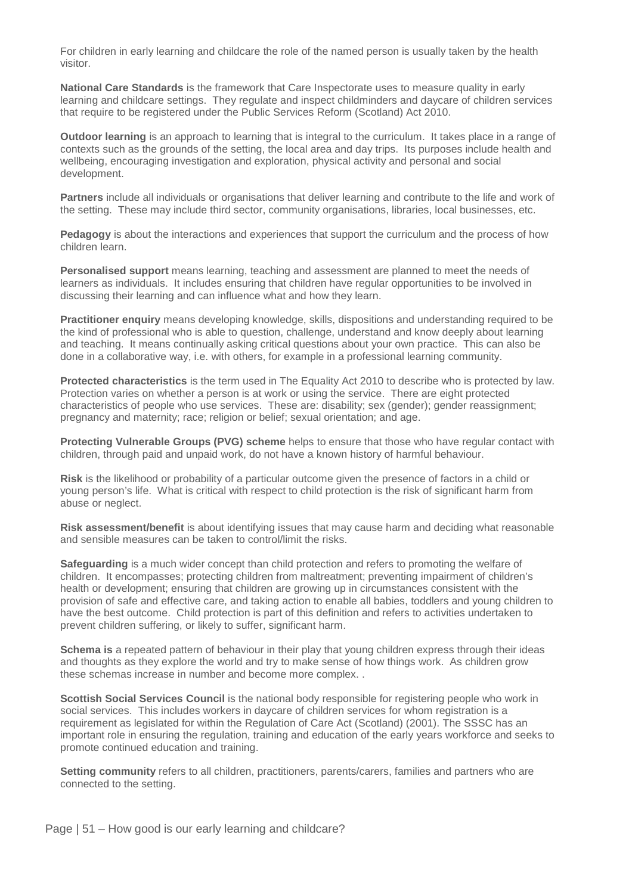For children in early learning and childcare the role of the named person is usually taken by the health visitor.

**National Care Standards** is the framework that Care Inspectorate uses to measure quality in early learning and childcare settings. They regulate and inspect childminders and daycare of children services that require to be registered under the Public Services Reform (Scotland) Act 2010.

**Outdoor learning** is an approach to learning that is integral to the curriculum. It takes place in a range of contexts such as the grounds of the setting, the local area and day trips. Its purposes include health and wellbeing, encouraging investigation and exploration, physical activity and personal and social development.

**Partners** include all individuals or organisations that deliver learning and contribute to the life and work of the setting. These may include third sector, community organisations, libraries, local businesses, etc.

**Pedagogy** is about the interactions and experiences that support the curriculum and the process of how children learn.

**Personalised support** means learning, teaching and assessment are planned to meet the needs of learners as individuals. It includes ensuring that children have regular opportunities to be involved in discussing their learning and can influence what and how they learn.

**Practitioner enquiry** means developing knowledge, skills, dispositions and understanding required to be the kind of professional who is able to question, challenge, understand and know deeply about learning and teaching. It means continually asking critical questions about your own practice. This can also be done in a collaborative way, i.e. with others, for example in a professional learning community.

**Protected characteristics** is the term used in The Equality Act 2010 to describe who is protected by law. Protection varies on whether a person is at work or using the service. There are eight protected characteristics of people who use services. These are: disability; sex (gender); gender reassignment; pregnancy and maternity; race; religion or belief; sexual orientation; and age.

**Protecting Vulnerable Groups (PVG) scheme** helps to ensure that those who have regular contact with children, through paid and unpaid work, do not have a known history of harmful behaviour.

**Risk** is the likelihood or probability of a particular outcome given the presence of factors in a child or young person's life. What is critical with respect to child protection is the risk of significant harm from abuse or neglect.

**Risk assessment/benefit** is about identifying issues that may cause harm and deciding what reasonable and sensible measures can be taken to control/limit the risks.

**Safeguarding** is a much wider concept than child protection and refers to promoting the welfare of children. It encompasses; protecting children from maltreatment; preventing impairment of children's health or development; ensuring that children are growing up in circumstances consistent with the provision of safe and effective care, and taking action to enable all babies, toddlers and young children to have the best outcome. Child protection is part of this definition and refers to activities undertaken to prevent children suffering, or likely to suffer, significant harm.

**Schema is** a repeated pattern of behaviour in their play that young children express through their ideas and thoughts as they explore the world and try to make sense of how things work. As children grow these schemas increase in number and become more complex. .

**Scottish Social Services Council** is the national body responsible for registering people who work in social services. This includes workers in daycare of children services for whom registration is a requirement as legislated for within the Regulation of Care Act (Scotland) (2001). The SSSC has an important role in ensuring the regulation, training and education of the early years workforce and seeks to promote continued education and training.

**Setting community** refers to all children, practitioners, parents/carers, families and partners who are connected to the setting.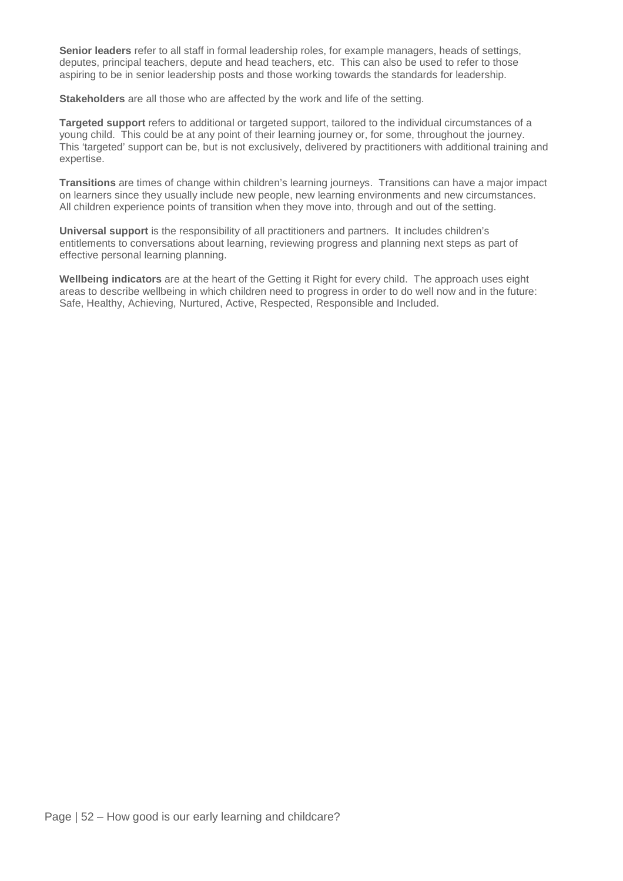**Senior leaders** refer to all staff in formal leadership roles, for example managers, heads of settings, deputes, principal teachers, depute and head teachers, etc. This can also be used to refer to those aspiring to be in senior leadership posts and those working towards the standards for leadership.

**Stakeholders** are all those who are affected by the work and life of the setting.

**Targeted support** refers to additional or targeted support, tailored to the individual circumstances of a young child. This could be at any point of their learning journey or, for some, throughout the journey. This 'targeted' support can be, but is not exclusively, delivered by practitioners with additional training and expertise.

**Transitions** are times of change within children's learning journeys. Transitions can have a major impact on learners since they usually include new people, new learning environments and new circumstances. All children experience points of transition when they move into, through and out of the setting.

**Universal support** is the responsibility of all practitioners and partners. It includes children's entitlements to conversations about learning, reviewing progress and planning next steps as part of effective personal learning planning.

**Wellbeing indicators** are at the heart of the Getting it Right for every child. The approach uses eight areas to describe wellbeing in which children need to progress in order to do well now and in the future: Safe, Healthy, Achieving, Nurtured, Active, Respected, Responsible and Included.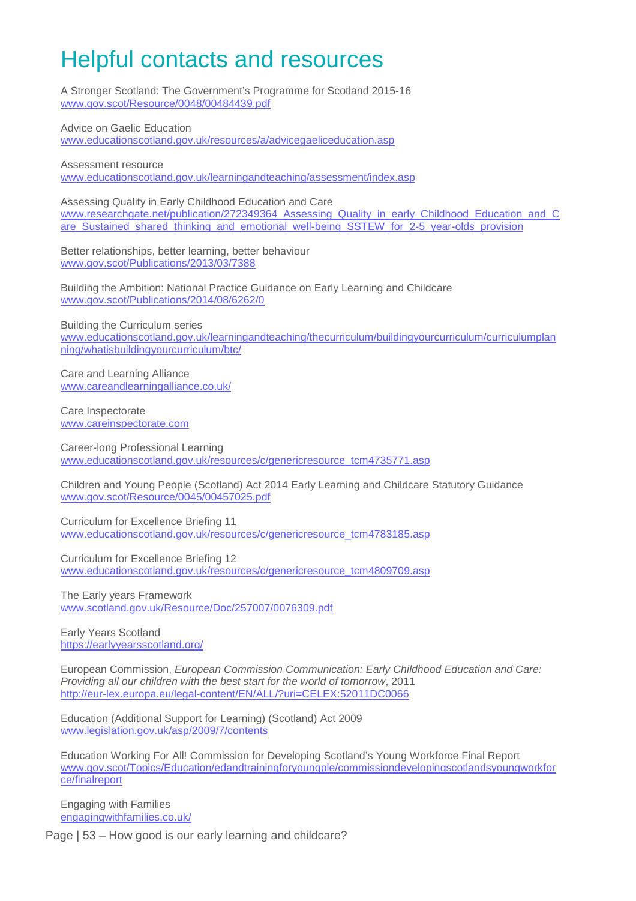# Helpful contacts and resources

A Stronger Scotland: The Government's Programme for Scotland 2015-16
www.gov.scot/Resource/0048/00484439.pdf

Advice on Gaelic Education
www.educationscotland.gov.uk/resources/a/advicegaeliceducation.asp

Assessment resource
www.educationscotland.gov.uk/learningandteaching/assessment/index.asp

Assessing Quality in Early Childhood Education and Care
www.researchgate.net/publication/272349364_Assessing_Quality_in_early_Childhood_Education_and_Care_Sustained_shared_thinking_and_emotional_well-being_SSTEW_for_2-5_year-olds_provision

Better relationships, better learning, better behaviour
www.gov.scot/Publications/2013/03/7388

Building the Ambition: National Practice Guidance on Early Learning and Childcare
www.gov.scot/Publications/2014/08/6262/0

Building the Curriculum series
www.educationscotland.gov.uk/learningandteaching/thecurriculum/buildingyourcurriculum/curriculumplanning/whatisbuildingyourcurriculum/btc/

Care and Learning Alliance
www.careandlearningalliance.co.uk/

Care Inspectorate
www.careinspectorate.com

Career-long Professional Learning
www.educationscotland.gov.uk/resources/c/genericresource_tcm4735771.asp

Children and Young People (Scotland) Act 2014 Early Learning and Childcare Statutory Guidance
www.gov.scot/Resource/0045/00457025.pdf

Curriculum for Excellence Briefing 11
www.educationscotland.gov.uk/resources/c/genericresource_tcm4783185.asp

Curriculum for Excellence Briefing 12
www.educationscotland.gov.uk/resources/c/genericresource_tcm4809709.asp

The Early years Framework
www.scotland.gov.uk/Resource/Doc/257007/0076309.pdf

Early Years Scotland
https://earlyyearsscotland.org/

European Commission, *European Commission Communication: Early Childhood Education and Care: Providing all our children with the best start for the world of tomorrow*, 2011
http://eur-lex.europa.eu/legal-content/EN/ALL/?uri=CELEX:52011DC0066

Education (Additional Support for Learning) (Scotland) Act 2009
www.legislation.gov.uk/asp/2009/7/contents

Education Working For All! Commission for Developing Scotland's Young Workforce Final Report
www.gov.scot/Topics/Education/edandtrainingforyoungple/commissiondevelopingscotlandsyoungworkforce/finalreport

Engaging with Families
engagingwithfamilies.co.uk/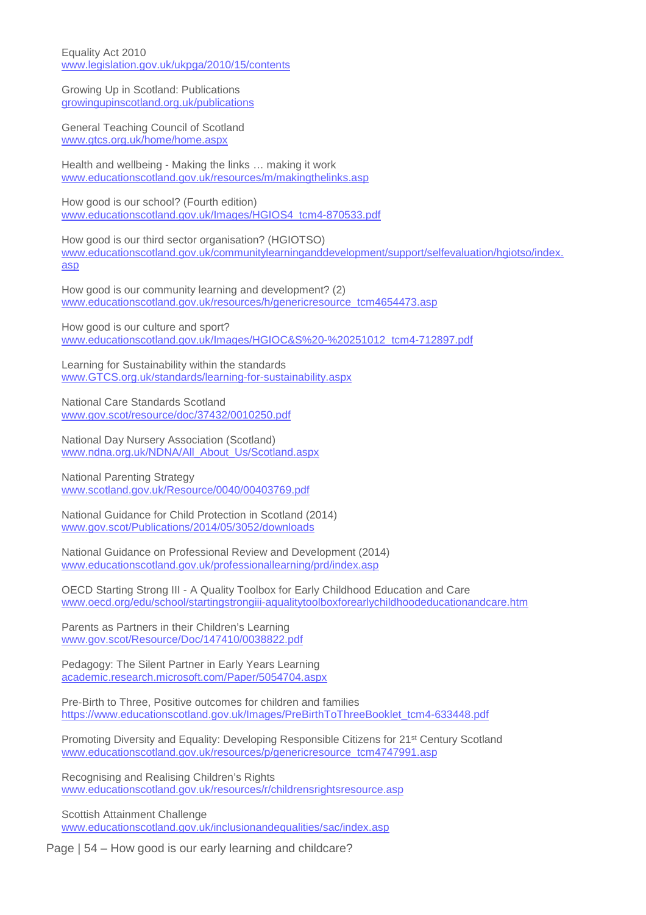Equality Act 2010
www.legislation.gov.uk/ukpga/2010/15/contents

Growing Up in Scotland: Publications
growingupinscotland.org.uk/publications

General Teaching Council of Scotland
www.gtcs.org.uk/home/home.aspx

Health and wellbeing - Making the links … making it work
www.educationscotland.gov.uk/resources/m/makingthelinks.asp

How good is our school? (Fourth edition)
www.educationscotland.gov.uk/Images/HGIOS4_tcm4-870533.pdf

How good is our third sector organisation? (HGIOTSO)
www.educationscotland.gov.uk/communitylearninganddevelopment/support/selfevaluation/hgiotso/index.asp

How good is our community learning and development? (2)
www.educationscotland.gov.uk/resources/h/genericresource_tcm4654473.asp

How good is our culture and sport?
www.educationscotland.gov.uk/Images/HGIOC&S%20-%20251012_tcm4-712897.pdf

Learning for Sustainability within the standards
www.GTCS.org.uk/standards/learning-for-sustainability.aspx

National Care Standards Scotland
www.gov.scot/resource/doc/37432/0010250.pdf

National Day Nursery Association (Scotland)
www.ndna.org.uk/NDNA/All_About_Us/Scotland.aspx

National Parenting Strategy
www.scotland.gov.uk/Resource/0040/00403769.pdf

National Guidance for Child Protection in Scotland (2014)
www.gov.scot/Publications/2014/05/3052/downloads

National Guidance on Professional Review and Development (2014)
www.educationscotland.gov.uk/professionallearning/prd/index.asp

OECD Starting Strong III - A Quality Toolbox for Early Childhood Education and Care
www.oecd.org/edu/school/startingstrongiii-aqualitytoolboxforearlychildhoodeducationandcare.htm

Parents as Partners in their Children's Learning
www.gov.scot/Resource/Doc/147410/0038822.pdf

Pedagogy: The Silent Partner in Early Years Learning
academic.research.microsoft.com/Paper/5054704.aspx

Pre-Birth to Three, Positive outcomes for children and families
https://www.educationscotland.gov.uk/Images/PreBirthToThreeBooklet_tcm4-633448.pdf

Promoting Diversity and Equality: Developing Responsible Citizens for 21st Century Scotland
www.educationscotland.gov.uk/resources/p/genericresource_tcm4747991.asp

Recognising and Realising Children's Rights
www.educationscotland.gov.uk/resources/r/childrensrightsresource.asp

Scottish Attainment Challenge
www.educationscotland.gov.uk/inclusionandequalities/sac/index.asp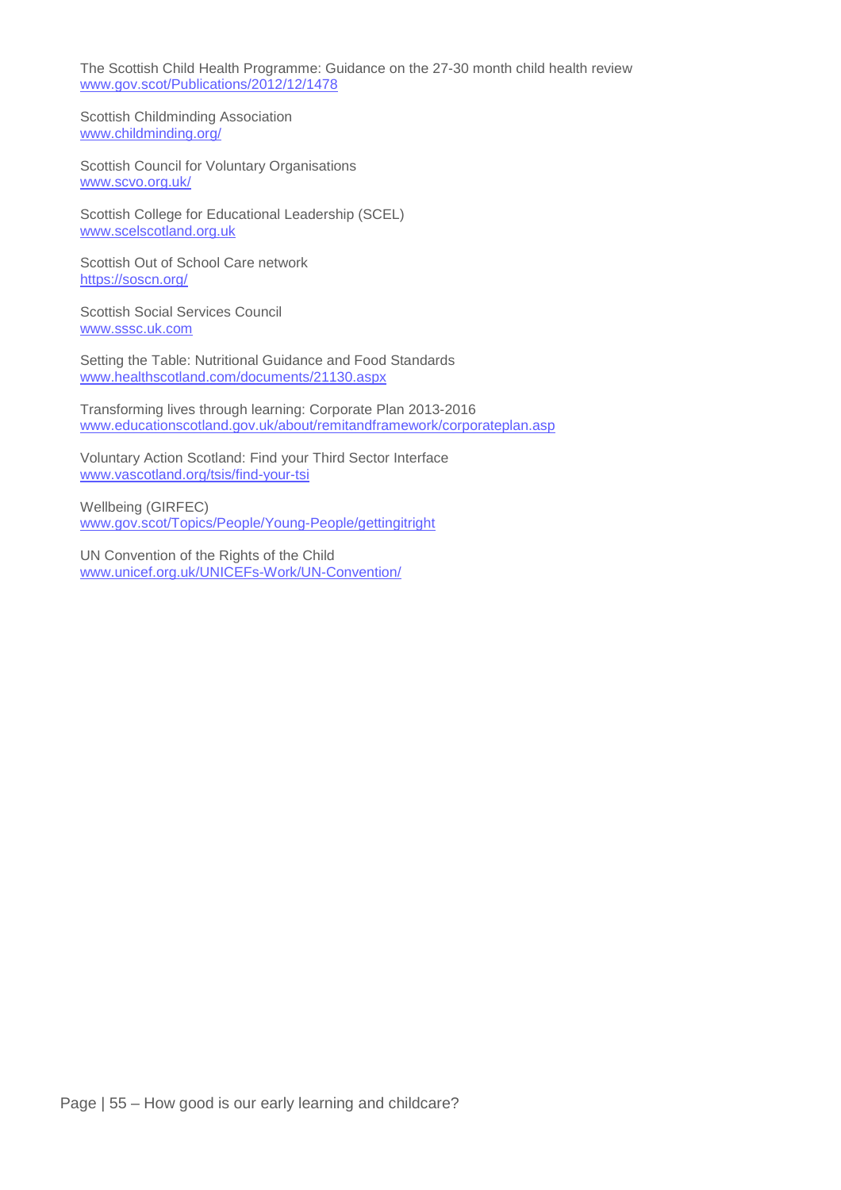The Scottish Child Health Programme: Guidance on the 27-30 month child health review
www.gov.scot/Publications/2012/12/1478

Scottish Childminding Association
www.childminding.org/

Scottish Council for Voluntary Organisations
www.scvo.org.uk/

Scottish College for Educational Leadership (SCEL)
www.scelscotland.org.uk

Scottish Out of School Care network
https://soscn.org/

Scottish Social Services Council
www.sssc.uk.com

Setting the Table: Nutritional Guidance and Food Standards
www.healthscotland.com/documents/21130.aspx

Transforming lives through learning: Corporate Plan 2013-2016
www.educationscotland.gov.uk/about/remitandframework/corporateplan.asp

Voluntary Action Scotland: Find your Third Sector Interface
www.vascotland.org/tsis/find-your-tsi

Wellbeing (GIRFEC)
www.gov.scot/Topics/People/Young-People/gettingitright

UN Convention of the Rights of the Child
www.unicef.org.uk/UNICEFs-Work/UN-Convention/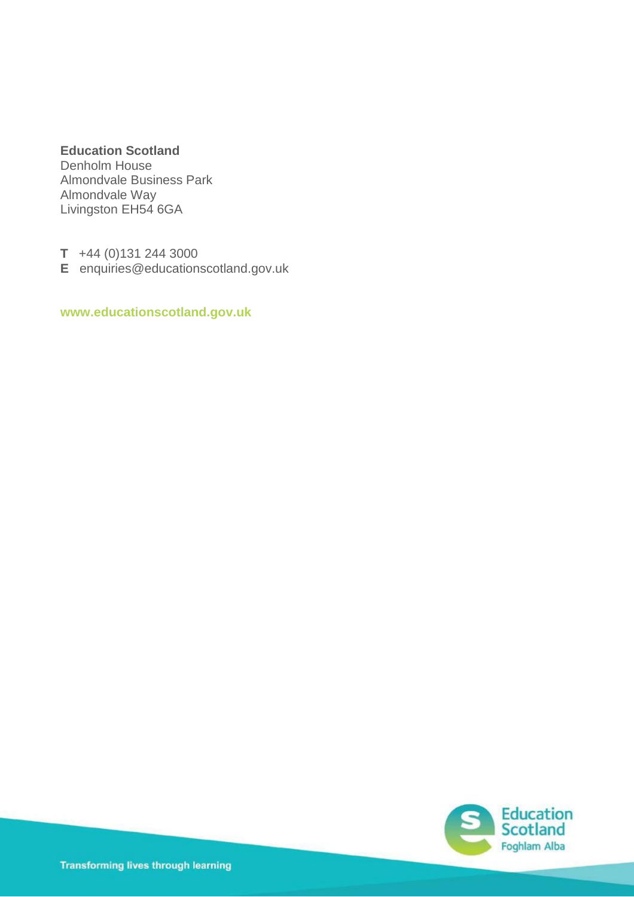**Education Scotland**
Denholm House
Almondvale Business Park
Almondvale Way
Livingston EH54 6GA

**T** +44 (0)131 244 3000
**E** enquiries@educationscotland.gov.uk

**www.educationscotland.gov.uk**

Education Scotland
Foghlam Alba

Transforming lives through learning